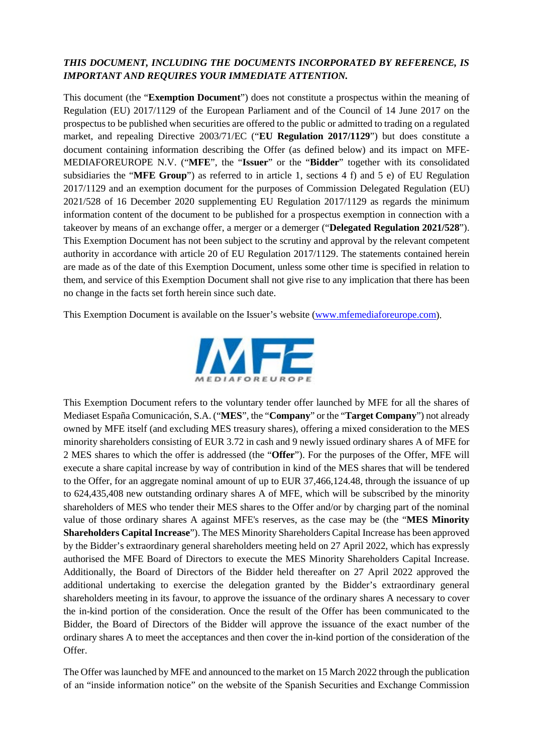***THIS DOCUMENT, INCLUDING THE DOCUMENTS INCORPORATED BY REFERENCE, IS IMPORTANT AND REQUIRES YOUR IMMEDIATE ATTENTION.***

This document (the "**Exemption Document**") does not constitute a prospectus within the meaning of Regulation (EU) 2017/1129 of the European Parliament and of the Council of 14 June 2017 on the prospectus to be published when securities are offered to the public or admitted to trading on a regulated market, and repealing Directive 2003/71/EC ("**EU Regulation 2017/1129**") but does constitute a document containing information describing the Offer (as defined below) and its impact on MFE-MEDIAFOREUROPE N.V. ("**MFE**", the "**Issuer**" or the "**Bidder**" together with its consolidated subsidiaries the "**MFE Group**") as referred to in article 1, sections 4 f) and 5 e) of EU Regulation 2017/1129 and an exemption document for the purposes of Commission Delegated Regulation (EU) 2021/528 of 16 December 2020 supplementing EU Regulation 2017/1129 as regards the minimum information content of the document to be published for a prospectus exemption in connection with a takeover by means of an exchange offer, a merger or a demerger ("**Delegated Regulation 2021/528**"). This Exemption Document has not been subject to the scrutiny and approval by the relevant competent authority in accordance with article 20 of EU Regulation 2017/1129. The statements contained herein are made as of the date of this Exemption Document, unless some other time is specified in relation to them, and service of this Exemption Document shall not give rise to any implication that there has been no change in the facts set forth herein since such date.

This Exemption Document is available on the Issuer's website (www.mfemediaforeurope.com).

MFE MEDIAFOREUROPE

This Exemption Document refers to the voluntary tender offer launched by MFE for all the shares of Mediaset España Comunicación, S.A. ("**MES**", the "**Company**" or the "**Target Company**") not already owned by MFE itself (and excluding MES treasury shares), offering a mixed consideration to the MES minority shareholders consisting of EUR 3.72 in cash and 9 newly issued ordinary shares A of MFE for 2 MES shares to which the offer is addressed (the "**Offer**"). For the purposes of the Offer, MFE will execute a share capital increase by way of contribution in kind of the MES shares that will be tendered to the Offer, for an aggregate nominal amount of up to EUR 37,466,124.48, through the issuance of up to 624,435,408 new outstanding ordinary shares A of MFE, which will be subscribed by the minority shareholders of MES who tender their MES shares to the Offer and/or by charging part of the nominal value of those ordinary shares A against MFE's reserves, as the case may be (the "**MES Minority Shareholders Capital Increase**"). The MES Minority Shareholders Capital Increase has been approved by the Bidder's extraordinary general shareholders meeting held on 27 April 2022, which has expressly authorised the MFE Board of Directors to execute the MES Minority Shareholders Capital Increase. Additionally, the Board of Directors of the Bidder held thereafter on 27 April 2022 approved the additional undertaking to exercise the delegation granted by the Bidder's extraordinary general shareholders meeting in its favour, to approve the issuance of the ordinary shares A necessary to cover the in-kind portion of the consideration. Once the result of the Offer has been communicated to the Bidder, the Board of Directors of the Bidder will approve the issuance of the exact number of the ordinary shares A to meet the acceptances and then cover the in-kind portion of the consideration of the Offer.

The Offer was launched by MFE and announced to the market on 15 March 2022 through the publication of an "inside information notice" on the website of the Spanish Securities and Exchange Commission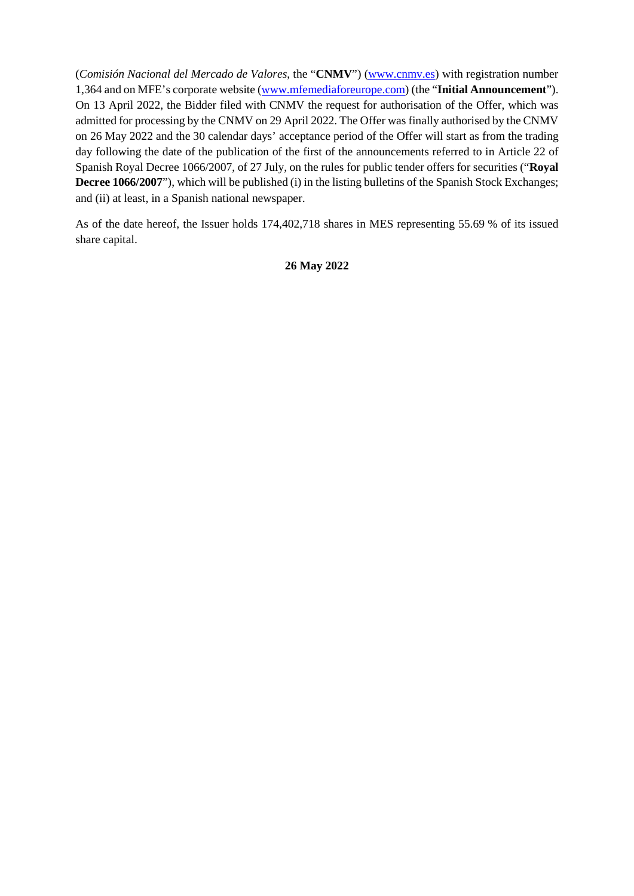(*Comisión Nacional del Mercado de Valores*, the "**CNMV**") (www.cnmv.es) with registration number 1,364 and on MFE's corporate website (www.mfemediaforeurope.com) (the "**Initial Announcement**"). On 13 April 2022, the Bidder filed with CNMV the request for authorisation of the Offer, which was admitted for processing by the CNMV on 29 April 2022. The Offer was finally authorised by the CNMV on 26 May 2022 and the 30 calendar days' acceptance period of the Offer will start as from the trading day following the date of the publication of the first of the announcements referred to in Article 22 of Spanish Royal Decree 1066/2007, of 27 July, on the rules for public tender offers for securities ("**Royal Decree 1066/2007**"), which will be published (i) in the listing bulletins of the Spanish Stock Exchanges; and (ii) at least, in a Spanish national newspaper.

As of the date hereof, the Issuer holds 174,402,718 shares in MES representing 55.69 % of its issued share capital.

**26 May 2022**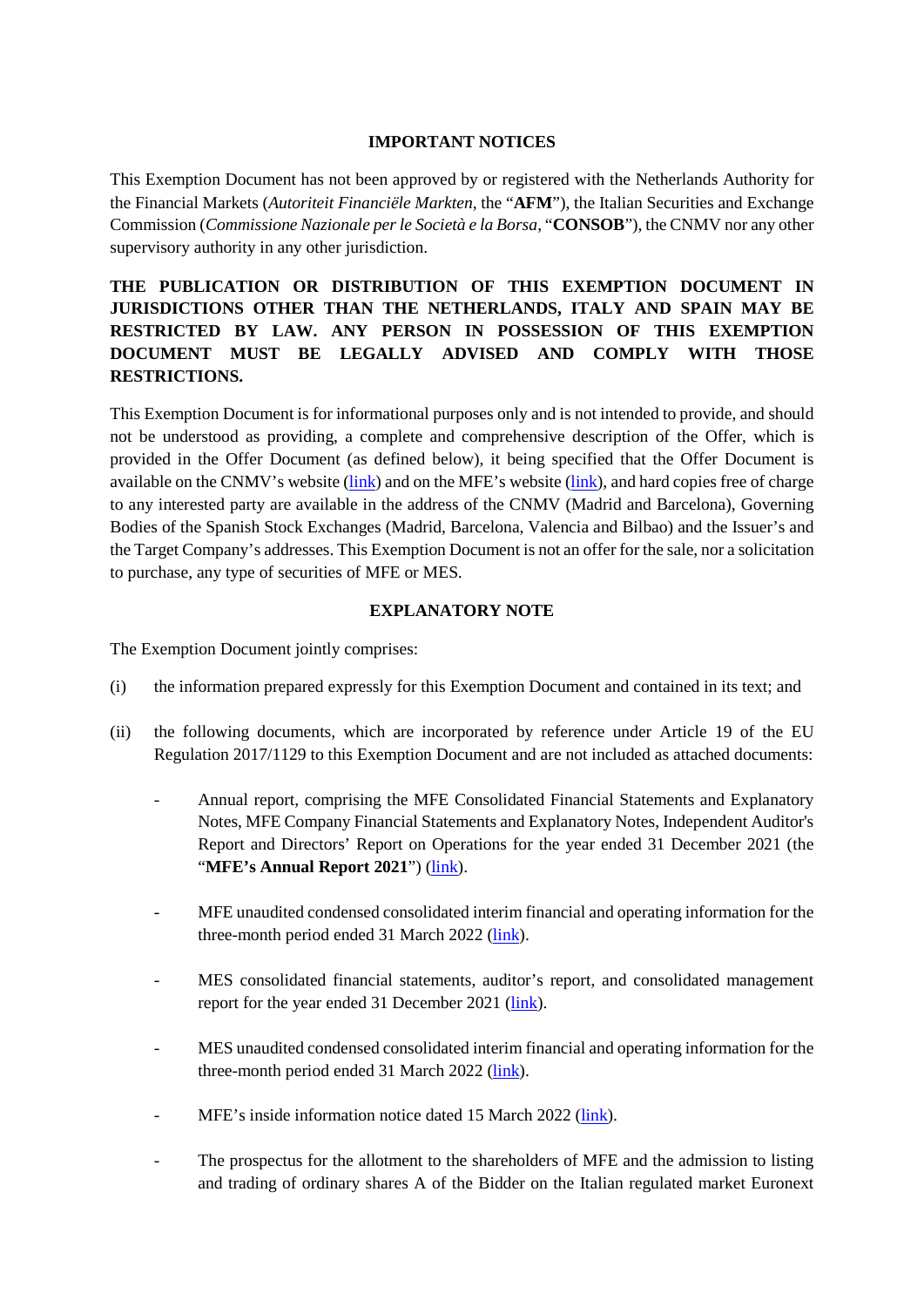## IMPORTANT NOTICES

This Exemption Document has not been approved by or registered with the Netherlands Authority for the Financial Markets (*Autoriteit Financiële Markten*, the "**AFM**"), the Italian Securities and Exchange Commission (*Commissione Nazionale per le Società e la Borsa*, "**CONSOB**"), the CNMV nor any other supervisory authority in any other jurisdiction.

**THE PUBLICATION OR DISTRIBUTION OF THIS EXEMPTION DOCUMENT IN JURISDICTIONS OTHER THAN THE NETHERLANDS, ITALY AND SPAIN MAY BE RESTRICTED BY LAW. ANY PERSON IN POSSESSION OF THIS EXEMPTION DOCUMENT MUST BE LEGALLY ADVISED AND COMPLY WITH THOSE RESTRICTIONS.**

This Exemption Document is for informational purposes only and is not intended to provide, and should not be understood as providing, a complete and comprehensive description of the Offer, which is provided in the Offer Document (as defined below), it being specified that the Offer Document is available on the CNMV's website (link) and on the MFE's website (link), and hard copies free of charge to any interested party are available in the address of the CNMV (Madrid and Barcelona), Governing Bodies of the Spanish Stock Exchanges (Madrid, Barcelona, Valencia and Bilbao) and the Issuer's and the Target Company's addresses. This Exemption Document is not an offer for the sale, nor a solicitation to purchase, any type of securities of MFE or MES.

## EXPLANATORY NOTE

The Exemption Document jointly comprises:

(i) the information prepared expressly for this Exemption Document and contained in its text; and

(ii) the following documents, which are incorporated by reference under Article 19 of the EU Regulation 2017/1129 to this Exemption Document and are not included as attached documents:

- Annual report, comprising the MFE Consolidated Financial Statements and Explanatory Notes, MFE Company Financial Statements and Explanatory Notes, Independent Auditor's Report and Directors' Report on Operations for the year ended 31 December 2021 (the "**MFE's Annual Report 2021**") (link).

- MFE unaudited condensed consolidated interim financial and operating information for the three-month period ended 31 March 2022 (link).

- MES consolidated financial statements, auditor's report, and consolidated management report for the year ended 31 December 2021 (link).

- MES unaudited condensed consolidated interim financial and operating information for the three-month period ended 31 March 2022 (link).

- MFE's inside information notice dated 15 March 2022 (link).

- The prospectus for the allotment to the shareholders of MFE and the admission to listing and trading of ordinary shares A of the Bidder on the Italian regulated market Euronext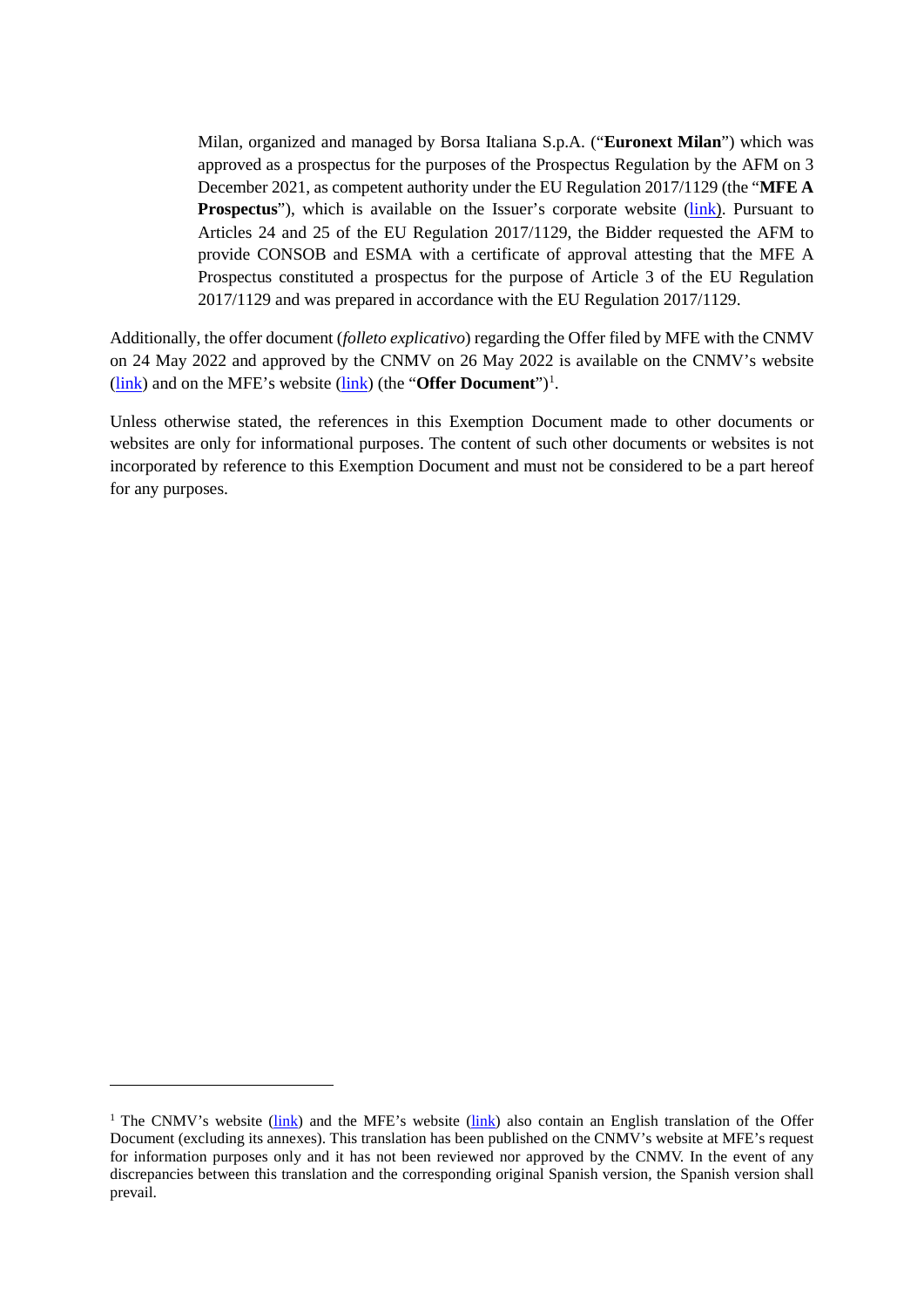Milan, organized and managed by Borsa Italiana S.p.A. ("**Euronext Milan**") which was approved as a prospectus for the purposes of the Prospectus Regulation by the AFM on 3 December 2021, as competent authority under the EU Regulation 2017/1129 (the "**MFE A Prospectus**"), which is available on the Issuer's corporate website (link). Pursuant to Articles 24 and 25 of the EU Regulation 2017/1129, the Bidder requested the AFM to provide CONSOB and ESMA with a certificate of approval attesting that the MFE A Prospectus constituted a prospectus for the purpose of Article 3 of the EU Regulation 2017/1129 and was prepared in accordance with the EU Regulation 2017/1129.

Additionally, the offer document (*folleto explicativo*) regarding the Offer filed by MFE with the CNMV on 24 May 2022 and approved by the CNMV on 26 May 2022 is available on the CNMV's website (link) and on the MFE's website (link) (the "**Offer Document**")[1].

Unless otherwise stated, the references in this Exemption Document made to other documents or websites are only for informational purposes. The content of such other documents or websites is not incorporated by reference to this Exemption Document and must not be considered to be a part hereof for any purposes.

---

[1] The CNMV's website (link) and the MFE's website (link) also contain an English translation of the Offer Document (excluding its annexes). This translation has been published on the CNMV's website at MFE's request for information purposes only and it has not been reviewed nor approved by the CNMV. In the event of any discrepancies between this translation and the corresponding original Spanish version, the Spanish version shall prevail.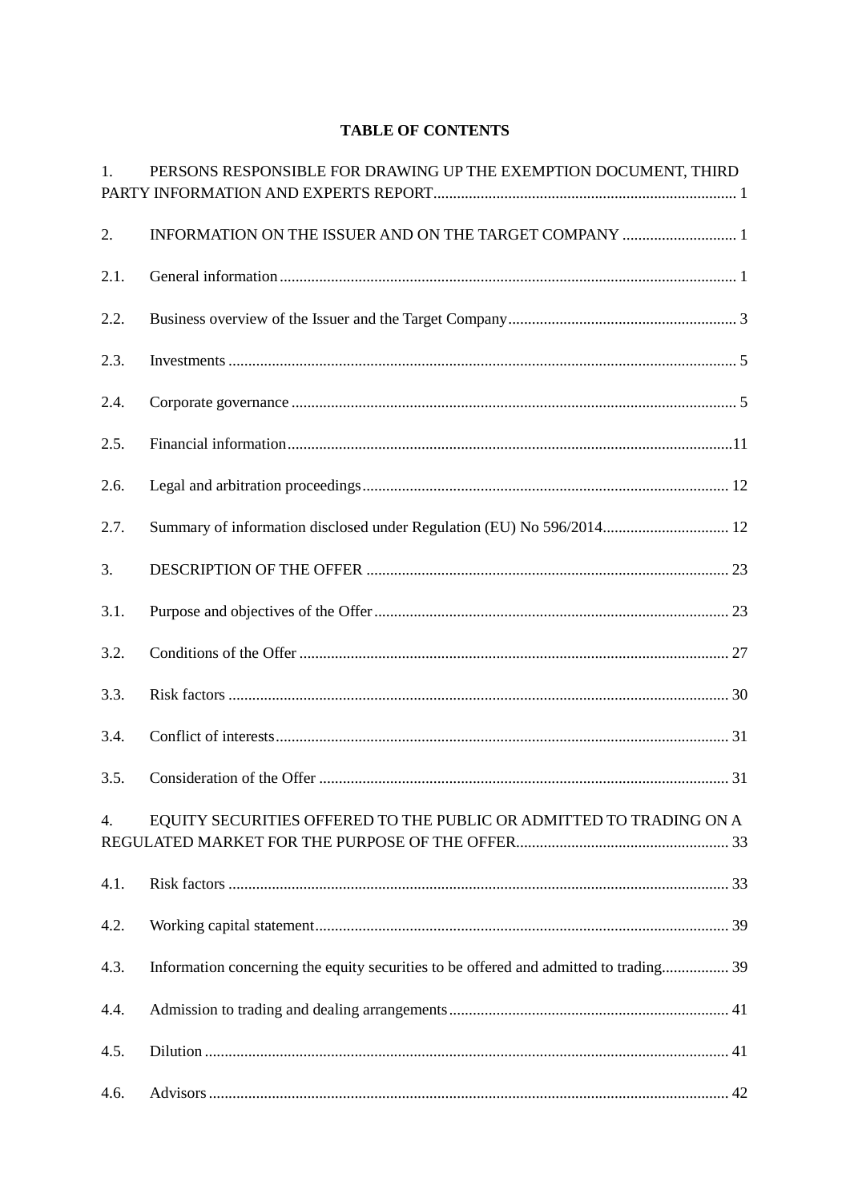**TABLE OF CONTENTS**

1. PERSONS RESPONSIBLE FOR DRAWING UP THE EXEMPTION DOCUMENT, THIRD PARTY INFORMATION AND EXPERTS REPORT ........ 1

2. INFORMATION ON THE ISSUER AND ON THE TARGET COMPANY ........ 1

2.1. General information ........ 1

2.2. Business overview of the Issuer and the Target Company ........ 3

2.3. Investments ........ 5

2.4. Corporate governance ........ 5

2.5. Financial information ........ 11

2.6. Legal and arbitration proceedings ........ 12

2.7. Summary of information disclosed under Regulation (EU) No 596/2014 ........ 12

3. DESCRIPTION OF THE OFFER ........ 23

3.1. Purpose and objectives of the Offer ........ 23

3.2. Conditions of the Offer ........ 27

3.3. Risk factors ........ 30

3.4. Conflict of interests ........ 31

3.5. Consideration of the Offer ........ 31

4. EQUITY SECURITIES OFFERED TO THE PUBLIC OR ADMITTED TO TRADING ON A REGULATED MARKET FOR THE PURPOSE OF THE OFFER ........ 33

4.1. Risk factors ........ 33

4.2. Working capital statement ........ 39

4.3. Information concerning the equity securities to be offered and admitted to trading ........ 39

4.4. Admission to trading and dealing arrangements ........ 41

4.5. Dilution ........ 41

4.6. Advisors ........ 42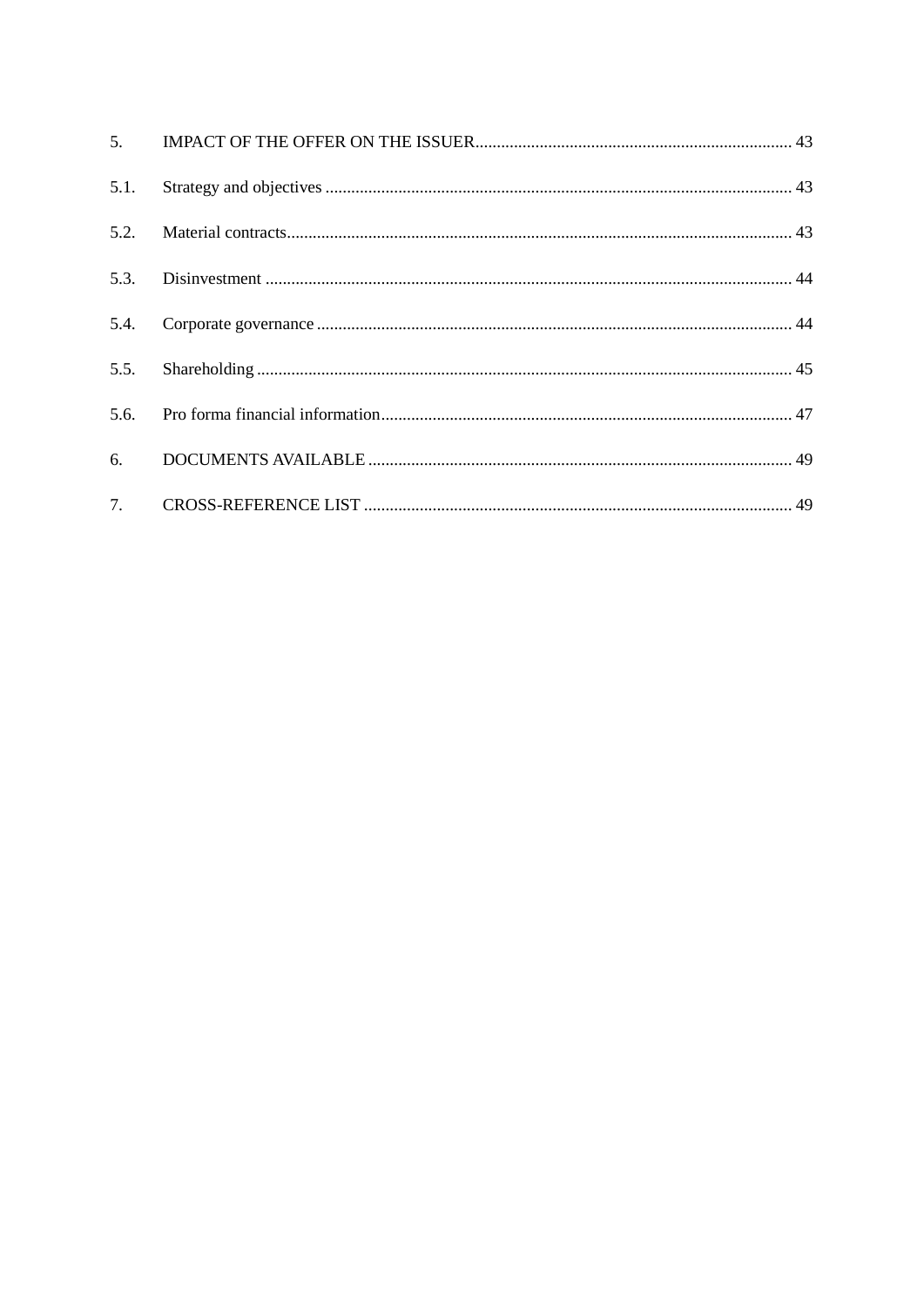5. IMPACT OF THE OFFER ON THE ISSUER .......... 43

5.1. Strategy and objectives .......... 43

5.2. Material contracts .......... 43

5.3. Disinvestment .......... 44

5.4. Corporate governance .......... 44

5.5. Shareholding .......... 45

5.6. Pro forma financial information .......... 47

6. DOCUMENTS AVAILABLE .......... 49

7. CROSS-REFERENCE LIST .......... 49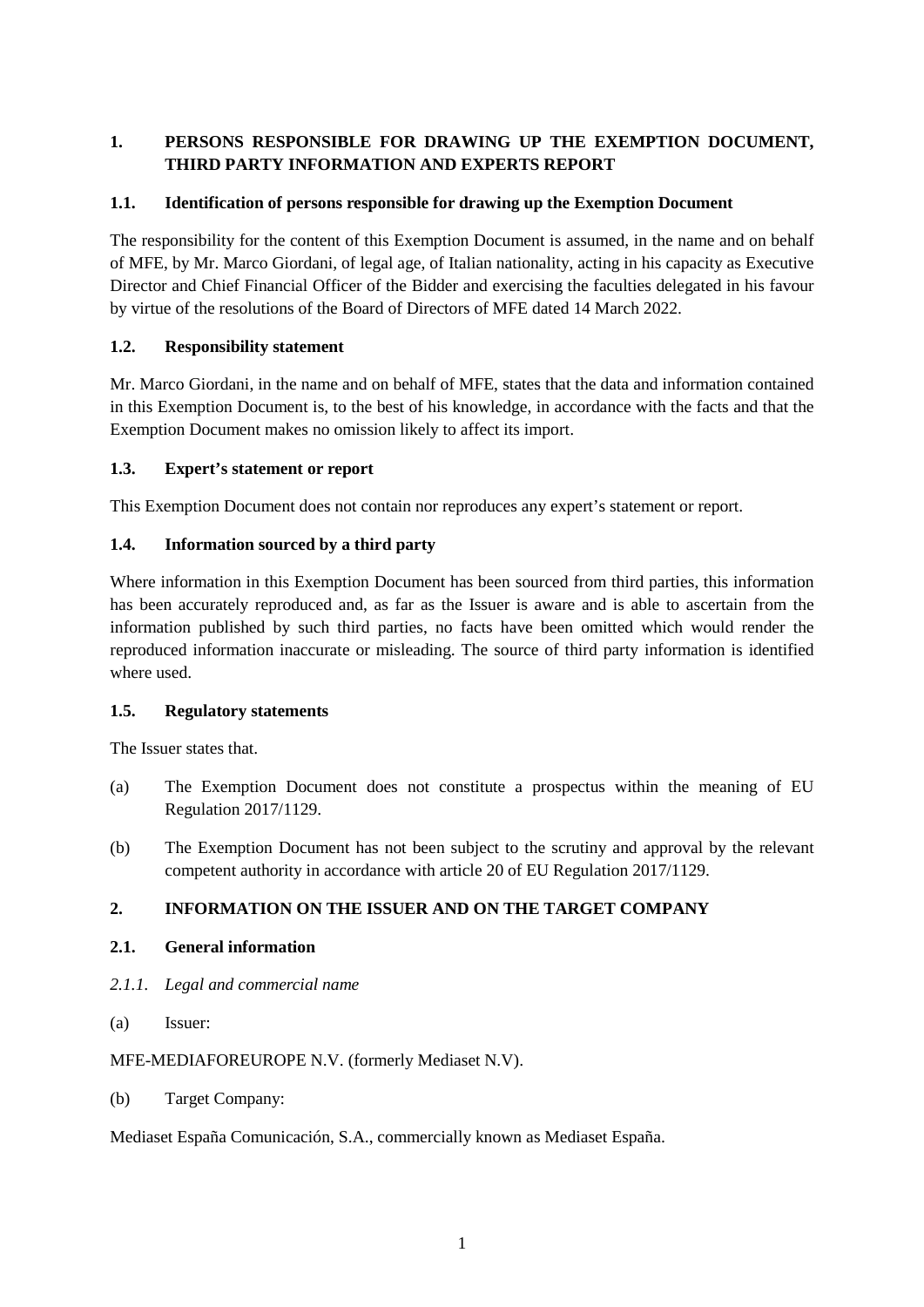## 1. PERSONS RESPONSIBLE FOR DRAWING UP THE EXEMPTION DOCUMENT, THIRD PARTY INFORMATION AND EXPERTS REPORT

### 1.1. Identification of persons responsible for drawing up the Exemption Document

The responsibility for the content of this Exemption Document is assumed, in the name and on behalf of MFE, by Mr. Marco Giordani, of legal age, of Italian nationality, acting in his capacity as Executive Director and Chief Financial Officer of the Bidder and exercising the faculties delegated in his favour by virtue of the resolutions of the Board of Directors of MFE dated 14 March 2022.

### 1.2. Responsibility statement

Mr. Marco Giordani, in the name and on behalf of MFE, states that the data and information contained in this Exemption Document is, to the best of his knowledge, in accordance with the facts and that the Exemption Document makes no omission likely to affect its import.

### 1.3. Expert's statement or report

This Exemption Document does not contain nor reproduces any expert's statement or report.

### 1.4. Information sourced by a third party

Where information in this Exemption Document has been sourced from third parties, this information has been accurately reproduced and, as far as the Issuer is aware and is able to ascertain from the information published by such third parties, no facts have been omitted which would render the reproduced information inaccurate or misleading. The source of third party information is identified where used.

### 1.5. Regulatory statements

The Issuer states that.

(a) The Exemption Document does not constitute a prospectus within the meaning of EU Regulation 2017/1129.

(b) The Exemption Document has not been subject to the scrutiny and approval by the relevant competent authority in accordance with article 20 of EU Regulation 2017/1129.

## 2. INFORMATION ON THE ISSUER AND ON THE TARGET COMPANY

### 2.1. General information

*2.1.1. Legal and commercial name*

(a) Issuer:

MFE-MEDIAFOREUROPE N.V. (formerly Mediaset N.V).

(b) Target Company:

Mediaset España Comunicación, S.A., commercially known as Mediaset España.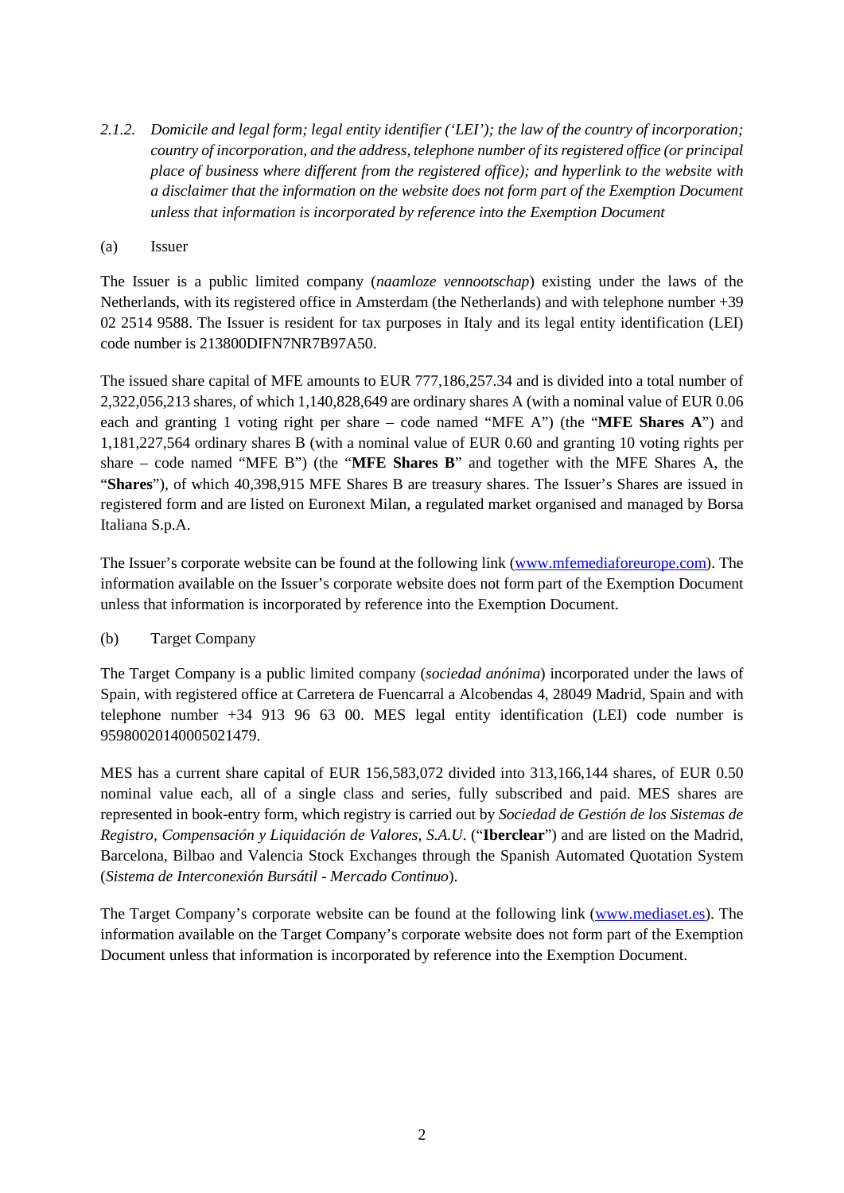### *2.1.2. Domicile and legal form; legal entity identifier ('LEI'); the law of the country of incorporation; country of incorporation, and the address, telephone number of its registered office (or principal place of business where different from the registered office); and hyperlink to the website with a disclaimer that the information on the website does not form part of the Exemption Document unless that information is incorporated by reference into the Exemption Document*

(a) Issuer

The Issuer is a public limited company (*naamloze vennootschap*) existing under the laws of the Netherlands, with its registered office in Amsterdam (the Netherlands) and with telephone number +39 02 2514 9588. The Issuer is resident for tax purposes in Italy and its legal entity identification (LEI) code number is 213800DIFN7NR7B97A50.

The issued share capital of MFE amounts to EUR 777,186,257.34 and is divided into a total number of 2,322,056,213 shares, of which 1,140,828,649 are ordinary shares A (with a nominal value of EUR 0.06 each and granting 1 voting right per share – code named "MFE A") (the "**MFE Shares A**") and 1,181,227,564 ordinary shares B (with a nominal value of EUR 0.60 and granting 10 voting rights per share – code named "MFE B") (the "**MFE Shares B**" and together with the MFE Shares A, the "**Shares**"), of which 40,398,915 MFE Shares B are treasury shares. The Issuer's Shares are issued in registered form and are listed on Euronext Milan, a regulated market organised and managed by Borsa Italiana S.p.A.

The Issuer's corporate website can be found at the following link ([www.mfemediaforeurope.com](www.mfemediaforeurope.com)). The information available on the Issuer's corporate website does not form part of the Exemption Document unless that information is incorporated by reference into the Exemption Document.

(b) Target Company

The Target Company is a public limited company (*sociedad anónima*) incorporated under the laws of Spain, with registered office at Carretera de Fuencarral a Alcobendas 4, 28049 Madrid, Spain and with telephone number +34 913 96 63 00. MES legal entity identification (LEI) code number is 959800201400050​21479.

MES has a current share capital of EUR 156,583,072 divided into 313,166,144 shares, of EUR 0.50 nominal value each, all of a single class and series, fully subscribed and paid. MES shares are represented in book-entry form, which registry is carried out by *Sociedad de Gestión de los Sistemas de Registro, Compensación y Liquidación de Valores, S.A.U.* ("**Iberclear**") and are listed on the Madrid, Barcelona, Bilbao and Valencia Stock Exchanges through the Spanish Automated Quotation System (*Sistema de Interconexión Bursátil - Mercado Continuo*).

The Target Company's corporate website can be found at the following link ([www.mediaset.es](www.mediaset.es)). The information available on the Target Company's corporate website does not form part of the Exemption Document unless that information is incorporated by reference into the Exemption Document.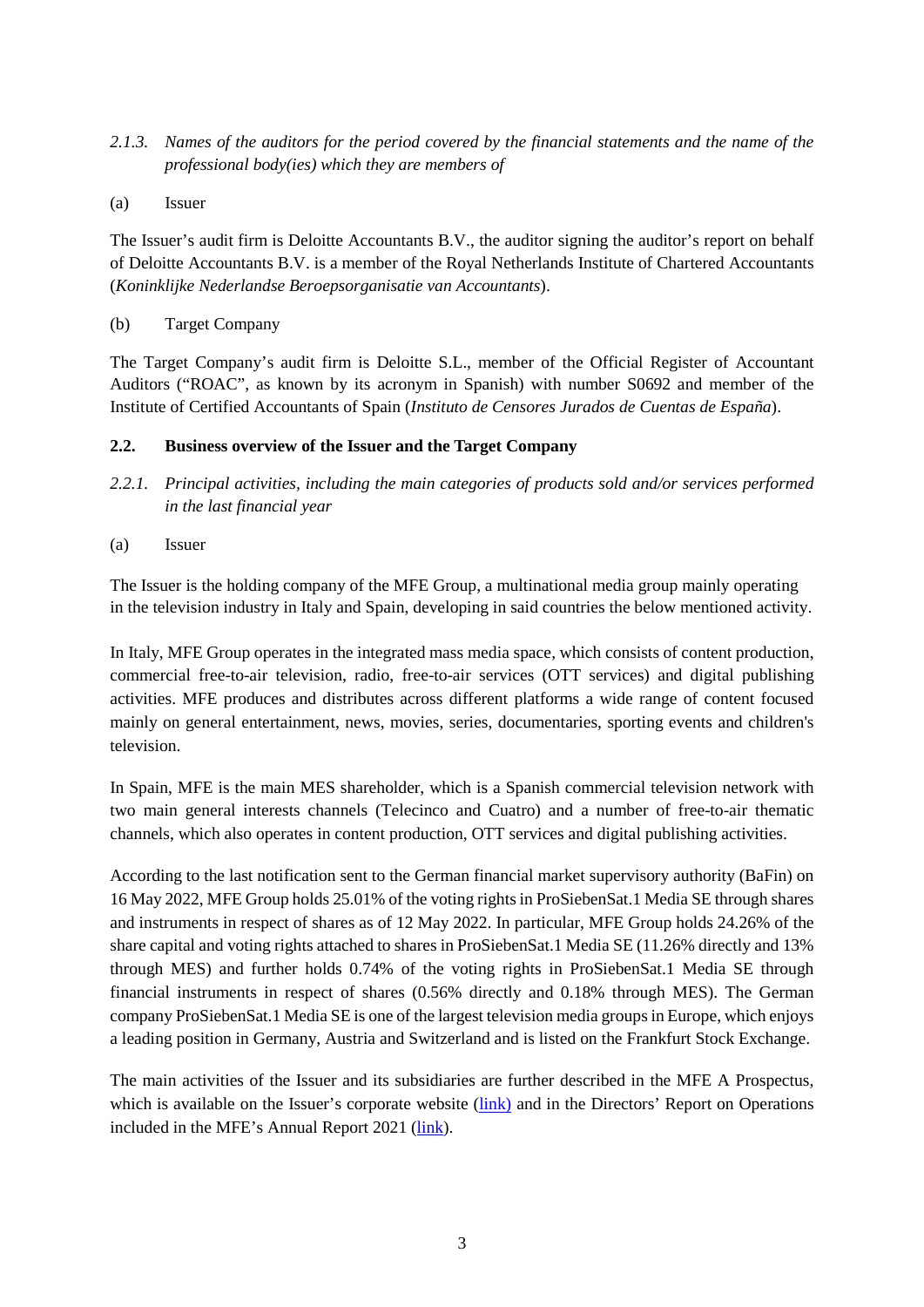*2.1.3. Names of the auditors for the period covered by the financial statements and the name of the professional body(ies) which they are members of*

(a) Issuer

The Issuer's audit firm is Deloitte Accountants B.V., the auditor signing the auditor's report on behalf of Deloitte Accountants B.V. is a member of the Royal Netherlands Institute of Chartered Accountants (*Koninklijke Nederlandse Beroepsorganisatie van Accountants*).

(b) Target Company

The Target Company's audit firm is Deloitte S.L., member of the Official Register of Accountant Auditors ("ROAC", as known by its acronym in Spanish) with number S0692 and member of the Institute of Certified Accountants of Spain (*Instituto de Censores Jurados de Cuentas de España*).

### 2.2. Business overview of the Issuer and the Target Company

*2.2.1. Principal activities, including the main categories of products sold and/or services performed in the last financial year*

(a) Issuer

The Issuer is the holding company of the MFE Group, a multinational media group mainly operating in the television industry in Italy and Spain, developing in said countries the below mentioned activity.

In Italy, MFE Group operates in the integrated mass media space, which consists of content production, commercial free-to-air television, radio, free-to-air services (OTT services) and digital publishing activities. MFE produces and distributes across different platforms a wide range of content focused mainly on general entertainment, news, movies, series, documentaries, sporting events and children's television.

In Spain, MFE is the main MES shareholder, which is a Spanish commercial television network with two main general interests channels (Telecinco and Cuatro) and a number of free-to-air thematic channels, which also operates in content production, OTT services and digital publishing activities.

According to the last notification sent to the German financial market supervisory authority (BaFin) on 16 May 2022, MFE Group holds 25.01% of the voting rights in ProSiebenSat.1 Media SE through shares and instruments in respect of shares as of 12 May 2022. In particular, MFE Group holds 24.26% of the share capital and voting rights attached to shares in ProSiebenSat.1 Media SE (11.26% directly and 13% through MES) and further holds 0.74% of the voting rights in ProSiebenSat.1 Media SE through financial instruments in respect of shares (0.56% directly and 0.18% through MES). The German company ProSiebenSat.1 Media SE is one of the largest television media groups in Europe, which enjoys a leading position in Germany, Austria and Switzerland and is listed on the Frankfurt Stock Exchange.

The main activities of the Issuer and its subsidiaries are further described in the MFE A Prospectus, which is available on the Issuer's corporate website (link) and in the Directors' Report on Operations included in the MFE's Annual Report 2021 (link).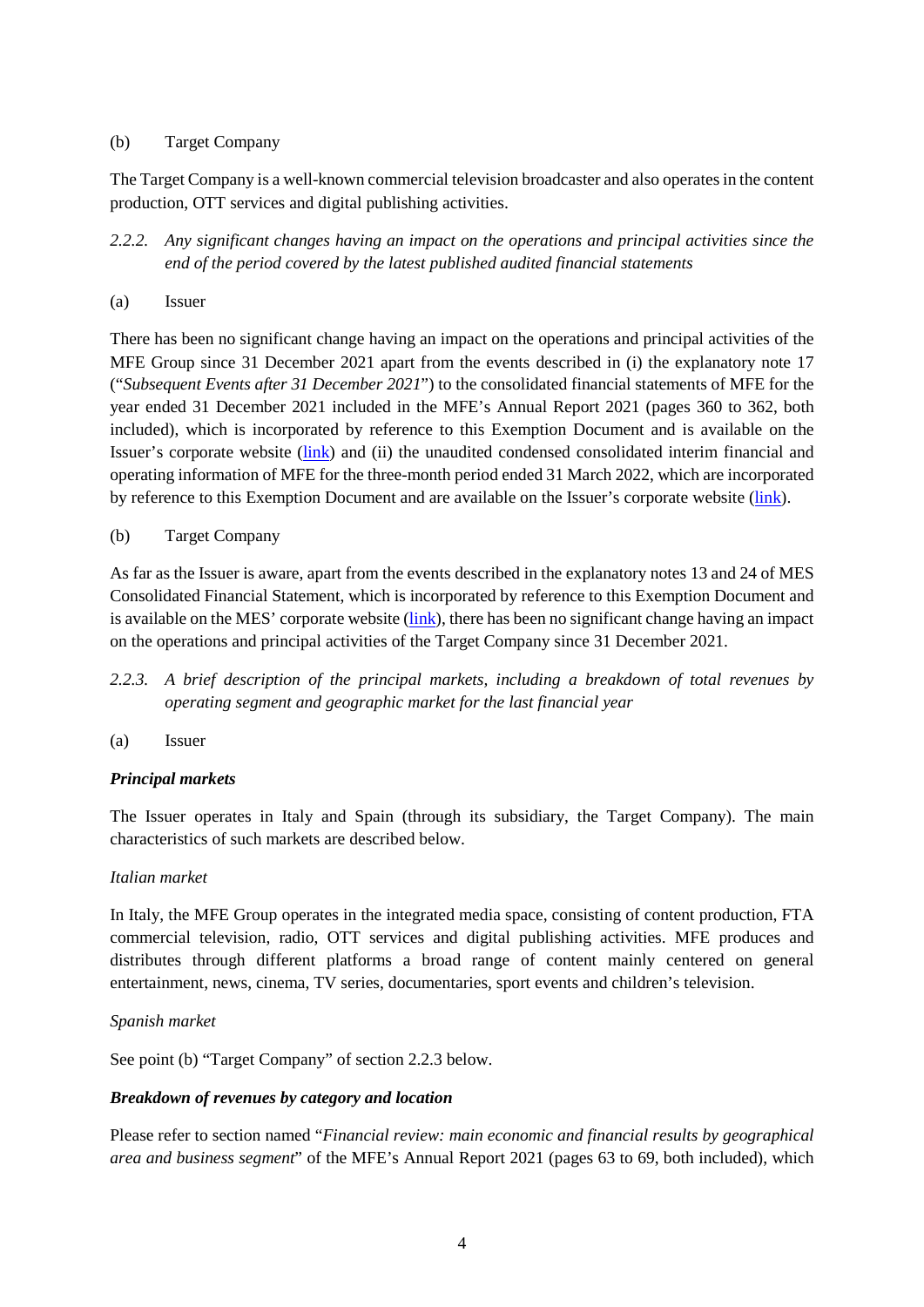(b) Target Company

The Target Company is a well-known commercial television broadcaster and also operates in the content production, OTT services and digital publishing activities.

*2.2.2. Any significant changes having an impact on the operations and principal activities since the end of the period covered by the latest published audited financial statements*

(a) Issuer

There has been no significant change having an impact on the operations and principal activities of the MFE Group since 31 December 2021 apart from the events described in (i) the explanatory note 17 ("*Subsequent Events after 31 December 2021*") to the consolidated financial statements of MFE for the year ended 31 December 2021 included in the MFE's Annual Report 2021 (pages 360 to 362, both included), which is incorporated by reference to this Exemption Document and is available on the Issuer's corporate website (link) and (ii) the unaudited condensed consolidated interim financial and operating information of MFE for the three-month period ended 31 March 2022, which are incorporated by reference to this Exemption Document and are available on the Issuer's corporate website (link).

(b) Target Company

As far as the Issuer is aware, apart from the events described in the explanatory notes 13 and 24 of MES Consolidated Financial Statement, which is incorporated by reference to this Exemption Document and is available on the MES' corporate website (link), there has been no significant change having an impact on the operations and principal activities of the Target Company since 31 December 2021.

*2.2.3. A brief description of the principal markets, including a breakdown of total revenues by operating segment and geographic market for the last financial year*

(a) Issuer

***Principal markets***

The Issuer operates in Italy and Spain (through its subsidiary, the Target Company). The main characteristics of such markets are described below.

*Italian market*

In Italy, the MFE Group operates in the integrated media space, consisting of content production, FTA commercial television, radio, OTT services and digital publishing activities. MFE produces and distributes through different platforms a broad range of content mainly centered on general entertainment, news, cinema, TV series, documentaries, sport events and children's television.

*Spanish market*

See point (b) "Target Company" of section 2.2.3 below.

***Breakdown of revenues by category and location***

Please refer to section named "*Financial review: main economic and financial results by geographical area and business segment*" of the MFE's Annual Report 2021 (pages 63 to 69, both included), which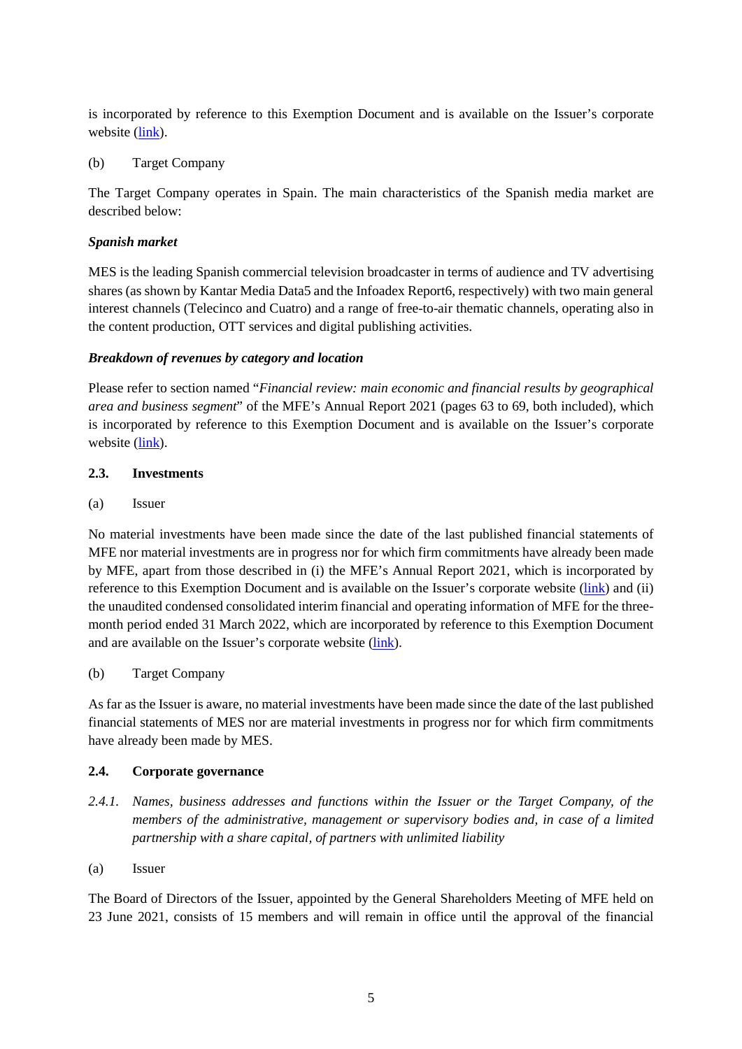is incorporated by reference to this Exemption Document and is available on the Issuer's corporate website (link).

(b) Target Company

The Target Company operates in Spain. The main characteristics of the Spanish media market are described below:

***Spanish market***

MES is the leading Spanish commercial television broadcaster in terms of audience and TV advertising shares (as shown by Kantar Media Data5 and the Infoadex Report6, respectively) with two main general interest channels (Telecinco and Cuatro) and a range of free-to-air thematic channels, operating also in the content production, OTT services and digital publishing activities.

***Breakdown of revenues by category and location***

Please refer to section named "*Financial review: main economic and financial results by geographical area and business segment*" of the MFE's Annual Report 2021 (pages 63 to 69, both included), which is incorporated by reference to this Exemption Document and is available on the Issuer's corporate website (link).

### 2.3. Investments

(a) Issuer

No material investments have been made since the date of the last published financial statements of MFE nor material investments are in progress nor for which firm commitments have already been made by MFE, apart from those described in (i) the MFE's Annual Report 2021, which is incorporated by reference to this Exemption Document and is available on the Issuer's corporate website (link) and (ii) the unaudited condensed consolidated interim financial and operating information of MFE for the three-month period ended 31 March 2022, which are incorporated by reference to this Exemption Document and are available on the Issuer's corporate website (link).

(b) Target Company

As far as the Issuer is aware, no material investments have been made since the date of the last published financial statements of MES nor are material investments in progress nor for which firm commitments have already been made by MES.

### 2.4. Corporate governance

*2.4.1. Names, business addresses and functions within the Issuer or the Target Company, of the members of the administrative, management or supervisory bodies and, in case of a limited partnership with a share capital, of partners with unlimited liability*

(a) Issuer

The Board of Directors of the Issuer, appointed by the General Shareholders Meeting of MFE held on 23 June 2021, consists of 15 members and will remain in office until the approval of the financial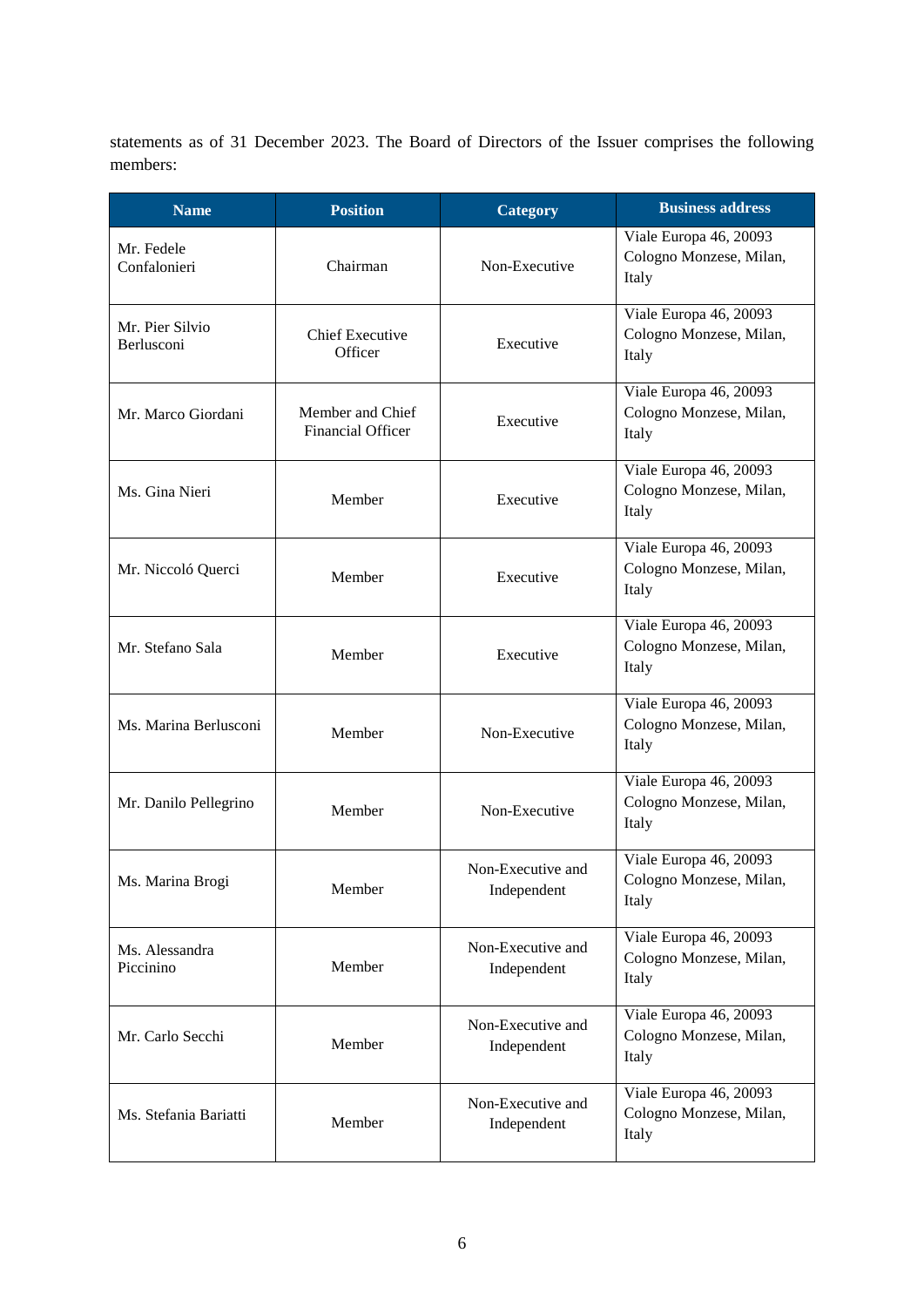statements as of 31 December 2023. The Board of Directors of the Issuer comprises the following members:

| Name | Position | Category | Business address |
|---|---|---|---|
| Mr. Fedele Confalonieri | Chairman | Non-Executive | Viale Europa 46, 20093 Cologno Monzese, Milan, Italy |
| Mr. Pier Silvio Berlusconi | Chief Executive Officer | Executive | Viale Europa 46, 20093 Cologno Monzese, Milan, Italy |
| Mr. Marco Giordani | Member and Chief Financial Officer | Executive | Viale Europa 46, 20093 Cologno Monzese, Milan, Italy |
| Ms. Gina Nieri | Member | Executive | Viale Europa 46, 20093 Cologno Monzese, Milan, Italy |
| Mr. Niccoló Querci | Member | Executive | Viale Europa 46, 20093 Cologno Monzese, Milan, Italy |
| Mr. Stefano Sala | Member | Executive | Viale Europa 46, 20093 Cologno Monzese, Milan, Italy |
| Ms. Marina Berlusconi | Member | Non-Executive | Viale Europa 46, 20093 Cologno Monzese, Milan, Italy |
| Mr. Danilo Pellegrino | Member | Non-Executive | Viale Europa 46, 20093 Cologno Monzese, Milan, Italy |
| Ms. Marina Brogi | Member | Non-Executive and Independent | Viale Europa 46, 20093 Cologno Monzese, Milan, Italy |
| Ms. Alessandra Piccinino | Member | Non-Executive and Independent | Viale Europa 46, 20093 Cologno Monzese, Milan, Italy |
| Mr. Carlo Secchi | Member | Non-Executive and Independent | Viale Europa 46, 20093 Cologno Monzese, Milan, Italy |
| Ms. Stefania Bariatti | Member | Non-Executive and Independent | Viale Europa 46, 20093 Cologno Monzese, Milan, Italy |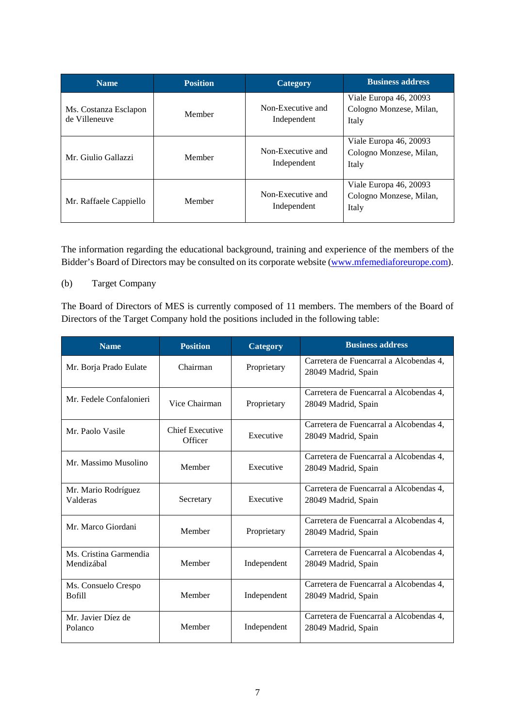| Name | Position | Category | Business address |
|---|---|---|---|
| Ms. Costanza Esclapon de Villeneuve | Member | Non-Executive and Independent | Viale Europa 46, 20093 Cologno Monzese, Milan, Italy |
| Mr. Giulio Gallazzi | Member | Non-Executive and Independent | Viale Europa 46, 20093 Cologno Monzese, Milan, Italy |
| Mr. Raffaele Cappiello | Member | Non-Executive and Independent | Viale Europa 46, 20093 Cologno Monzese, Milan, Italy |

The information regarding the educational background, training and experience of the members of the Bidder's Board of Directors may be consulted on its corporate website (www.mfemediaforeurope.com).

(b) Target Company

The Board of Directors of MES is currently composed of 11 members. The members of the Board of Directors of the Target Company hold the positions included in the following table:

| Name | Position | Category | Business address |
|---|---|---|---|
| Mr. Borja Prado Eulate | Chairman | Proprietary | Carretera de Fuencarral a Alcobendas 4, 28049 Madrid, Spain |
| Mr. Fedele Confalonieri | Vice Chairman | Proprietary | Carretera de Fuencarral a Alcobendas 4, 28049 Madrid, Spain |
| Mr. Paolo Vasile | Chief Executive Officer | Executive | Carretera de Fuencarral a Alcobendas 4, 28049 Madrid, Spain |
| Mr. Massimo Musolino | Member | Executive | Carretera de Fuencarral a Alcobendas 4, 28049 Madrid, Spain |
| Mr. Mario Rodríguez Valderas | Secretary | Executive | Carretera de Fuencarral a Alcobendas 4, 28049 Madrid, Spain |
| Mr. Marco Giordani | Member | Proprietary | Carretera de Fuencarral a Alcobendas 4, 28049 Madrid, Spain |
| Ms. Cristina Garmendia Mendizábal | Member | Independent | Carretera de Fuencarral a Alcobendas 4, 28049 Madrid, Spain |
| Ms. Consuelo Crespo Bofill | Member | Independent | Carretera de Fuencarral a Alcobendas 4, 28049 Madrid, Spain |
| Mr. Javier Díez de Polanco | Member | Independent | Carretera de Fuencarral a Alcobendas 4, 28049 Madrid, Spain |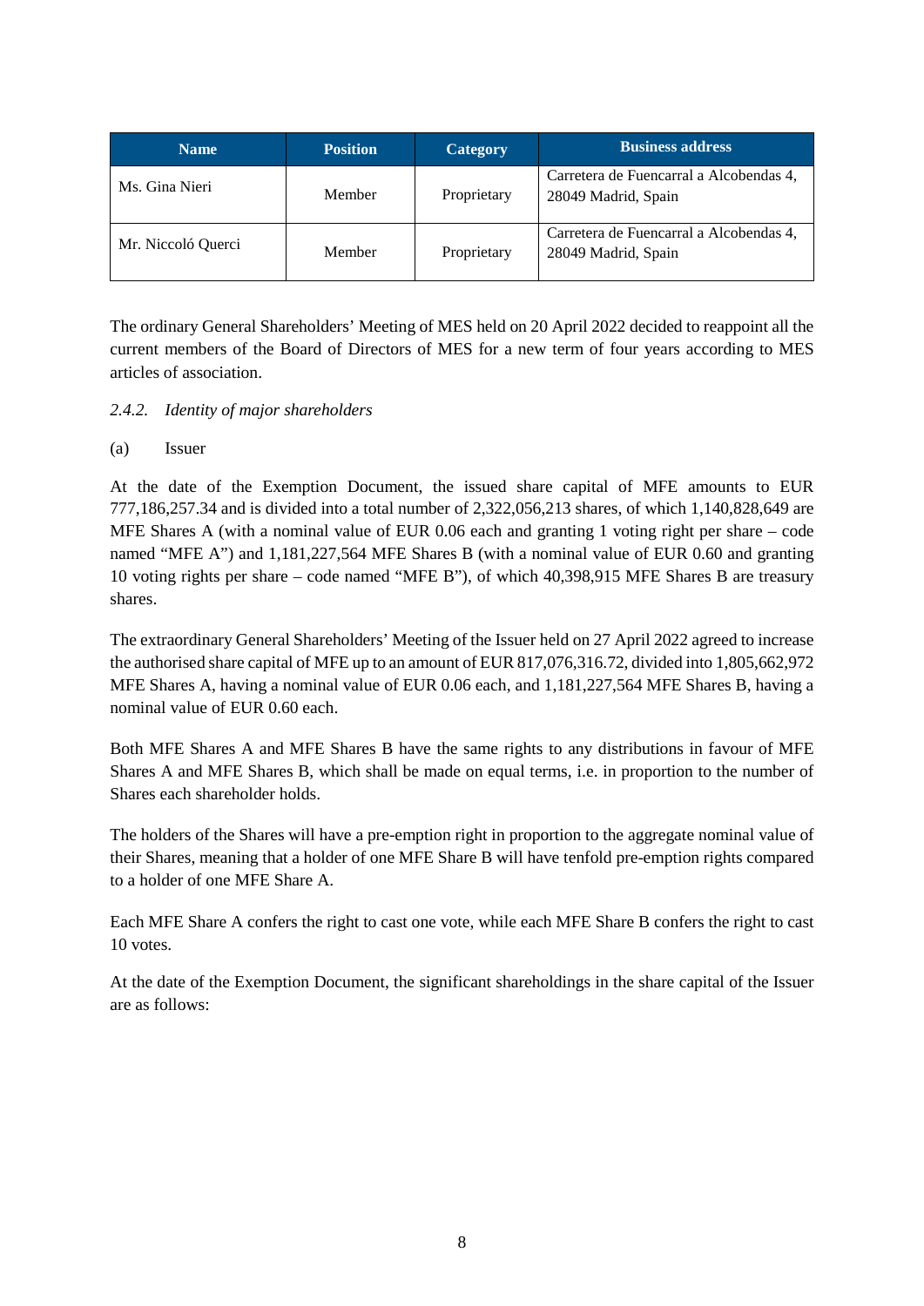| Name | Position | Category | Business address |
|---|---|---|---|
| Ms. Gina Nieri | Member | Proprietary | Carretera de Fuencarral a Alcobendas 4, 28049 Madrid, Spain |
| Mr. Niccoló Querci | Member | Proprietary | Carretera de Fuencarral a Alcobendas 4, 28049 Madrid, Spain |

The ordinary General Shareholders' Meeting of MES held on 20 April 2022 decided to reappoint all the current members of the Board of Directors of MES for a new term of four years according to MES articles of association.

*2.4.2. Identity of major shareholders*

(a) Issuer

At the date of the Exemption Document, the issued share capital of MFE amounts to EUR 777,186,257.34 and is divided into a total number of 2,322,056,213 shares, of which 1,140,828,649 are MFE Shares A (with a nominal value of EUR 0.06 each and granting 1 voting right per share – code named "MFE A") and 1,181,227,564 MFE Shares B (with a nominal value of EUR 0.60 and granting 10 voting rights per share – code named "MFE B"), of which 40,398,915 MFE Shares B are treasury shares.

The extraordinary General Shareholders' Meeting of the Issuer held on 27 April 2022 agreed to increase the authorised share capital of MFE up to an amount of EUR 817,076,316.72, divided into 1,805,662,972 MFE Shares A, having a nominal value of EUR 0.06 each, and 1,181,227,564 MFE Shares B, having a nominal value of EUR 0.60 each.

Both MFE Shares A and MFE Shares B have the same rights to any distributions in favour of MFE Shares A and MFE Shares B, which shall be made on equal terms, i.e. in proportion to the number of Shares each shareholder holds.

The holders of the Shares will have a pre-emption right in proportion to the aggregate nominal value of their Shares, meaning that a holder of one MFE Share B will have tenfold pre-emption rights compared to a holder of one MFE Share A.

Each MFE Share A confers the right to cast one vote, while each MFE Share B confers the right to cast 10 votes.

At the date of the Exemption Document, the significant shareholdings in the share capital of the Issuer are as follows: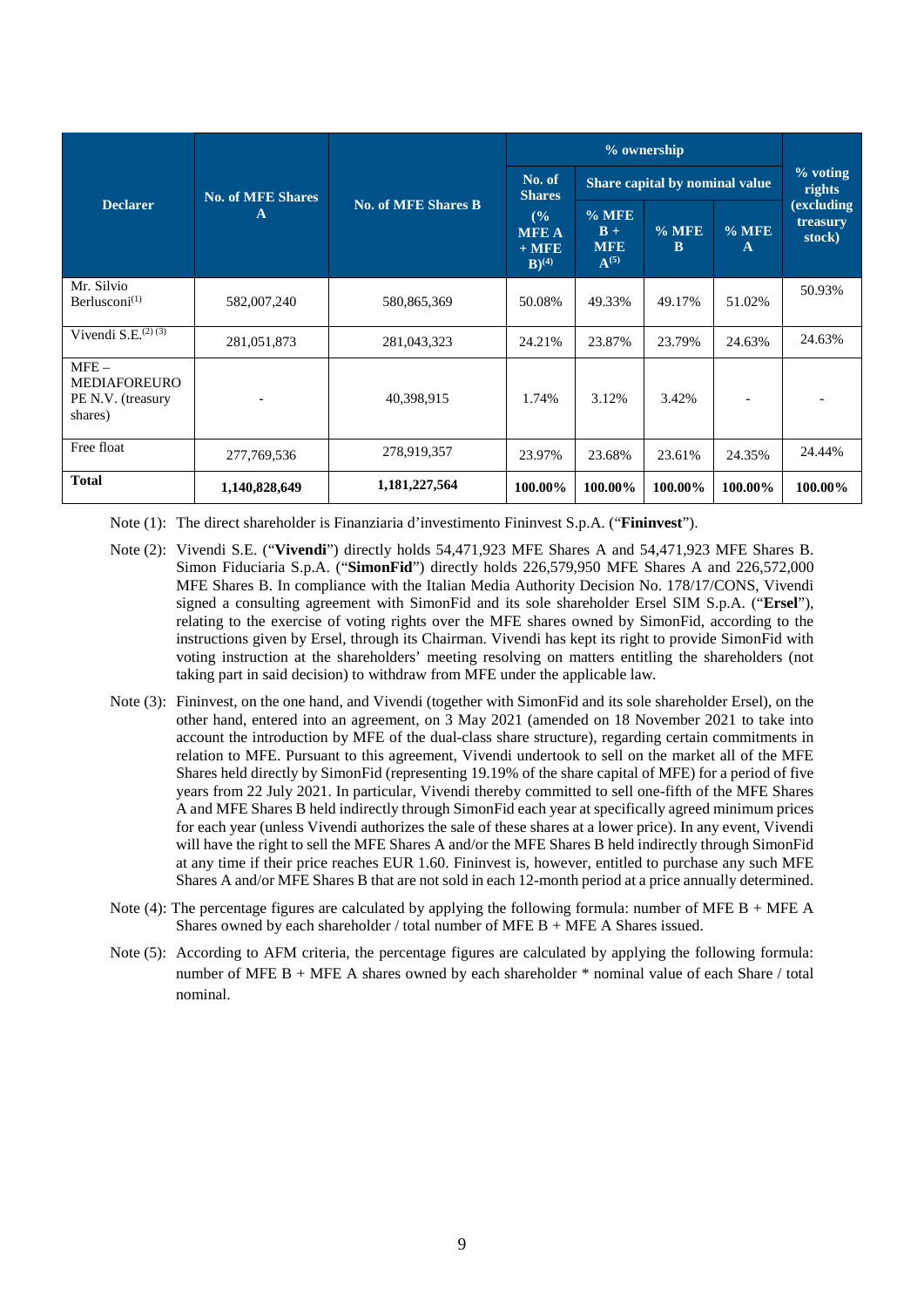| Declarer | No. of MFE Shares A | No. of MFE Shares B | % ownership | | | | % voting rights (excluding treasury stock) |
|---|---|---|---|---|---|---|---|
| | | | No. of Shares (% MFE A + MFE B)[4] | Share capital by nominal value | | | |
| | | | | % MFE B + MFE A[5] | % MFE B | % MFE A | |
| Mr. Silvio Berlusconi[1] | 582,007,240 | 580,865,369 | 50.08% | 49.33% | 49.17% | 51.02% | 50.93% |
| Vivendi S.E.[2][3] | 281,051,873 | 281,043,323 | 24.21% | 23.87% | 23.79% | 24.63% | 24.63% |
| MFE – MEDIAFOREURO PE N.V. (treasury shares) | - | 40,398,915 | 1.74% | 3.12% | 3.42% | - | - |
| Free float | 277,769,536 | 278,919,357 | 23.97% | 23.68% | 23.61% | 24.35% | 24.44% |
| **Total** | **1,140,828,649** | **1,181,227,564** | **100.00%** | **100.00%** | **100.00%** | **100.00%** | **100.00%** |

Note (1): The direct shareholder is Finanziaria d'investimento Fininvest S.p.A. ("**Fininvest**").

Note (2): Vivendi S.E. ("**Vivendi**") directly holds 54,471,923 MFE Shares A and 54,471,923 MFE Shares B. Simon Fiduciaria S.p.A. ("**SimonFid**") directly holds 226,579,950 MFE Shares A and 226,572,000 MFE Shares B. In compliance with the Italian Media Authority Decision No. 178/17/CONS, Vivendi signed a consulting agreement with SimonFid and its sole shareholder Ersel SIM S.p.A. ("**Ersel**"), relating to the exercise of voting rights over the MFE shares owned by SimonFid, according to the instructions given by Ersel, through its Chairman. Vivendi has kept its right to provide SimonFid with voting instruction at the shareholders' meeting resolving on matters entitling the shareholders (not taking part in said decision) to withdraw from MFE under the applicable law.

Note (3): Fininvest, on the one hand, and Vivendi (together with SimonFid and its sole shareholder Ersel), on the other hand, entered into an agreement, on 3 May 2021 (amended on 18 November 2021 to take into account the introduction by MFE of the dual-class share structure), regarding certain commitments in relation to MFE. Pursuant to this agreement, Vivendi undertook to sell on the market all of the MFE Shares held directly by SimonFid (representing 19.19% of the share capital of MFE) for a period of five years from 22 July 2021. In particular, Vivendi thereby committed to sell one-fifth of the MFE Shares A and MFE Shares B held indirectly through SimonFid each year at specifically agreed minimum prices for each year (unless Vivendi authorizes the sale of these shares at a lower price). In any event, Vivendi will have the right to sell the MFE Shares A and/or the MFE Shares B held indirectly through SimonFid at any time if their price reaches EUR 1.60. Fininvest is, however, entitled to purchase any such MFE Shares A and/or MFE Shares B that are not sold in each 12-month period at a price annually determined.

Note (4): The percentage figures are calculated by applying the following formula: number of MFE B + MFE A Shares owned by each shareholder / total number of MFE B + MFE A Shares issued.

Note (5): According to AFM criteria, the percentage figures are calculated by applying the following formula: number of MFE B + MFE A shares owned by each shareholder * nominal value of each Share / total nominal.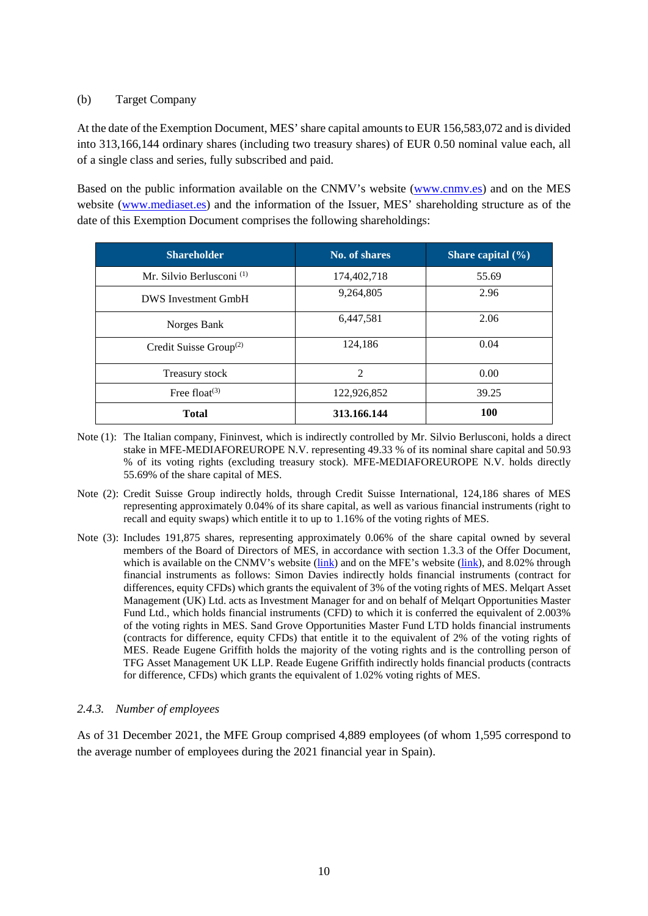(b) Target Company

At the date of the Exemption Document, MES' share capital amounts to EUR 156,583,072 and is divided into 313,166,144 ordinary shares (including two treasury shares) of EUR 0.50 nominal value each, all of a single class and series, fully subscribed and paid.

Based on the public information available on the CNMV's website (www.cnmv.es) and on the MES website (www.mediaset.es) and the information of the Issuer, MES' shareholding structure as of the date of this Exemption Document comprises the following shareholdings:

| Shareholder | No. of shares | Share capital (%) |
|---|---|---|
| Mr. Silvio Berlusconi (1) | 174,402,718 | 55.69 |
| DWS Investment GmbH | 9,264,805 | 2.96 |
| Norges Bank | 6,447,581 | 2.06 |
| Credit Suisse Group(2) | 124,186 | 0.04 |
| Treasury stock | 2 | 0.00 |
| Free float(3) | 122,926,852 | 39.25 |
| **Total** | **313.166.144** | **100** |

Note (1): The Italian company, Fininvest, which is indirectly controlled by Mr. Silvio Berlusconi, holds a direct stake in MFE-MEDIAFOREUROPE N.V. representing 49.33 % of its nominal share capital and 50.93 % of its voting rights (excluding treasury stock). MFE-MEDIAFOREUROPE N.V. holds directly 55.69% of the share capital of MES.

Note (2): Credit Suisse Group indirectly holds, through Credit Suisse International, 124,186 shares of MES representing approximately 0.04% of its share capital, as well as various financial instruments (right to recall and equity swaps) which entitle it to up to 1.16% of the voting rights of MES.

Note (3): Includes 191,875 shares, representing approximately 0.06% of the share capital owned by several members of the Board of Directors of MES, in accordance with section 1.3.3 of the Offer Document, which is available on the CNMV's website (link) and on the MFE's website (link), and 8.02% through financial instruments as follows: Simon Davies indirectly holds financial instruments (contract for differences, equity CFDs) which grants the equivalent of 3% of the voting rights of MES. Melqart Asset Management (UK) Ltd. acts as Investment Manager for and on behalf of Melqart Opportunities Master Fund Ltd., which holds financial instruments (CFD) to which it is conferred the equivalent of 2.003% of the voting rights in MES. Sand Grove Opportunities Master Fund LTD holds financial instruments (contracts for difference, equity CFDs) that entitle it to the equivalent of 2% of the voting rights of MES. Reade Eugene Griffith holds the majority of the voting rights and is the controlling person of TFG Asset Management UK LLP. Reade Eugene Griffith indirectly holds financial products (contracts for difference, CFDs) which grants the equivalent of 1.02% voting rights of MES.

### *2.4.3. Number of employees*

As of 31 December 2021, the MFE Group comprised 4,889 employees (of whom 1,595 correspond to the average number of employees during the 2021 financial year in Spain).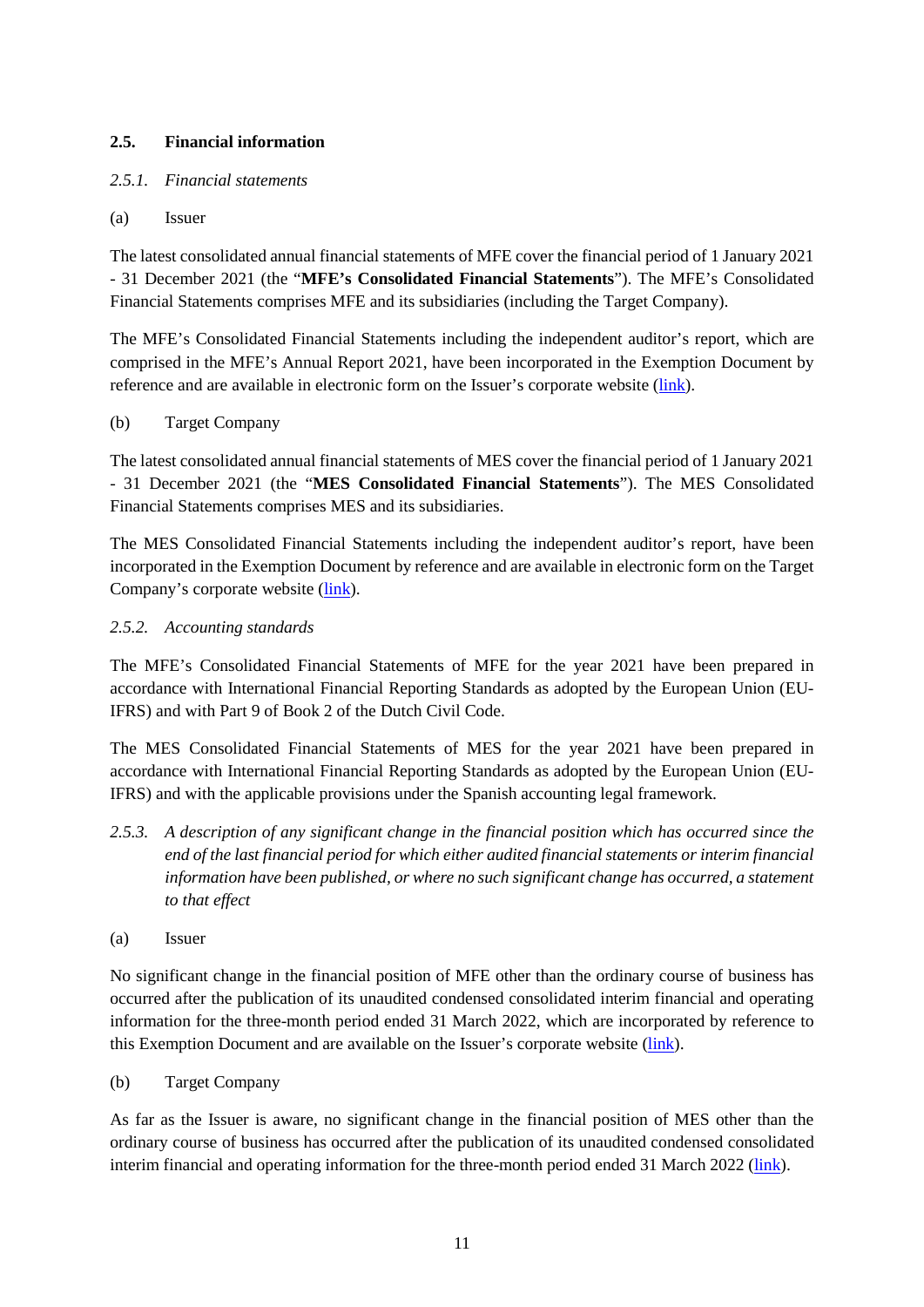## 2.5. Financial information

### *2.5.1. Financial statements*

(a) Issuer

The latest consolidated annual financial statements of MFE cover the financial period of 1 January 2021 - 31 December 2021 (the "**MFE's Consolidated Financial Statements**"). The MFE's Consolidated Financial Statements comprises MFE and its subsidiaries (including the Target Company).

The MFE's Consolidated Financial Statements including the independent auditor's report, which are comprised in the MFE's Annual Report 2021, have been incorporated in the Exemption Document by reference and are available in electronic form on the Issuer's corporate website (link).

(b) Target Company

The latest consolidated annual financial statements of MES cover the financial period of 1 January 2021 - 31 December 2021 (the "**MES Consolidated Financial Statements**"). The MES Consolidated Financial Statements comprises MES and its subsidiaries.

The MES Consolidated Financial Statements including the independent auditor's report, have been incorporated in the Exemption Document by reference and are available in electronic form on the Target Company's corporate website (link).

### *2.5.2. Accounting standards*

The MFE's Consolidated Financial Statements of MFE for the year 2021 have been prepared in accordance with International Financial Reporting Standards as adopted by the European Union (EU-IFRS) and with Part 9 of Book 2 of the Dutch Civil Code.

The MES Consolidated Financial Statements of MES for the year 2021 have been prepared in accordance with International Financial Reporting Standards as adopted by the European Union (EU-IFRS) and with the applicable provisions under the Spanish accounting legal framework.

### *2.5.3. A description of any significant change in the financial position which has occurred since the end of the last financial period for which either audited financial statements or interim financial information have been published, or where no such significant change has occurred, a statement to that effect*

(a) Issuer

No significant change in the financial position of MFE other than the ordinary course of business has occurred after the publication of its unaudited condensed consolidated interim financial and operating information for the three-month period ended 31 March 2022, which are incorporated by reference to this Exemption Document and are available on the Issuer's corporate website (link).

(b) Target Company

As far as the Issuer is aware, no significant change in the financial position of MES other than the ordinary course of business has occurred after the publication of its unaudited condensed consolidated interim financial and operating information for the three-month period ended 31 March 2022 (link).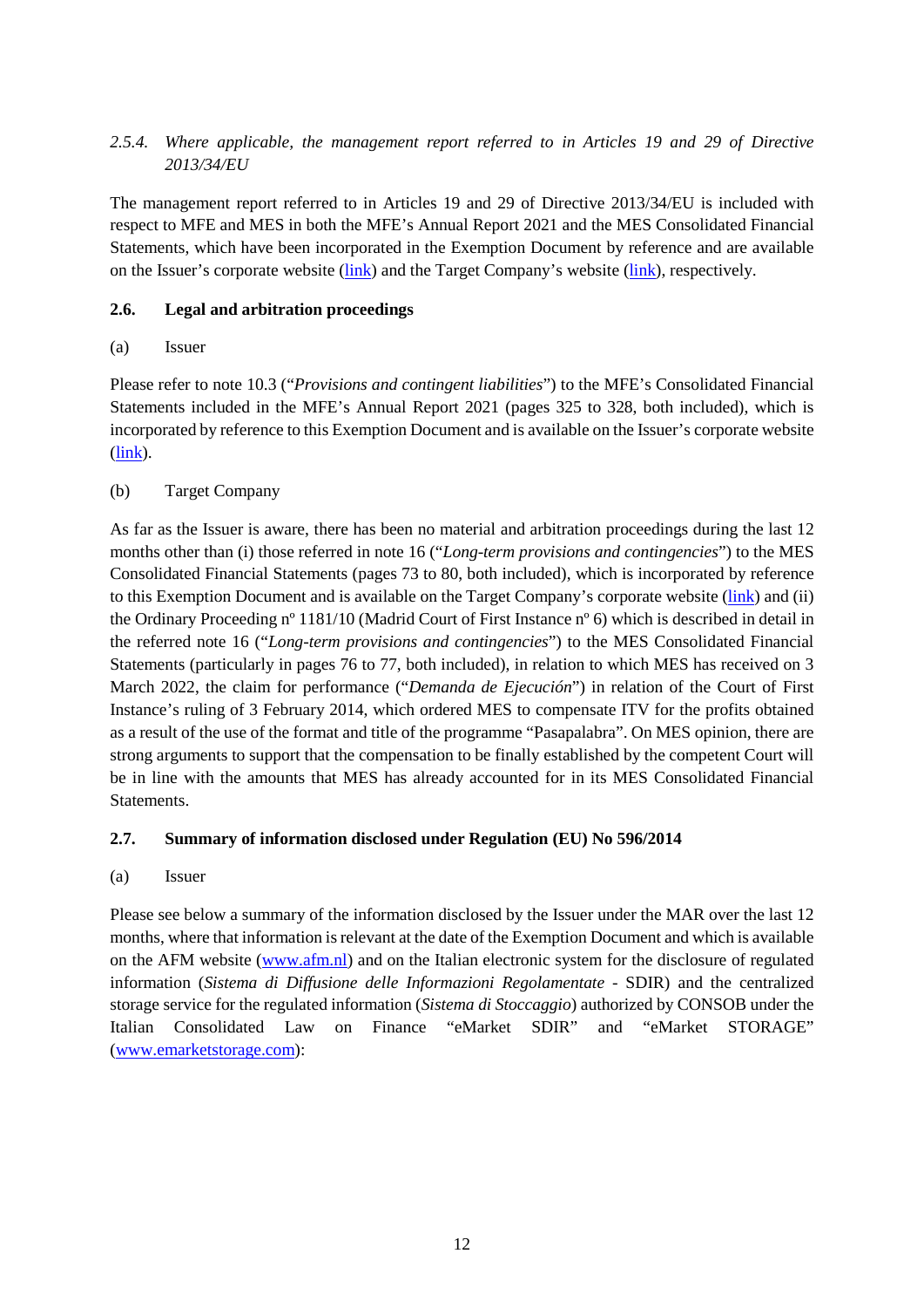### *2.5.4. Where applicable, the management report referred to in Articles 19 and 29 of Directive 2013/34/EU*

The management report referred to in Articles 19 and 29 of Directive 2013/34/EU is included with respect to MFE and MES in both the MFE's Annual Report 2021 and the MES Consolidated Financial Statements, which have been incorporated in the Exemption Document by reference and are available on the Issuer's corporate website (link) and the Target Company's website (link), respectively.

### **2.6. Legal and arbitration proceedings**

(a) Issuer

Please refer to note 10.3 ("*Provisions and contingent liabilities*") to the MFE's Consolidated Financial Statements included in the MFE's Annual Report 2021 (pages 325 to 328, both included), which is incorporated by reference to this Exemption Document and is available on the Issuer's corporate website (link).

(b) Target Company

As far as the Issuer is aware, there has been no material and arbitration proceedings during the last 12 months other than (i) those referred in note 16 ("*Long-term provisions and contingencies*") to the MES Consolidated Financial Statements (pages 73 to 80, both included), which is incorporated by reference to this Exemption Document and is available on the Target Company's corporate website (link) and (ii) the Ordinary Proceeding nº 1181/10 (Madrid Court of First Instance nº 6) which is described in detail in the referred note 16 ("*Long-term provisions and contingencies*") to the MES Consolidated Financial Statements (particularly in pages 76 to 77, both included), in relation to which MES has received on 3 March 2022, the claim for performance ("*Demanda de Ejecución*") in relation of the Court of First Instance's ruling of 3 February 2014, which ordered MES to compensate ITV for the profits obtained as a result of the use of the format and title of the programme "Pasapalabra". On MES opinion, there are strong arguments to support that the compensation to be finally established by the competent Court will be in line with the amounts that MES has already accounted for in its MES Consolidated Financial Statements.

### **2.7. Summary of information disclosed under Regulation (EU) No 596/2014**

(a) Issuer

Please see below a summary of the information disclosed by the Issuer under the MAR over the last 12 months, where that information is relevant at the date of the Exemption Document and which is available on the AFM website (www.afm.nl) and on the Italian electronic system for the disclosure of regulated information (*Sistema di Diffusione delle Informazioni Regolamentate* - SDIR) and the centralized storage service for the regulated information (*Sistema di Stoccaggio*) authorized by CONSOB under the Italian Consolidated Law on Finance "eMarket SDIR" and "eMarket STORAGE" (www.emarketstorage.com):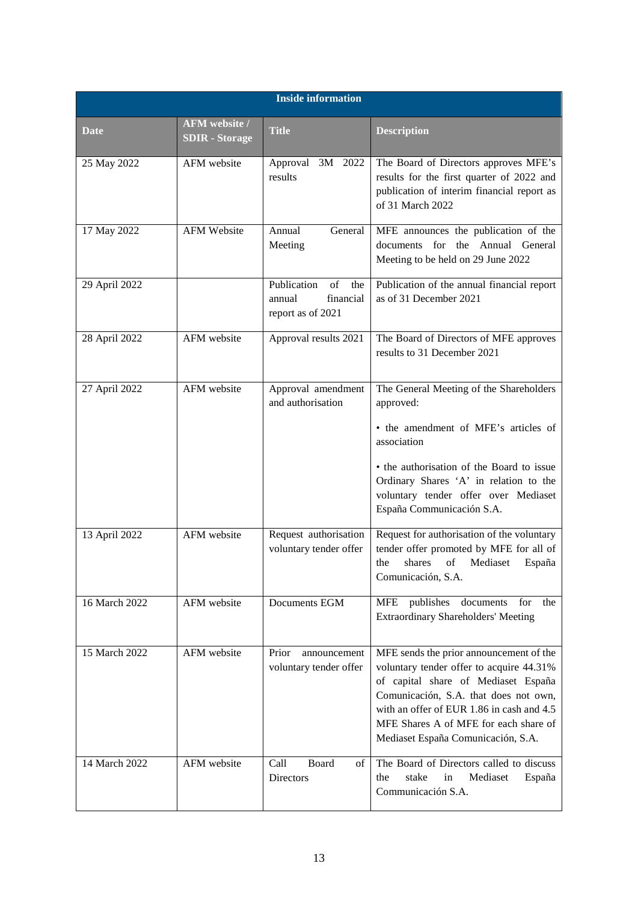| Inside information | | | |
|---|---|---|---|
| **Date** | **AFM website / SDIR - Storage** | **Title** | **Description** |
| 25 May 2022 | AFM website | Approval 3M 2022 results | The Board of Directors approves MFE's results for the first quarter of 2022 and publication of interim financial report as of 31 March 2022 |
| 17 May 2022 | AFM Website | Annual General Meeting | MFE announces the publication of the documents for the Annual General Meeting to be held on 29 June 2022 |
| 29 April 2022 | | Publication of the annual financial report as of 2021 | Publication of the annual financial report as of 31 December 2021 |
| 28 April 2022 | AFM website | Approval results 2021 | The Board of Directors of MFE approves results to 31 December 2021 |
| 27 April 2022 | AFM website | Approval amendment and authorisation | The General Meeting of the Shareholders approved:<br><br>• the amendment of MFE's articles of association<br><br>• the authorisation of the Board to issue Ordinary Shares 'A' in relation to the voluntary tender offer over Mediaset España Communicación S.A. |
| 13 April 2022 | AFM website | Request authorisation voluntary tender offer | Request for authorisation of the voluntary tender offer promoted by MFE for all of the shares of Mediaset España Comunicación, S.A. |
| 16 March 2022 | AFM website | Documents EGM | MFE publishes documents for the Extraordinary Shareholders' Meeting |
| 15 March 2022 | AFM website | Prior announcement voluntary tender offer | MFE sends the prior announcement of the voluntary tender offer to acquire 44.31% of capital share of Mediaset España Comunicación, S.A. that does not own, with an offer of EUR 1.86 in cash and 4.5 MFE Shares A of MFE for each share of Mediaset España Comunicación, S.A. |
| 14 March 2022 | AFM website | Call Board of Directors | The Board of Directors called to discuss the stake in Mediaset España Communicación S.A. |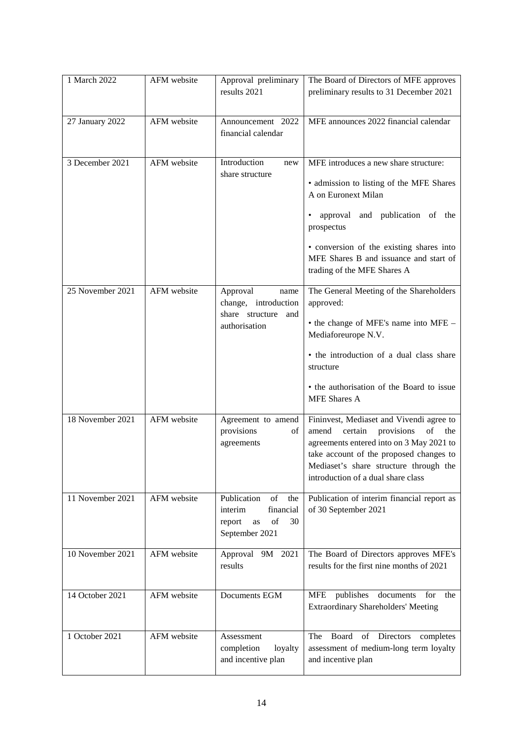| | | | |
|---|---|---|---|
| 1 March 2022 | AFM website | Approval preliminary results 2021 | The Board of Directors of MFE approves preliminary results to 31 December 2021 |
| 27 January 2022 | AFM website | Announcement 2022 financial calendar | MFE announces 2022 financial calendar |
| 3 December 2021 | AFM website | Introduction new share structure | MFE introduces a new share structure:<br><br>• admission to listing of the MFE Shares A on Euronext Milan<br><br>• approval and publication of the prospectus<br><br>• conversion of the existing shares into MFE Shares B and issuance and start of trading of the MFE Shares A |
| 25 November 2021 | AFM website | Approval name change, introduction share structure and authorisation | The General Meeting of the Shareholders approved:<br><br>• the change of MFE's name into MFE – Mediaforeurope N.V.<br><br>• the introduction of a dual class share structure<br><br>• the authorisation of the Board to issue MFE Shares A |
| 18 November 2021 | AFM website | Agreement to amend provisions of agreements | Fininvest, Mediaset and Vivendi agree to amend certain provisions of the agreements entered into on 3 May 2021 to take account of the proposed changes to Mediaset's share structure through the introduction of a dual share class |
| 11 November 2021 | AFM website | Publication of the interim financial report as of 30 September 2021 | Publication of interim financial report as of 30 September 2021 |
| 10 November 2021 | AFM website | Approval 9M 2021 results | The Board of Directors approves MFE's results for the first nine months of 2021 |
| 14 October 2021 | AFM website | Documents EGM | MFE publishes documents for the Extraordinary Shareholders' Meeting |
| 1 October 2021 | AFM website | Assessment completion loyalty and incentive plan | The Board of Directors completes assessment of medium-long term loyalty and incentive plan |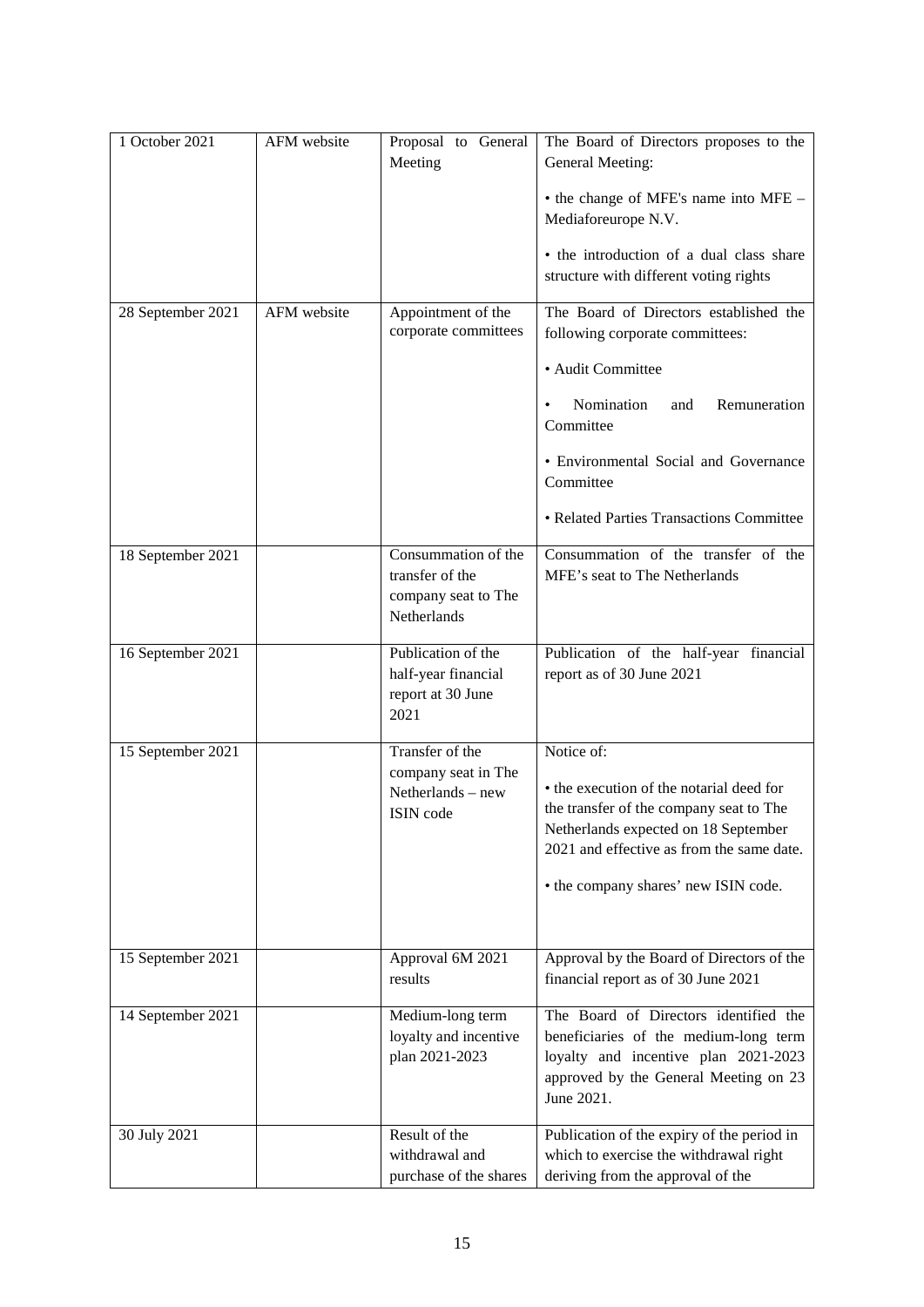| | | | |
|---|---|---|---|
| 1 October 2021 | AFM website | Proposal to General Meeting | The Board of Directors proposes to the General Meeting:<br><br>• the change of MFE's name into MFE – Mediaforeurope N.V.<br><br>• the introduction of a dual class share structure with different voting rights |
| 28 September 2021 | AFM website | Appointment of the corporate committees | The Board of Directors established the following corporate committees:<br><br>• Audit Committee<br><br>• Nomination and Remuneration Committee<br><br>• Environmental Social and Governance Committee<br><br>• Related Parties Transactions Committee |
| 18 September 2021 | | Consummation of the transfer of the company seat to The Netherlands | Consummation of the transfer of the MFE's seat to The Netherlands |
| 16 September 2021 | | Publication of the half-year financial report at 30 June 2021 | Publication of the half-year financial report as of 30 June 2021 |
| 15 September 2021 | | Transfer of the company seat in The Netherlands – new ISIN code | Notice of:<br><br>• the execution of the notarial deed for the transfer of the company seat to The Netherlands expected on 18 September 2021 and effective as from the same date.<br><br>• the company shares' new ISIN code. |
| 15 September 2021 | | Approval 6M 2021 results | Approval by the Board of Directors of the financial report as of 30 June 2021 |
| 14 September 2021 | | Medium-long term loyalty and incentive plan 2021-2023 | The Board of Directors identified the beneficiaries of the medium-long term loyalty and incentive plan 2021-2023 approved by the General Meeting on 23 June 2021. |
| 30 July 2021 | | Result of the withdrawal and purchase of the shares | Publication of the expiry of the period in which to exercise the withdrawal right deriving from the approval of the |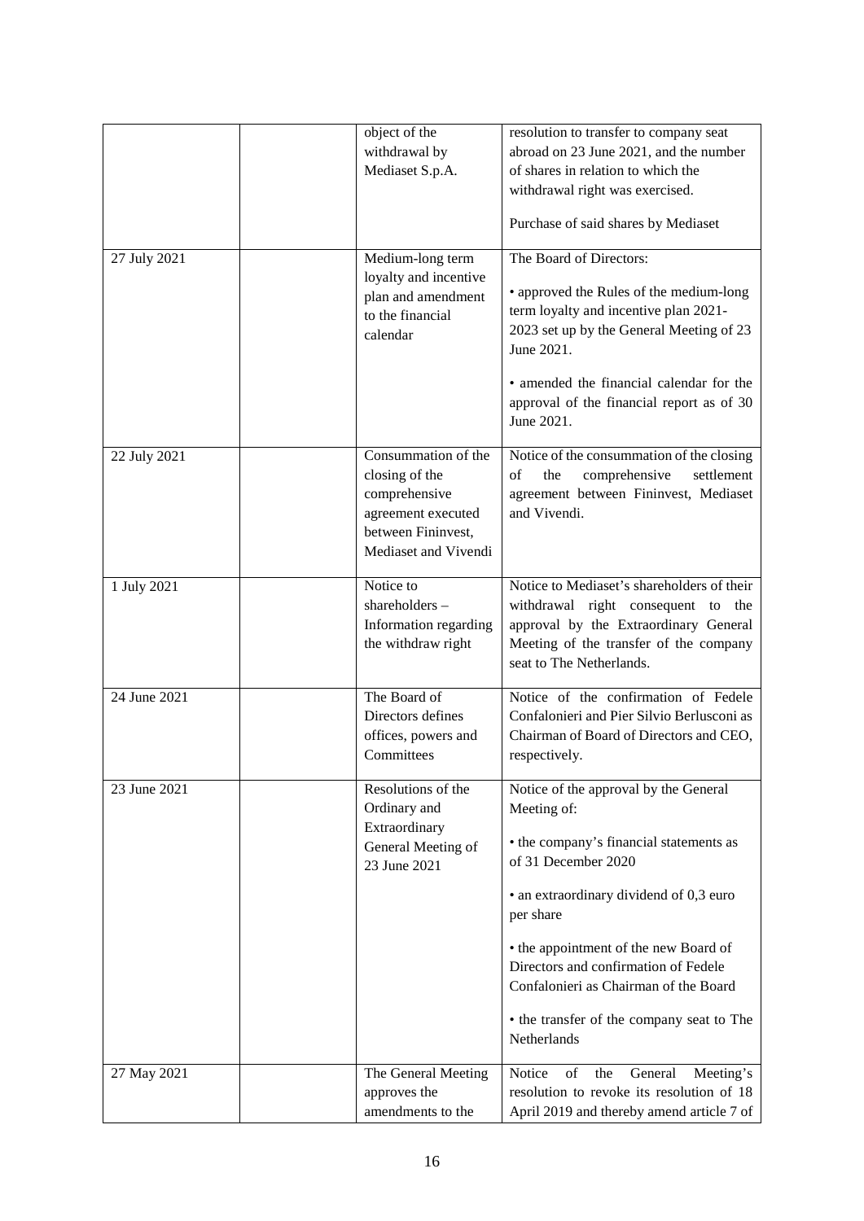| | | | |
|---|---|---|---|
| | | object of the withdrawal by Mediaset S.p.A. | resolution to transfer to company seat abroad on 23 June 2021, and the number of shares in relation to which the withdrawal right was exercised.<br><br>Purchase of said shares by Mediaset |
| 27 July 2021 | | Medium-long term loyalty and incentive plan and amendment to the financial calendar | The Board of Directors:<br><br>• approved the Rules of the medium-long term loyalty and incentive plan 2021-2023 set up by the General Meeting of 23 June 2021.<br><br>• amended the financial calendar for the approval of the financial report as of 30 June 2021. |
| 22 July 2021 | | Consummation of the closing of the comprehensive agreement executed between Fininvest, Mediaset and Vivendi | Notice of the consummation of the closing of the comprehensive settlement agreement between Fininvest, Mediaset and Vivendi. |
| 1 July 2021 | | Notice to shareholders – Information regarding the withdraw right | Notice to Mediaset's shareholders of their withdrawal right consequent to the approval by the Extraordinary General Meeting of the transfer of the company seat to The Netherlands. |
| 24 June 2021 | | The Board of Directors defines offices, powers and Committees | Notice of the confirmation of Fedele Confalonieri and Pier Silvio Berlusconi as Chairman of Board of Directors and CEO, respectively. |
| 23 June 2021 | | Resolutions of the Ordinary and Extraordinary General Meeting of 23 June 2021 | Notice of the approval by the General Meeting of:<br><br>• the company's financial statements as of 31 December 2020<br><br>• an extraordinary dividend of 0,3 euro per share<br><br>• the appointment of the new Board of Directors and confirmation of Fedele Confalonieri as Chairman of the Board<br><br>• the transfer of the company seat to The Netherlands |
| 27 May 2021 | | The General Meeting approves the amendments to the | Notice of the General Meeting's resolution to revoke its resolution of 18 April 2019 and thereby amend article 7 of |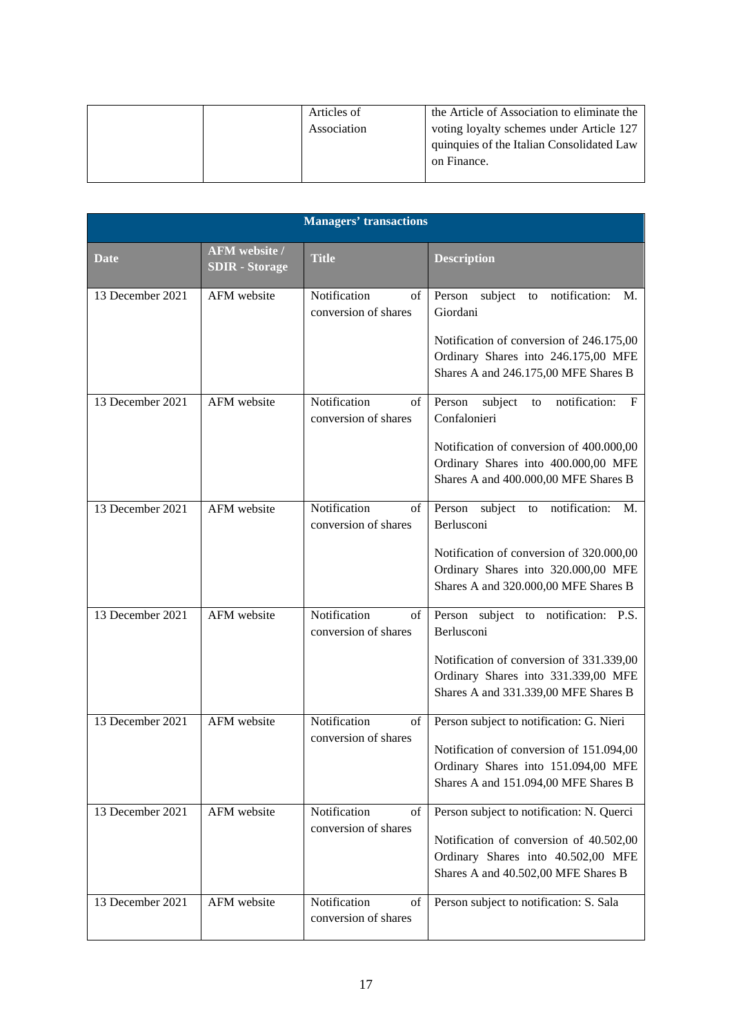| | | Articles of Association | the Article of Association to eliminate the voting loyalty schemes under Article 127 quinquies of the Italian Consolidated Law on Finance. |
|---|---|---|---|

| **Managers' transactions** | | | |
|---|---|---|---|
| **Date** | **AFM website / SDIR - Storage** | **Title** | **Description** |
| 13 December 2021 | AFM website | Notification of conversion of shares | Person subject to notification: M. Giordani<br><br>Notification of conversion of 246.175,00 Ordinary Shares into 246.175,00 MFE Shares A and 246.175,00 MFE Shares B |
| 13 December 2021 | AFM website | Notification of conversion of shares | Person subject to notification: F Confalonieri<br><br>Notification of conversion of 400.000,00 Ordinary Shares into 400.000,00 MFE Shares A and 400.000,00 MFE Shares B |
| 13 December 2021 | AFM website | Notification of conversion of shares | Person subject to notification: M. Berlusconi<br><br>Notification of conversion of 320.000,00 Ordinary Shares into 320.000,00 MFE Shares A and 320.000,00 MFE Shares B |
| 13 December 2021 | AFM website | Notification of conversion of shares | Person subject to notification: P.S. Berlusconi<br><br>Notification of conversion of 331.339,00 Ordinary Shares into 331.339,00 MFE Shares A and 331.339,00 MFE Shares B |
| 13 December 2021 | AFM website | Notification of conversion of shares | Person subject to notification: G. Nieri<br><br>Notification of conversion of 151.094,00 Ordinary Shares into 151.094,00 MFE Shares A and 151.094,00 MFE Shares B |
| 13 December 2021 | AFM website | Notification of conversion of shares | Person subject to notification: N. Querci<br><br>Notification of conversion of 40.502,00 Ordinary Shares into 40.502,00 MFE Shares A and 40.502,00 MFE Shares B |
| 13 December 2021 | AFM website | Notification of conversion of shares | Person subject to notification: S. Sala |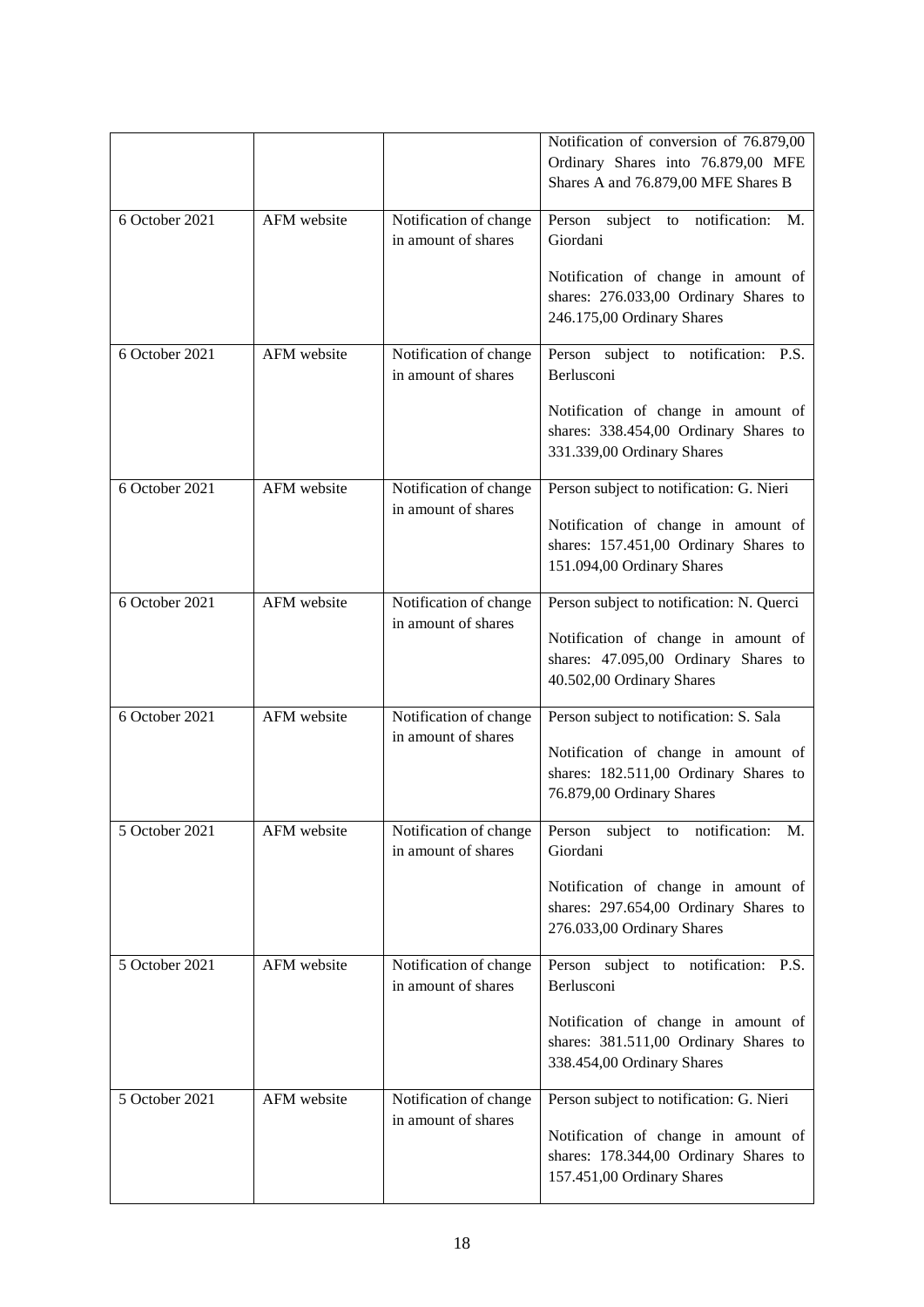| | | | |
|---|---|---|---|
| | | | Notification of conversion of 76.879,00 Ordinary Shares into 76.879,00 MFE Shares A and 76.879,00 MFE Shares B |
| 6 October 2021 | AFM website | Notification of change in amount of shares | Person subject to notification: M. Giordani<br><br>Notification of change in amount of shares: 276.033,00 Ordinary Shares to 246.175,00 Ordinary Shares |
| 6 October 2021 | AFM website | Notification of change in amount of shares | Person subject to notification: P.S. Berlusconi<br><br>Notification of change in amount of shares: 338.454,00 Ordinary Shares to 331.339,00 Ordinary Shares |
| 6 October 2021 | AFM website | Notification of change in amount of shares | Person subject to notification: G. Nieri<br><br>Notification of change in amount of shares: 157.451,00 Ordinary Shares to 151.094,00 Ordinary Shares |
| 6 October 2021 | AFM website | Notification of change in amount of shares | Person subject to notification: N. Querci<br><br>Notification of change in amount of shares: 47.095,00 Ordinary Shares to 40.502,00 Ordinary Shares |
| 6 October 2021 | AFM website | Notification of change in amount of shares | Person subject to notification: S. Sala<br><br>Notification of change in amount of shares: 182.511,00 Ordinary Shares to 76.879,00 Ordinary Shares |
| 5 October 2021 | AFM website | Notification of change in amount of shares | Person subject to notification: M. Giordani<br><br>Notification of change in amount of shares: 297.654,00 Ordinary Shares to 276.033,00 Ordinary Shares |
| 5 October 2021 | AFM website | Notification of change in amount of shares | Person subject to notification: P.S. Berlusconi<br><br>Notification of change in amount of shares: 381.511,00 Ordinary Shares to 338.454,00 Ordinary Shares |
| 5 October 2021 | AFM website | Notification of change in amount of shares | Person subject to notification: G. Nieri<br><br>Notification of change in amount of shares: 178.344,00 Ordinary Shares to 157.451,00 Ordinary Shares |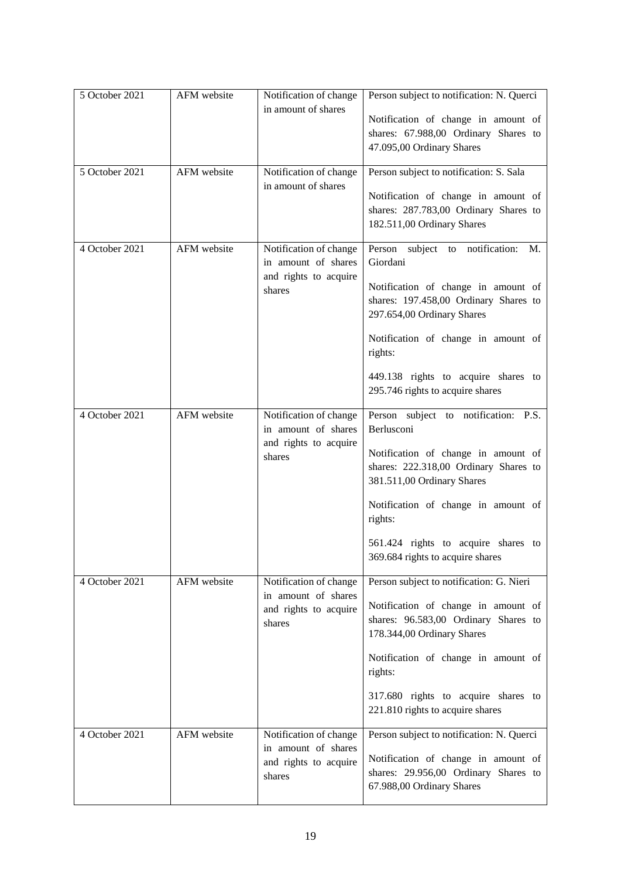| 5 October 2021 | AFM website | Notification of change in amount of shares | Person subject to notification: N. Querci<br><br>Notification of change in amount of shares: 67.988,00 Ordinary Shares to 47.095,00 Ordinary Shares |
|---|---|---|---|
| 5 October 2021 | AFM website | Notification of change in amount of shares | Person subject to notification: S. Sala<br><br>Notification of change in amount of shares: 287.783,00 Ordinary Shares to 182.511,00 Ordinary Shares |
| 4 October 2021 | AFM website | Notification of change in amount of shares and rights to acquire shares | Person subject to notification: M. Giordani<br><br>Notification of change in amount of shares: 197.458,00 Ordinary Shares to 297.654,00 Ordinary Shares<br><br>Notification of change in amount of rights:<br><br>449.138 rights to acquire shares to 295.746 rights to acquire shares |
| 4 October 2021 | AFM website | Notification of change in amount of shares and rights to acquire shares | Person subject to notification: P.S. Berlusconi<br><br>Notification of change in amount of shares: 222.318,00 Ordinary Shares to 381.511,00 Ordinary Shares<br><br>Notification of change in amount of rights:<br><br>561.424 rights to acquire shares to 369.684 rights to acquire shares |
| 4 October 2021 | AFM website | Notification of change in amount of shares and rights to acquire shares | Person subject to notification: G. Nieri<br><br>Notification of change in amount of shares: 96.583,00 Ordinary Shares to 178.344,00 Ordinary Shares<br><br>Notification of change in amount of rights:<br><br>317.680 rights to acquire shares to 221.810 rights to acquire shares |
| 4 October 2021 | AFM website | Notification of change in amount of shares and rights to acquire shares | Person subject to notification: N. Querci<br><br>Notification of change in amount of shares: 29.956,00 Ordinary Shares to 67.988,00 Ordinary Shares |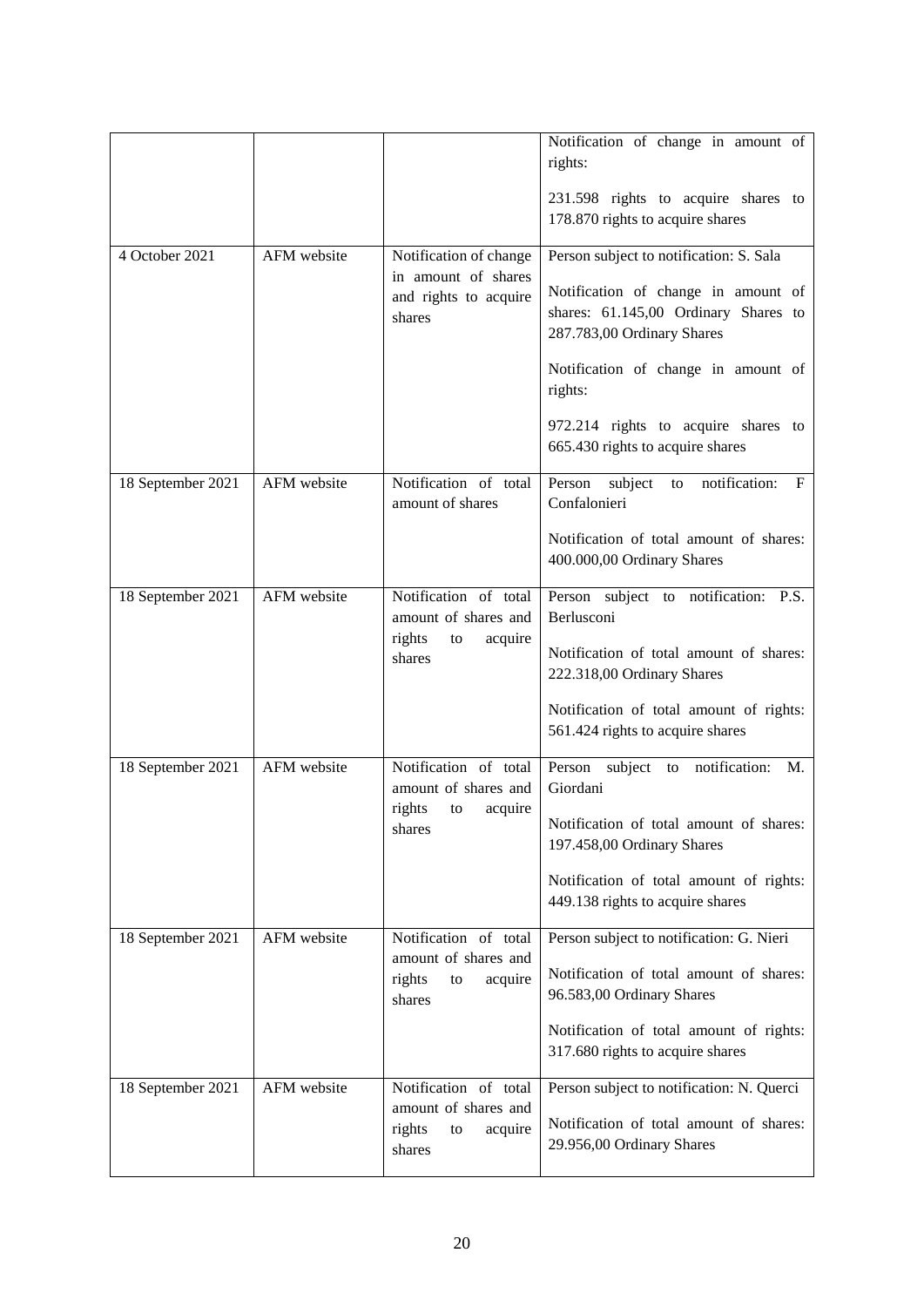| | | | Notification of change in amount of rights:<br><br>231.598 rights to acquire shares to 178.870 rights to acquire shares |
|---|---|---|---|
| 4 October 2021 | AFM website | Notification of change in amount of shares and rights to acquire shares | Person subject to notification: S. Sala<br><br>Notification of change in amount of shares: 61.145,00 Ordinary Shares to 287.783,00 Ordinary Shares<br><br>Notification of change in amount of rights:<br><br>972.214 rights to acquire shares to 665.430 rights to acquire shares |
| 18 September 2021 | AFM website | Notification of total amount of shares | Person subject to notification: F Confalonieri<br><br>Notification of total amount of shares: 400.000,00 Ordinary Shares |
| 18 September 2021 | AFM website | Notification of total amount of shares and rights to acquire shares | Person subject to notification: P.S. Berlusconi<br><br>Notification of total amount of shares: 222.318,00 Ordinary Shares<br><br>Notification of total amount of rights: 561.424 rights to acquire shares |
| 18 September 2021 | AFM website | Notification of total amount of shares and rights to acquire shares | Person subject to notification: M. Giordani<br><br>Notification of total amount of shares: 197.458,00 Ordinary Shares<br><br>Notification of total amount of rights: 449.138 rights to acquire shares |
| 18 September 2021 | AFM website | Notification of total amount of shares and rights to acquire shares | Person subject to notification: G. Nieri<br><br>Notification of total amount of shares: 96.583,00 Ordinary Shares<br><br>Notification of total amount of rights: 317.680 rights to acquire shares |
| 18 September 2021 | AFM website | Notification of total amount of shares and rights to acquire shares | Person subject to notification: N. Querci<br><br>Notification of total amount of shares: 29.956,00 Ordinary Shares |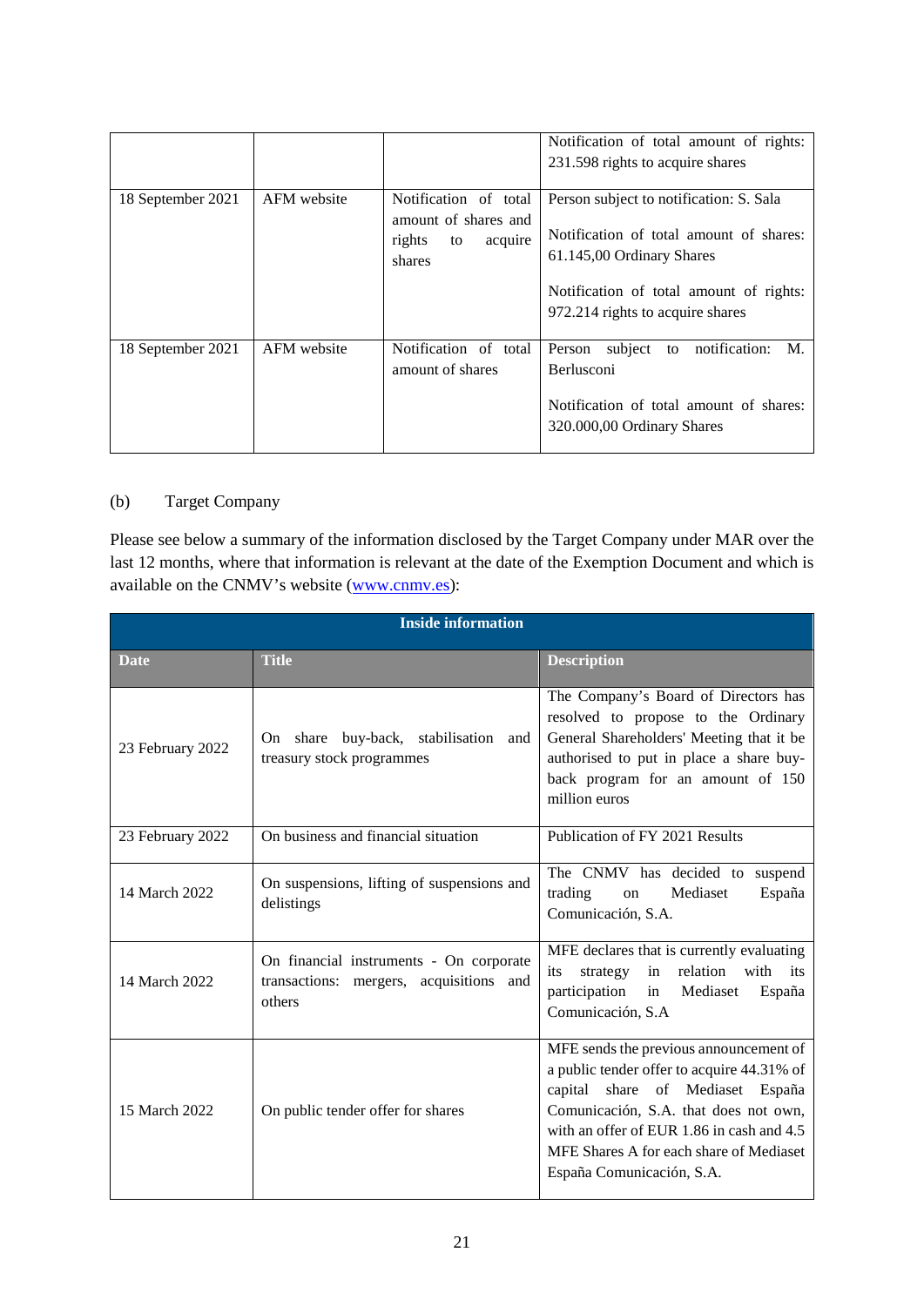| | | | Notification of total amount of rights: 231.598 rights to acquire shares |
|---|---|---|---|
| 18 September 2021 | AFM website | Notification of total amount of shares and rights to acquire shares | Person subject to notification: S. Sala<br><br>Notification of total amount of shares: 61.145,00 Ordinary Shares<br><br>Notification of total amount of rights: 972.214 rights to acquire shares |
| 18 September 2021 | AFM website | Notification of total amount of shares | Person subject to notification: M. Berlusconi<br><br>Notification of total amount of shares: 320.000,00 Ordinary Shares |

(b) Target Company

Please see below a summary of the information disclosed by the Target Company under MAR over the last 12 months, where that information is relevant at the date of the Exemption Document and which is available on the CNMV's website (www.cnmv.es):

| **Inside information** | | |
|---|---|---|
| **Date** | **Title** | **Description** |
| 23 February 2022 | On share buy-back, stabilisation and treasury stock programmes | The Company's Board of Directors has resolved to propose to the Ordinary General Shareholders' Meeting that it be authorised to put in place a share buy-back program for an amount of 150 million euros |
| 23 February 2022 | On business and financial situation | Publication of FY 2021 Results |
| 14 March 2022 | On suspensions, lifting of suspensions and delistings | The CNMV has decided to suspend trading on Mediaset España Comunicación, S.A. |
| 14 March 2022 | On financial instruments - On corporate transactions: mergers, acquisitions and others | MFE declares that is currently evaluating its strategy in relation with its participation in Mediaset España Comunicación, S.A |
| 15 March 2022 | On public tender offer for shares | MFE sends the previous announcement of a public tender offer to acquire 44.31% of capital share of Mediaset España Comunicación, S.A. that does not own, with an offer of EUR 1.86 in cash and 4.5 MFE Shares A for each share of Mediaset España Comunicación, S.A. |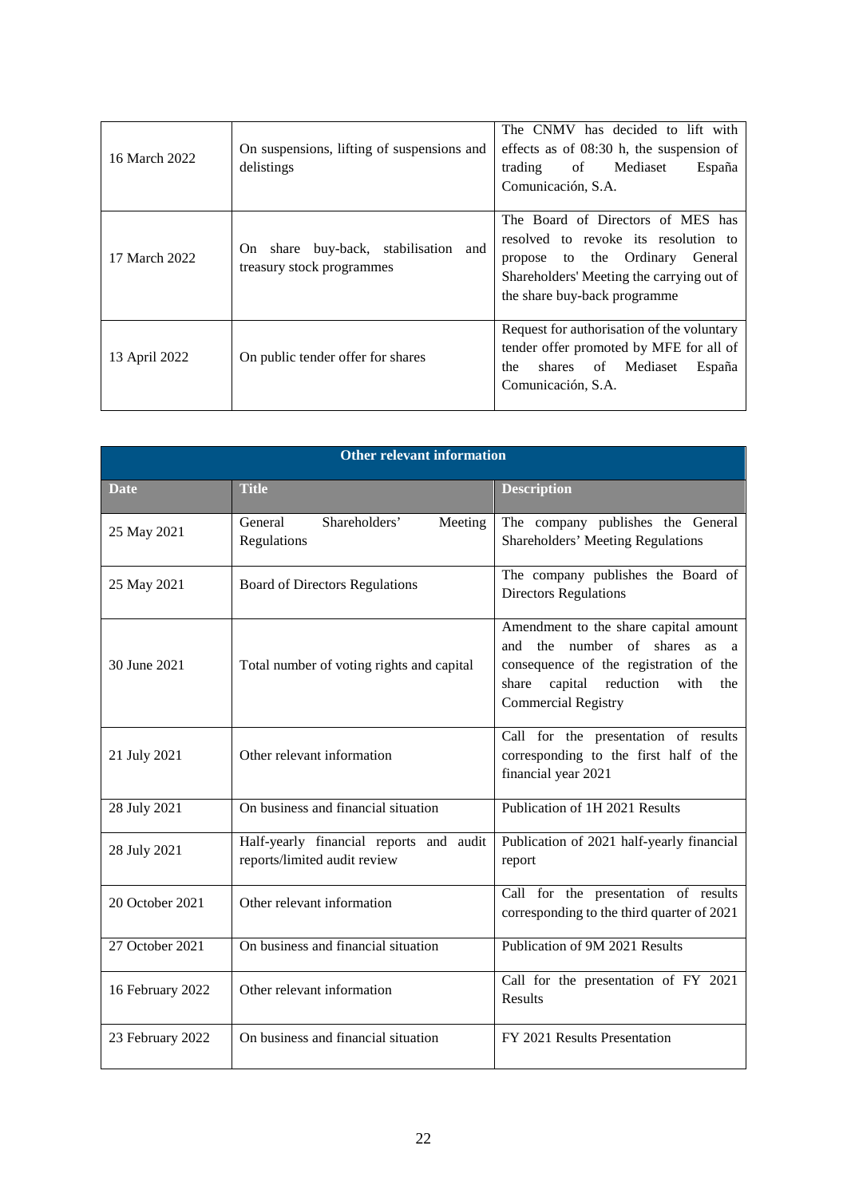| | | |
|---|---|---|
| 16 March 2022 | On suspensions, lifting of suspensions and delistings | The CNMV has decided to lift with effects as of 08:30 h, the suspension of trading of Mediaset España Comunicación, S.A. |
| 17 March 2022 | On share buy-back, stabilisation and treasury stock programmes | The Board of Directors of MES has resolved to revoke its resolution to propose to the Ordinary General Shareholders' Meeting the carrying out of the share buy-back programme |
| 13 April 2022 | On public tender offer for shares | Request for authorisation of the voluntary tender offer promoted by MFE for all of the shares of Mediaset España Comunicación, S.A. |

| Other relevant information | | |
|---|---|---|
| **Date** | **Title** | **Description** |
| 25 May 2021 | General Shareholders' Meeting Regulations | The company publishes the General Shareholders' Meeting Regulations |
| 25 May 2021 | Board of Directors Regulations | The company publishes the Board of Directors Regulations |
| 30 June 2021 | Total number of voting rights and capital | Amendment to the share capital amount and the number of shares as a consequence of the registration of the share capital reduction with the Commercial Registry |
| 21 July 2021 | Other relevant information | Call for the presentation of results corresponding to the first half of the financial year 2021 |
| 28 July 2021 | On business and financial situation | Publication of 1H 2021 Results |
| 28 July 2021 | Half-yearly financial reports and audit reports/limited audit review | Publication of 2021 half-yearly financial report |
| 20 October 2021 | Other relevant information | Call for the presentation of results corresponding to the third quarter of 2021 |
| 27 October 2021 | On business and financial situation | Publication of 9M 2021 Results |
| 16 February 2022 | Other relevant information | Call for the presentation of FY 2021 Results |
| 23 February 2022 | On business and financial situation | FY 2021 Results Presentation |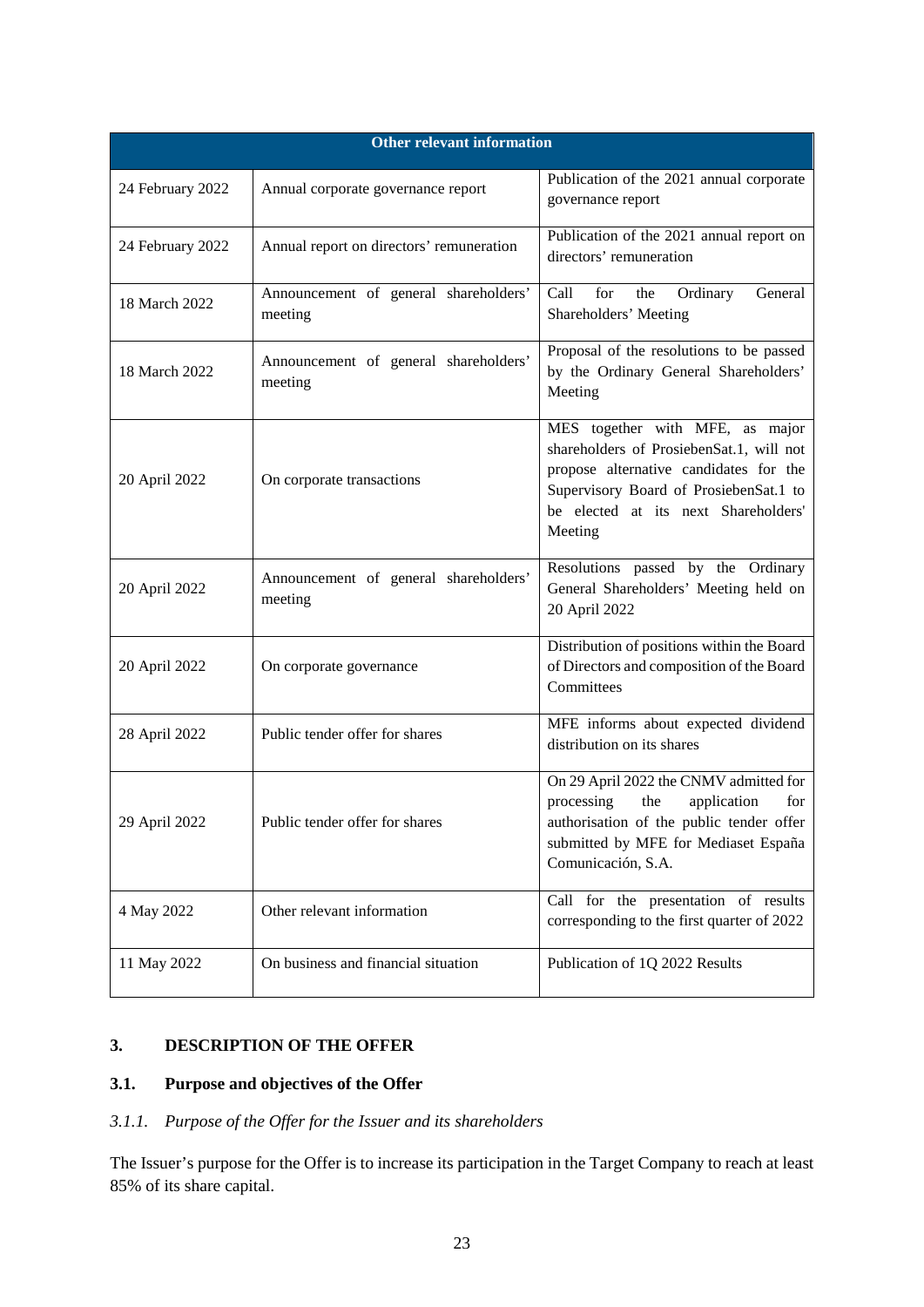| Other relevant information | | |
|---|---|---|
| 24 February 2022 | Annual corporate governance report | Publication of the 2021 annual corporate governance report |
| 24 February 2022 | Annual report on directors' remuneration | Publication of the 2021 annual report on directors' remuneration |
| 18 March 2022 | Announcement of general shareholders' meeting | Call for the Ordinary General Shareholders' Meeting |
| 18 March 2022 | Announcement of general shareholders' meeting | Proposal of the resolutions to be passed by the Ordinary General Shareholders' Meeting |
| 20 April 2022 | On corporate transactions | MES together with MFE, as major shareholders of ProsiebenSat.1, will not propose alternative candidates for the Supervisory Board of ProsiebenSat.1 to be elected at its next Shareholders' Meeting |
| 20 April 2022 | Announcement of general shareholders' meeting | Resolutions passed by the Ordinary General Shareholders' Meeting held on 20 April 2022 |
| 20 April 2022 | On corporate governance | Distribution of positions within the Board of Directors and composition of the Board Committees |
| 28 April 2022 | Public tender offer for shares | MFE informs about expected dividend distribution on its shares |
| 29 April 2022 | Public tender offer for shares | On 29 April 2022 the CNMV admitted for processing the application for authorisation of the public tender offer submitted by MFE for Mediaset España Comunicación, S.A. |
| 4 May 2022 | Other relevant information | Call for the presentation of results corresponding to the first quarter of 2022 |
| 11 May 2022 | On business and financial situation | Publication of 1Q 2022 Results |

## 3. DESCRIPTION OF THE OFFER

### 3.1. Purpose and objectives of the Offer

#### *3.1.1. Purpose of the Offer for the Issuer and its shareholders*

The Issuer's purpose for the Offer is to increase its participation in the Target Company to reach at least 85% of its share capital.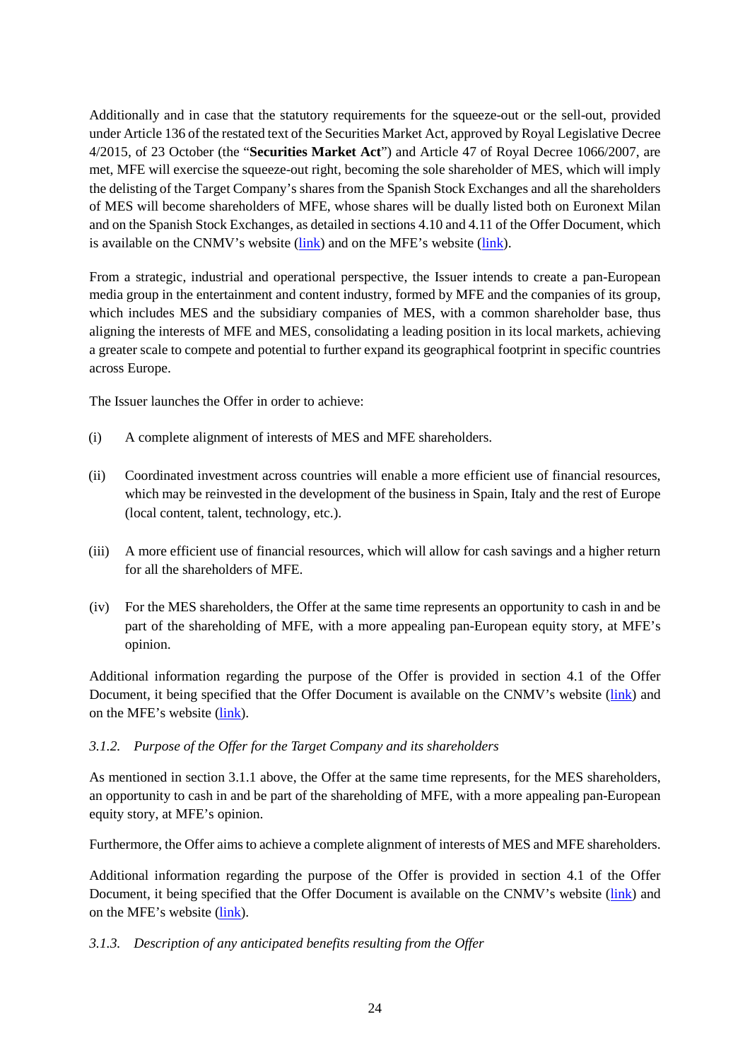Additionally and in case that the statutory requirements for the squeeze-out or the sell-out, provided under Article 136 of the restated text of the Securities Market Act, approved by Royal Legislative Decree 4/2015, of 23 October (the "**Securities Market Act**") and Article 47 of Royal Decree 1066/2007, are met, MFE will exercise the squeeze-out right, becoming the sole shareholder of MES, which will imply the delisting of the Target Company's shares from the Spanish Stock Exchanges and all the shareholders of MES will become shareholders of MFE, whose shares will be dually listed both on Euronext Milan and on the Spanish Stock Exchanges, as detailed in sections 4.10 and 4.11 of the Offer Document, which is available on the CNMV's website (link) and on the MFE's website (link).

From a strategic, industrial and operational perspective, the Issuer intends to create a pan-European media group in the entertainment and content industry, formed by MFE and the companies of its group, which includes MES and the subsidiary companies of MES, with a common shareholder base, thus aligning the interests of MFE and MES, consolidating a leading position in its local markets, achieving a greater scale to compete and potential to further expand its geographical footprint in specific countries across Europe.

The Issuer launches the Offer in order to achieve:

(i) A complete alignment of interests of MES and MFE shareholders.

(ii) Coordinated investment across countries will enable a more efficient use of financial resources, which may be reinvested in the development of the business in Spain, Italy and the rest of Europe (local content, talent, technology, etc.).

(iii) A more efficient use of financial resources, which will allow for cash savings and a higher return for all the shareholders of MFE.

(iv) For the MES shareholders, the Offer at the same time represents an opportunity to cash in and be part of the shareholding of MFE, with a more appealing pan-European equity story, at MFE's opinion.

Additional information regarding the purpose of the Offer is provided in section 4.1 of the Offer Document, it being specified that the Offer Document is available on the CNMV's website (link) and on the MFE's website (link).

### *3.1.2. Purpose of the Offer for the Target Company and its shareholders*

As mentioned in section 3.1.1 above, the Offer at the same time represents, for the MES shareholders, an opportunity to cash in and be part of the shareholding of MFE, with a more appealing pan-European equity story, at MFE's opinion.

Furthermore, the Offer aims to achieve a complete alignment of interests of MES and MFE shareholders.

Additional information regarding the purpose of the Offer is provided in section 4.1 of the Offer Document, it being specified that the Offer Document is available on the CNMV's website (link) and on the MFE's website (link).

### *3.1.3. Description of any anticipated benefits resulting from the Offer*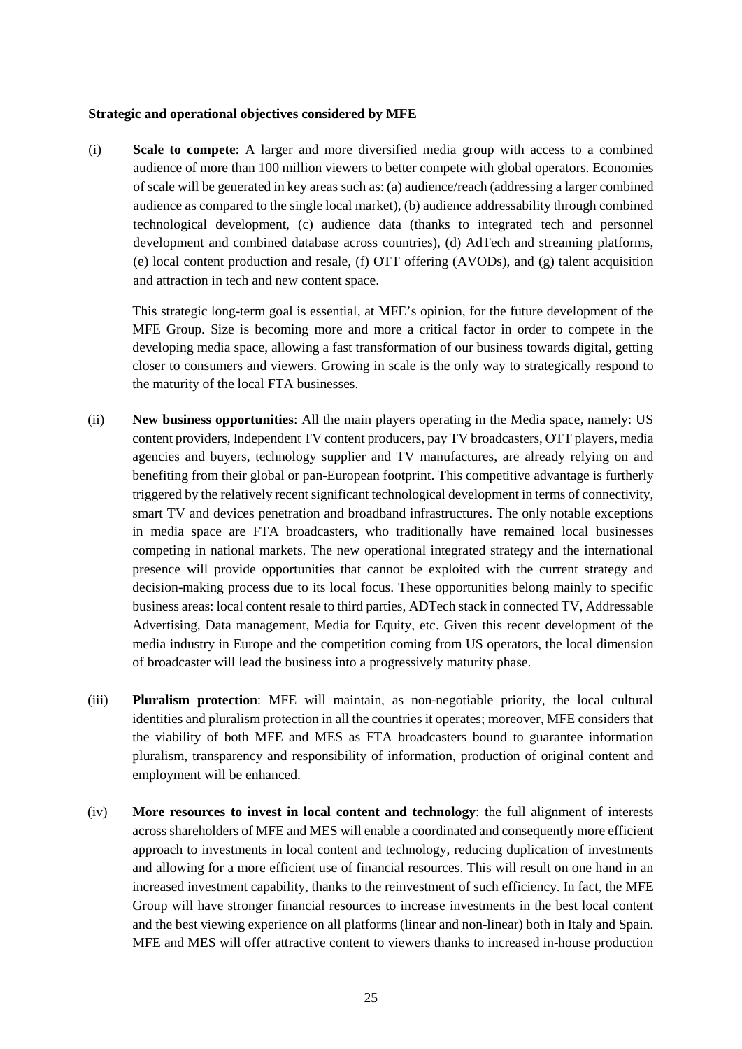**Strategic and operational objectives considered by MFE**

(i) **Scale to compete**: A larger and more diversified media group with access to a combined audience of more than 100 million viewers to better compete with global operators. Economies of scale will be generated in key areas such as: (a) audience/reach (addressing a larger combined audience as compared to the single local market), (b) audience addressability through combined technological development, (c) audience data (thanks to integrated tech and personnel development and combined database across countries), (d) AdTech and streaming platforms, (e) local content production and resale, (f) OTT offering (AVODs), and (g) talent acquisition and attraction in tech and new content space.

This strategic long-term goal is essential, at MFE's opinion, for the future development of the MFE Group. Size is becoming more and more a critical factor in order to compete in the developing media space, allowing a fast transformation of our business towards digital, getting closer to consumers and viewers. Growing in scale is the only way to strategically respond to the maturity of the local FTA businesses.

(ii) **New business opportunities**: All the main players operating in the Media space, namely: US content providers, Independent TV content producers, pay TV broadcasters, OTT players, media agencies and buyers, technology supplier and TV manufactures, are already relying on and benefiting from their global or pan-European footprint. This competitive advantage is furtherly triggered by the relatively recent significant technological development in terms of connectivity, smart TV and devices penetration and broadband infrastructures. The only notable exceptions in media space are FTA broadcasters, who traditionally have remained local businesses competing in national markets. The new operational integrated strategy and the international presence will provide opportunities that cannot be exploited with the current strategy and decision-making process due to its local focus. These opportunities belong mainly to specific business areas: local content resale to third parties, ADTech stack in connected TV, Addressable Advertising, Data management, Media for Equity, etc. Given this recent development of the media industry in Europe and the competition coming from US operators, the local dimension of broadcaster will lead the business into a progressively maturity phase.

(iii) **Pluralism protection**: MFE will maintain, as non-negotiable priority, the local cultural identities and pluralism protection in all the countries it operates; moreover, MFE considers that the viability of both MFE and MES as FTA broadcasters bound to guarantee information pluralism, transparency and responsibility of information, production of original content and employment will be enhanced.

(iv) **More resources to invest in local content and technology**: the full alignment of interests across shareholders of MFE and MES will enable a coordinated and consequently more efficient approach to investments in local content and technology, reducing duplication of investments and allowing for a more efficient use of financial resources. This will result on one hand in an increased investment capability, thanks to the reinvestment of such efficiency. In fact, the MFE Group will have stronger financial resources to increase investments in the best local content and the best viewing experience on all platforms (linear and non-linear) both in Italy and Spain. MFE and MES will offer attractive content to viewers thanks to increased in-house production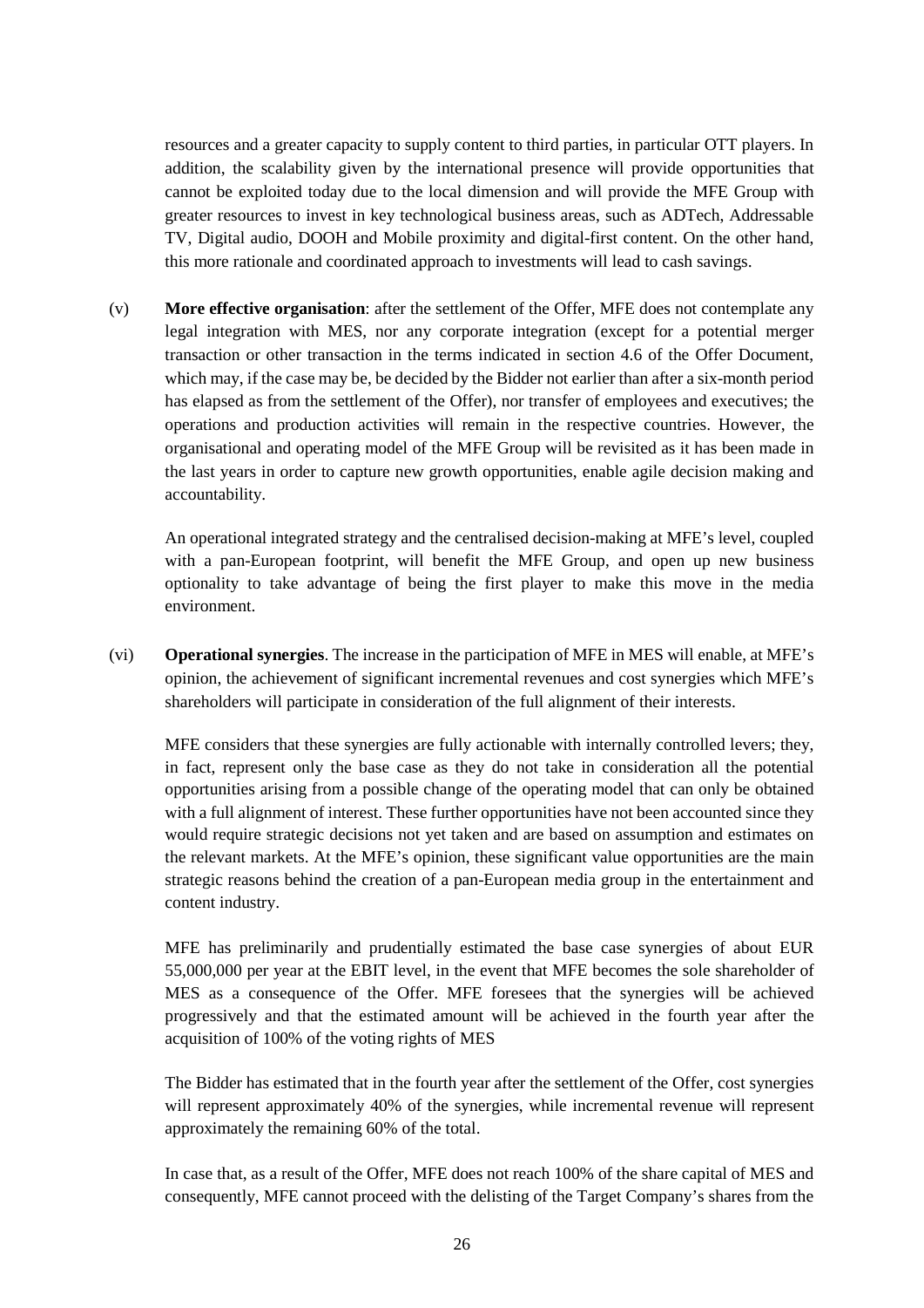resources and a greater capacity to supply content to third parties, in particular OTT players. In addition, the scalability given by the international presence will provide opportunities that cannot be exploited today due to the local dimension and will provide the MFE Group with greater resources to invest in key technological business areas, such as ADTech, Addressable TV, Digital audio, DOOH and Mobile proximity and digital-first content. On the other hand, this more rationale and coordinated approach to investments will lead to cash savings.

(v) **More effective organisation**: after the settlement of the Offer, MFE does not contemplate any legal integration with MES, nor any corporate integration (except for a potential merger transaction or other transaction in the terms indicated in section 4.6 of the Offer Document, which may, if the case may be, be decided by the Bidder not earlier than after a six-month period has elapsed as from the settlement of the Offer), nor transfer of employees and executives; the operations and production activities will remain in the respective countries. However, the organisational and operating model of the MFE Group will be revisited as it has been made in the last years in order to capture new growth opportunities, enable agile decision making and accountability.

An operational integrated strategy and the centralised decision-making at MFE's level, coupled with a pan-European footprint, will benefit the MFE Group, and open up new business optionality to take advantage of being the first player to make this move in the media environment.

(vi) **Operational synergies**. The increase in the participation of MFE in MES will enable, at MFE's opinion, the achievement of significant incremental revenues and cost synergies which MFE's shareholders will participate in consideration of the full alignment of their interests.

MFE considers that these synergies are fully actionable with internally controlled levers; they, in fact, represent only the base case as they do not take in consideration all the potential opportunities arising from a possible change of the operating model that can only be obtained with a full alignment of interest. These further opportunities have not been accounted since they would require strategic decisions not yet taken and are based on assumption and estimates on the relevant markets. At the MFE's opinion, these significant value opportunities are the main strategic reasons behind the creation of a pan-European media group in the entertainment and content industry.

MFE has preliminarily and prudentially estimated the base case synergies of about EUR 55,000,000 per year at the EBIT level, in the event that MFE becomes the sole shareholder of MES as a consequence of the Offer. MFE foresees that the synergies will be achieved progressively and that the estimated amount will be achieved in the fourth year after the acquisition of 100% of the voting rights of MES

The Bidder has estimated that in the fourth year after the settlement of the Offer, cost synergies will represent approximately 40% of the synergies, while incremental revenue will represent approximately the remaining 60% of the total.

In case that, as a result of the Offer, MFE does not reach 100% of the share capital of MES and consequently, MFE cannot proceed with the delisting of the Target Company's shares from the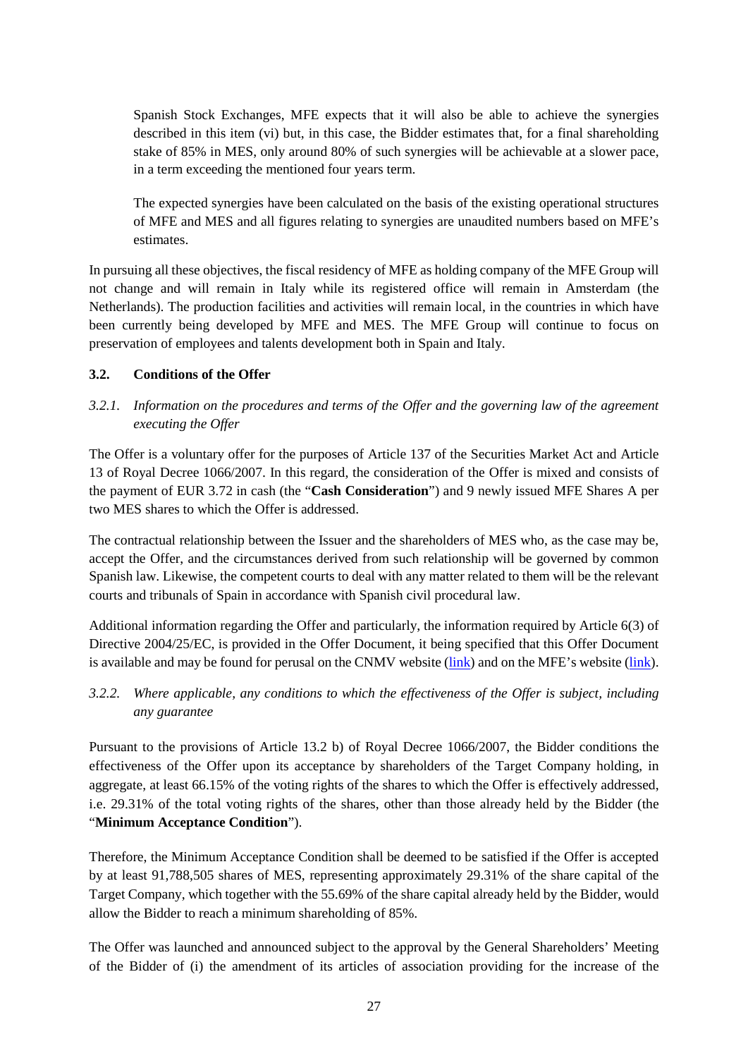Spanish Stock Exchanges, MFE expects that it will also be able to achieve the synergies described in this item (vi) but, in this case, the Bidder estimates that, for a final shareholding stake of 85% in MES, only around 80% of such synergies will be achievable at a slower pace, in a term exceeding the mentioned four years term.

The expected synergies have been calculated on the basis of the existing operational structures of MFE and MES and all figures relating to synergies are unaudited numbers based on MFE's estimates.

In pursuing all these objectives, the fiscal residency of MFE as holding company of the MFE Group will not change and will remain in Italy while its registered office will remain in Amsterdam (the Netherlands). The production facilities and activities will remain local, in the countries in which have been currently being developed by MFE and MES. The MFE Group will continue to focus on preservation of employees and talents development both in Spain and Italy.

### 3.2. Conditions of the Offer

#### *3.2.1. Information on the procedures and terms of the Offer and the governing law of the agreement executing the Offer*

The Offer is a voluntary offer for the purposes of Article 137 of the Securities Market Act and Article 13 of Royal Decree 1066/2007. In this regard, the consideration of the Offer is mixed and consists of the payment of EUR 3.72 in cash (the "**Cash Consideration**") and 9 newly issued MFE Shares A per two MES shares to which the Offer is addressed.

The contractual relationship between the Issuer and the shareholders of MES who, as the case may be, accept the Offer, and the circumstances derived from such relationship will be governed by common Spanish law. Likewise, the competent courts to deal with any matter related to them will be the relevant courts and tribunals of Spain in accordance with Spanish civil procedural law.

Additional information regarding the Offer and particularly, the information required by Article 6(3) of Directive 2004/25/EC, is provided in the Offer Document, it being specified that this Offer Document is available and may be found for perusal on the CNMV website (link) and on the MFE's website (link).

#### *3.2.2. Where applicable, any conditions to which the effectiveness of the Offer is subject, including any guarantee*

Pursuant to the provisions of Article 13.2 b) of Royal Decree 1066/2007, the Bidder conditions the effectiveness of the Offer upon its acceptance by shareholders of the Target Company holding, in aggregate, at least 66.15% of the voting rights of the shares to which the Offer is effectively addressed, i.e. 29.31% of the total voting rights of the shares, other than those already held by the Bidder (the "**Minimum Acceptance Condition**").

Therefore, the Minimum Acceptance Condition shall be deemed to be satisfied if the Offer is accepted by at least 91,788,505 shares of MES, representing approximately 29.31% of the share capital of the Target Company, which together with the 55.69% of the share capital already held by the Bidder, would allow the Bidder to reach a minimum shareholding of 85%.

The Offer was launched and announced subject to the approval by the General Shareholders' Meeting of the Bidder of (i) the amendment of its articles of association providing for the increase of the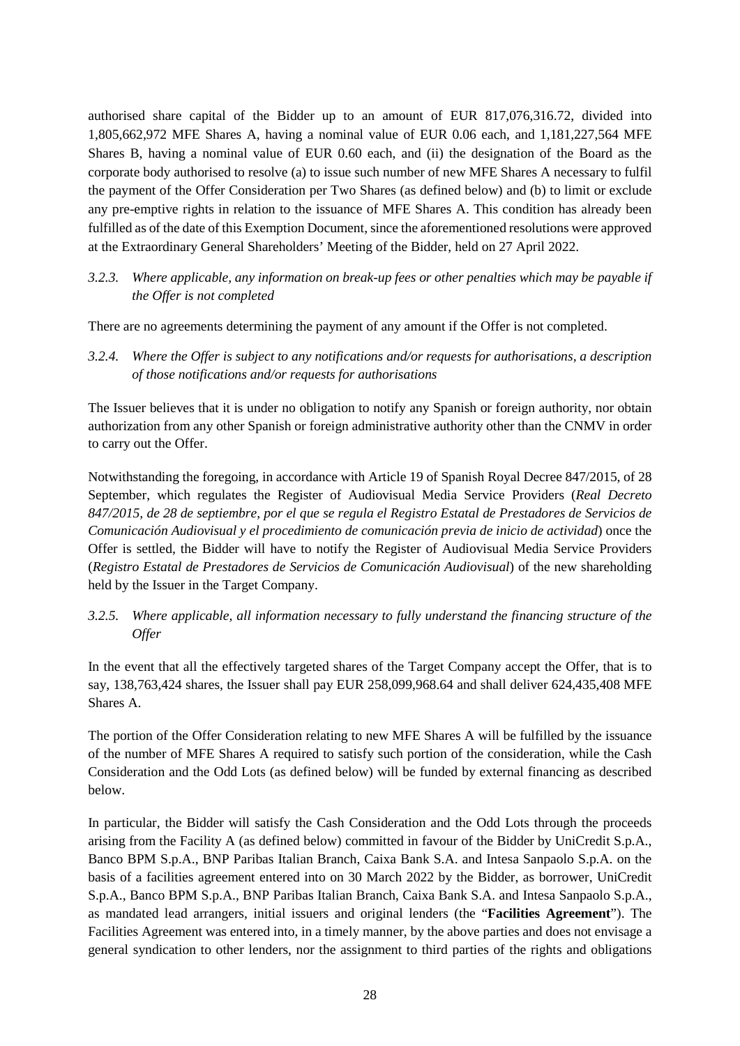authorised share capital of the Bidder up to an amount of EUR 817,076,316.72, divided into 1,805,662,972 MFE Shares A, having a nominal value of EUR 0.06 each, and 1,181,227,564 MFE Shares B, having a nominal value of EUR 0.60 each, and (ii) the designation of the Board as the corporate body authorised to resolve (a) to issue such number of new MFE Shares A necessary to fulfil the payment of the Offer Consideration per Two Shares (as defined below) and (b) to limit or exclude any pre-emptive rights in relation to the issuance of MFE Shares A. This condition has already been fulfilled as of the date of this Exemption Document, since the aforementioned resolutions were approved at the Extraordinary General Shareholders' Meeting of the Bidder, held on 27 April 2022.

### *3.2.3. Where applicable, any information on break-up fees or other penalties which may be payable if the Offer is not completed*

There are no agreements determining the payment of any amount if the Offer is not completed.

### *3.2.4. Where the Offer is subject to any notifications and/or requests for authorisations, a description of those notifications and/or requests for authorisations*

The Issuer believes that it is under no obligation to notify any Spanish or foreign authority, nor obtain authorization from any other Spanish or foreign administrative authority other than the CNMV in order to carry out the Offer.

Notwithstanding the foregoing, in accordance with Article 19 of Spanish Royal Decree 847/2015, of 28 September, which regulates the Register of Audiovisual Media Service Providers (*Real Decreto 847/2015, de 28 de septiembre, por el que se regula el Registro Estatal de Prestadores de Servicios de Comunicación Audiovisual y el procedimiento de comunicación previa de inicio de actividad*) once the Offer is settled, the Bidder will have to notify the Register of Audiovisual Media Service Providers (*Registro Estatal de Prestadores de Servicios de Comunicación Audiovisual*) of the new shareholding held by the Issuer in the Target Company.

### *3.2.5. Where applicable, all information necessary to fully understand the financing structure of the Offer*

In the event that all the effectively targeted shares of the Target Company accept the Offer, that is to say, 138,763,424 shares, the Issuer shall pay EUR 258,099,968.64 and shall deliver 624,435,408 MFE Shares A.

The portion of the Offer Consideration relating to new MFE Shares A will be fulfilled by the issuance of the number of MFE Shares A required to satisfy such portion of the consideration, while the Cash Consideration and the Odd Lots (as defined below) will be funded by external financing as described below.

In particular, the Bidder will satisfy the Cash Consideration and the Odd Lots through the proceeds arising from the Facility A (as defined below) committed in favour of the Bidder by UniCredit S.p.A., Banco BPM S.p.A., BNP Paribas Italian Branch, Caixa Bank S.A. and Intesa Sanpaolo S.p.A. on the basis of a facilities agreement entered into on 30 March 2022 by the Bidder, as borrower, UniCredit S.p.A., Banco BPM S.p.A., BNP Paribas Italian Branch, Caixa Bank S.A. and Intesa Sanpaolo S.p.A., as mandated lead arrangers, initial issuers and original lenders (the "**Facilities Agreement**"). The Facilities Agreement was entered into, in a timely manner, by the above parties and does not envisage a general syndication to other lenders, nor the assignment to third parties of the rights and obligations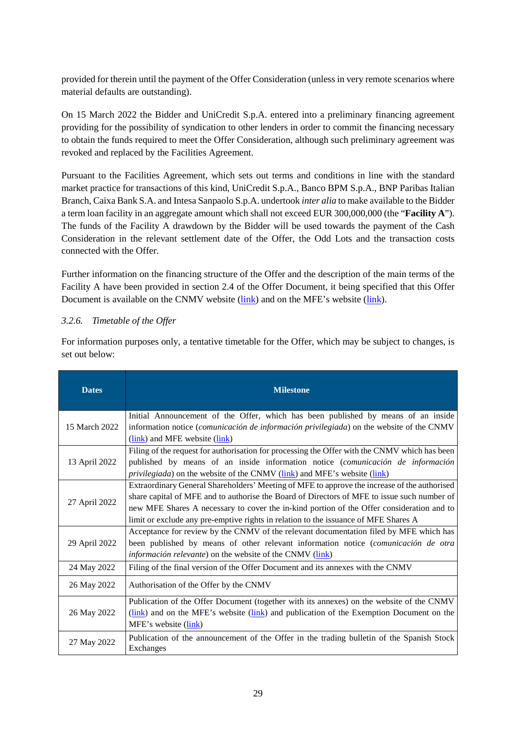provided for therein until the payment of the Offer Consideration (unless in very remote scenarios where material defaults are outstanding).

On 15 March 2022 the Bidder and UniCredit S.p.A. entered into a preliminary financing agreement providing for the possibility of syndication to other lenders in order to commit the financing necessary to obtain the funds required to meet the Offer Consideration, although such preliminary agreement was revoked and replaced by the Facilities Agreement.

Pursuant to the Facilities Agreement, which sets out terms and conditions in line with the standard market practice for transactions of this kind, UniCredit S.p.A., Banco BPM S.p.A., BNP Paribas Italian Branch, Caixa Bank S.A. and Intesa Sanpaolo S.p.A. undertook *inter alia* to make available to the Bidder a term loan facility in an aggregate amount which shall not exceed EUR 300,000,000 (the "**Facility A**"). The funds of the Facility A drawdown by the Bidder will be used towards the payment of the Cash Consideration in the relevant settlement date of the Offer, the Odd Lots and the transaction costs connected with the Offer.

Further information on the financing structure of the Offer and the description of the main terms of the Facility A have been provided in section 2.4 of the Offer Document, it being specified that this Offer Document is available on the CNMV website (link) and on the MFE's website (link).

*3.2.6. Timetable of the Offer*

For information purposes only, a tentative timetable for the Offer, which may be subject to changes, is set out below:

| Dates | Milestone |
|---|---|
| 15 March 2022 | Initial Announcement of the Offer, which has been published by means of an inside information notice (*comunicación de información privilegiada*) on the website of the CNMV (link) and MFE website (link) |
| 13 April 2022 | Filing of the request for authorisation for processing the Offer with the CNMV which has been published by means of an inside information notice (*comunicación de información privilegiada*) on the website of the CNMV (link) and MFE's website (link) |
| 27 April 2022 | Extraordinary General Shareholders' Meeting of MFE to approve the increase of the authorised share capital of MFE and to authorise the Board of Directors of MFE to issue such number of new MFE Shares A necessary to cover the in-kind portion of the Offer consideration and to limit or exclude any pre-emptive rights in relation to the issuance of MFE Shares A |
| 29 April 2022 | Acceptance for review by the CNMV of the relevant documentation filed by MFE which has been published by means of other relevant information notice (*comunicación de otra información relevante*) on the website of the CNMV (link) |
| 24 May 2022 | Filing of the final version of the Offer Document and its annexes with the CNMV |
| 26 May 2022 | Authorisation of the Offer by the CNMV |
| 26 May 2022 | Publication of the Offer Document (together with its annexes) on the website of the CNMV (link) and on the MFE's website (link) and publication of the Exemption Document on the MFE's website (link) |
| 27 May 2022 | Publication of the announcement of the Offer in the trading bulletin of the Spanish Stock Exchanges |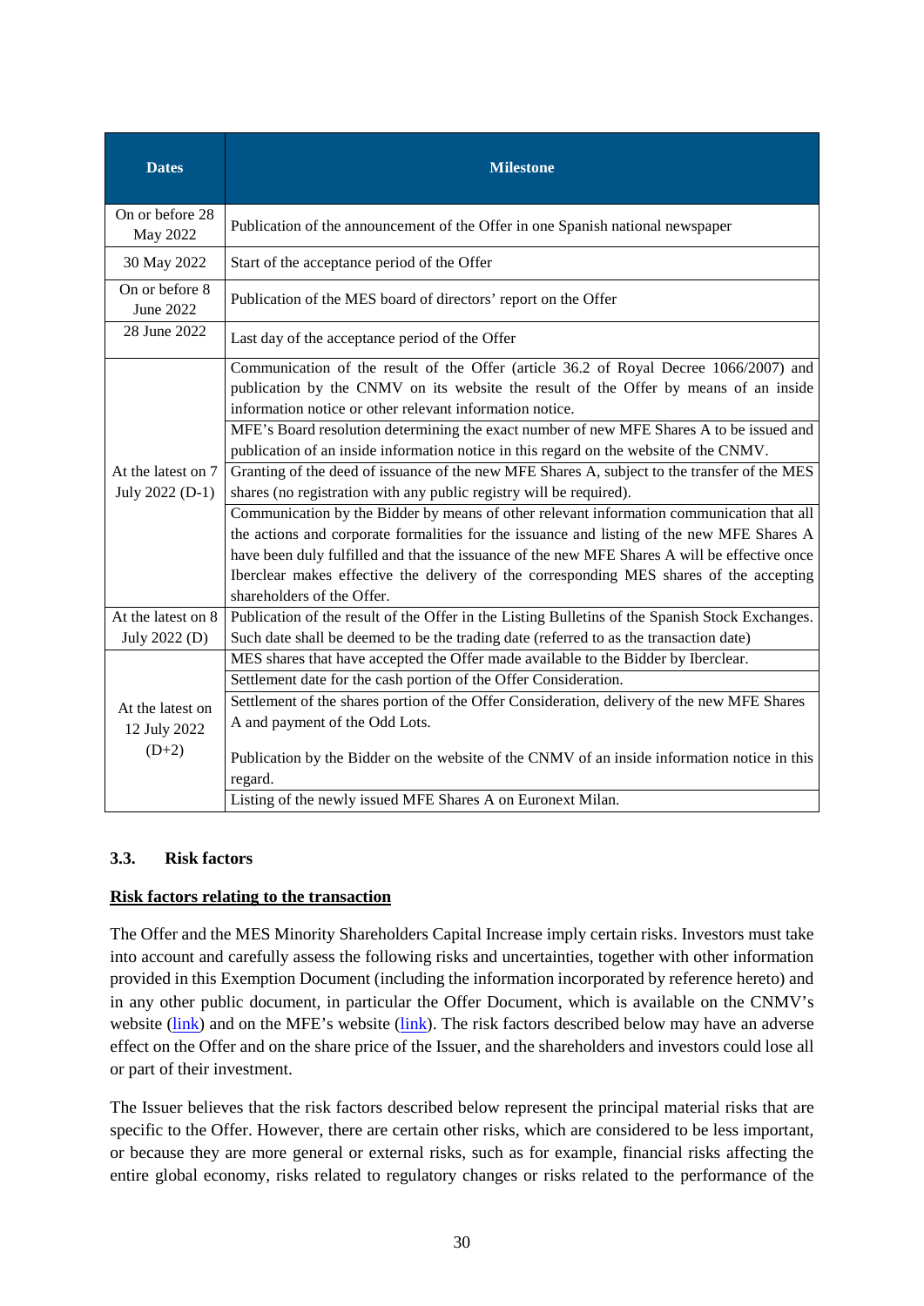| Dates | Milestone |
| --- | --- |
| On or before 28 May 2022 | Publication of the announcement of the Offer in one Spanish national newspaper |
| 30 May 2022 | Start of the acceptance period of the Offer |
| On or before 8 June 2022 | Publication of the MES board of directors' report on the Offer |
| 28 June 2022 | Last day of the acceptance period of the Offer |
| At the latest on 7 July 2022 (D-1) | Communication of the result of the Offer (article 36.2 of Royal Decree 1066/2007) and publication by the CNMV on its website the result of the Offer by means of an inside information notice or other relevant information notice. |
| | MFE's Board resolution determining the exact number of new MFE Shares A to be issued and publication of an inside information notice in this regard on the website of the CNMV. |
| | Granting of the deed of issuance of the new MFE Shares A, subject to the transfer of the MES shares (no registration with any public registry will be required). |
| | Communication by the Bidder by means of other relevant information communication that all the actions and corporate formalities for the issuance and listing of the new MFE Shares A have been duly fulfilled and that the issuance of the new MFE Shares A will be effective once Iberclear makes effective the delivery of the corresponding MES shares of the accepting shareholders of the Offer. |
| At the latest on 8 July 2022 (D) | Publication of the result of the Offer in the Listing Bulletins of the Spanish Stock Exchanges. Such date shall be deemed to be the trading date (referred to as the transaction date) |
| At the latest on 12 July 2022 (D+2) | MES shares that have accepted the Offer made available to the Bidder by Iberclear. |
| | Settlement date for the cash portion of the Offer Consideration. |
| | Settlement of the shares portion of the Offer Consideration, delivery of the new MFE Shares A and payment of the Odd Lots.<br><br>Publication by the Bidder on the website of the CNMV of an inside information notice in this regard. |
| | Listing of the newly issued MFE Shares A on Euronext Milan. |

### 3.3. Risk factors

**Risk factors relating to the transaction**

The Offer and the MES Minority Shareholders Capital Increase imply certain risks. Investors must take into account and carefully assess the following risks and uncertainties, together with other information provided in this Exemption Document (including the information incorporated by reference hereto) and in any other public document, in particular the Offer Document, which is available on the CNMV's website (link) and on the MFE's website (link). The risk factors described below may have an adverse effect on the Offer and on the share price of the Issuer, and the shareholders and investors could lose all or part of their investment.

The Issuer believes that the risk factors described below represent the principal material risks that are specific to the Offer. However, there are certain other risks, which are considered to be less important, or because they are more general or external risks, such as for example, financial risks affecting the entire global economy, risks related to regulatory changes or risks related to the performance of the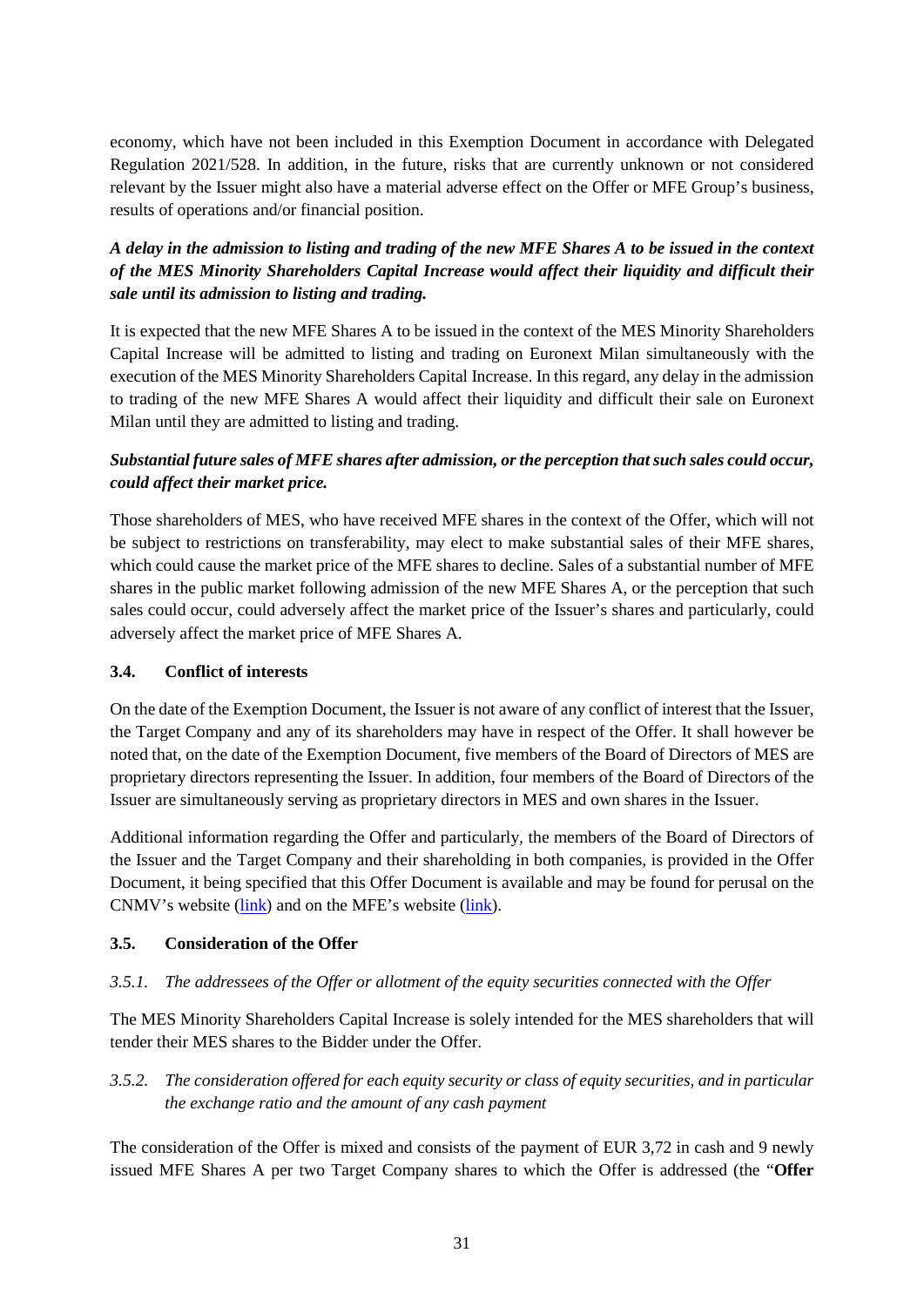economy, which have not been included in this Exemption Document in accordance with Delegated Regulation 2021/528. In addition, in the future, risks that are currently unknown or not considered relevant by the Issuer might also have a material adverse effect on the Offer or MFE Group's business, results of operations and/or financial position.

***A delay in the admission to listing and trading of the new MFE Shares A to be issued in the context of the MES Minority Shareholders Capital Increase would affect their liquidity and difficult their sale until its admission to listing and trading.***

It is expected that the new MFE Shares A to be issued in the context of the MES Minority Shareholders Capital Increase will be admitted to listing and trading on Euronext Milan simultaneously with the execution of the MES Minority Shareholders Capital Increase. In this regard, any delay in the admission to trading of the new MFE Shares A would affect their liquidity and difficult their sale on Euronext Milan until they are admitted to listing and trading.

***Substantial future sales of MFE shares after admission, or the perception that such sales could occur, could affect their market price.***

Those shareholders of MES, who have received MFE shares in the context of the Offer, which will not be subject to restrictions on transferability, may elect to make substantial sales of their MFE shares, which could cause the market price of the MFE shares to decline. Sales of a substantial number of MFE shares in the public market following admission of the new MFE Shares A, or the perception that such sales could occur, could adversely affect the market price of the Issuer's shares and particularly, could adversely affect the market price of MFE Shares A.

### 3.4. Conflict of interests

On the date of the Exemption Document, the Issuer is not aware of any conflict of interest that the Issuer, the Target Company and any of its shareholders may have in respect of the Offer. It shall however be noted that, on the date of the Exemption Document, five members of the Board of Directors of MES are proprietary directors representing the Issuer. In addition, four members of the Board of Directors of the Issuer are simultaneously serving as proprietary directors in MES and own shares in the Issuer.

Additional information regarding the Offer and particularly, the members of the Board of Directors of the Issuer and the Target Company and their shareholding in both companies, is provided in the Offer Document, it being specified that this Offer Document is available and may be found for perusal on the CNMV's website (link) and on the MFE's website (link).

### 3.5. Consideration of the Offer

*3.5.1. The addressees of the Offer or allotment of the equity securities connected with the Offer*

The MES Minority Shareholders Capital Increase is solely intended for the MES shareholders that will tender their MES shares to the Bidder under the Offer.

*3.5.2. The consideration offered for each equity security or class of equity securities, and in particular the exchange ratio and the amount of any cash payment*

The consideration of the Offer is mixed and consists of the payment of EUR 3,72 in cash and 9 newly issued MFE Shares A per two Target Company shares to which the Offer is addressed (the "**Offer**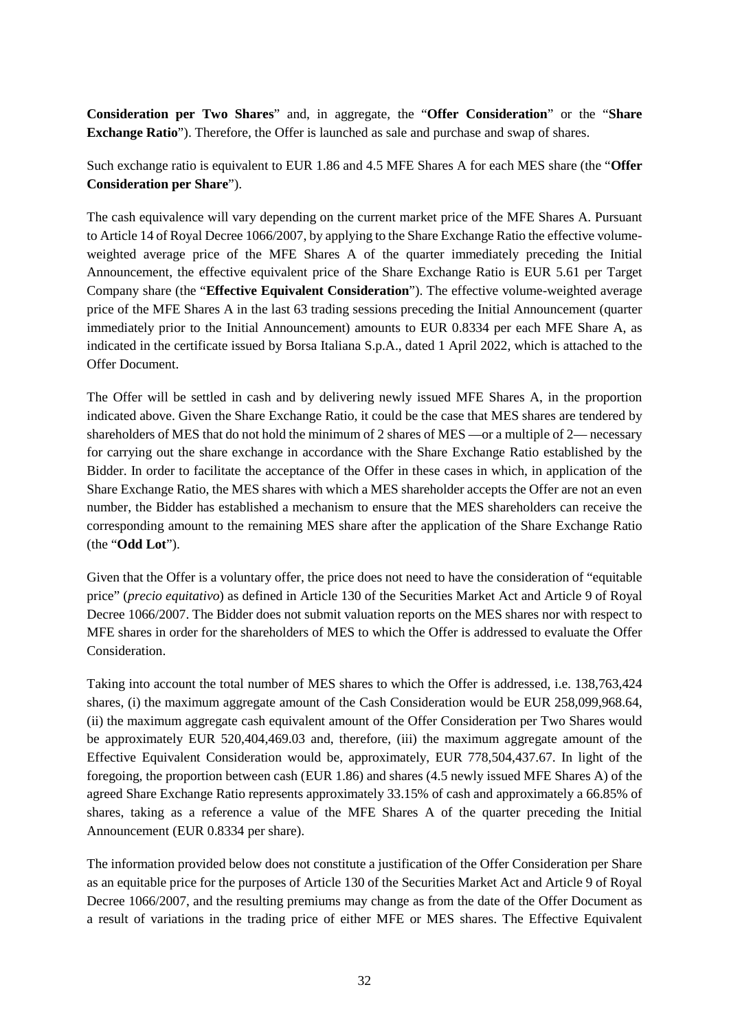**Consideration per Two Shares**" and, in aggregate, the "**Offer Consideration**" or the "**Share Exchange Ratio**"). Therefore, the Offer is launched as sale and purchase and swap of shares.

Such exchange ratio is equivalent to EUR 1.86 and 4.5 MFE Shares A for each MES share (the "**Offer Consideration per Share**").

The cash equivalence will vary depending on the current market price of the MFE Shares A. Pursuant to Article 14 of Royal Decree 1066/2007, by applying to the Share Exchange Ratio the effective volume-weighted average price of the MFE Shares A of the quarter immediately preceding the Initial Announcement, the effective equivalent price of the Share Exchange Ratio is EUR 5.61 per Target Company share (the "**Effective Equivalent Consideration**"). The effective volume-weighted average price of the MFE Shares A in the last 63 trading sessions preceding the Initial Announcement (quarter immediately prior to the Initial Announcement) amounts to EUR 0.8334 per each MFE Share A, as indicated in the certificate issued by Borsa Italiana S.p.A., dated 1 April 2022, which is attached to the Offer Document.

The Offer will be settled in cash and by delivering newly issued MFE Shares A, in the proportion indicated above. Given the Share Exchange Ratio, it could be the case that MES shares are tendered by shareholders of MES that do not hold the minimum of 2 shares of MES —or a multiple of 2— necessary for carrying out the share exchange in accordance with the Share Exchange Ratio established by the Bidder. In order to facilitate the acceptance of the Offer in these cases in which, in application of the Share Exchange Ratio, the MES shares with which a MES shareholder accepts the Offer are not an even number, the Bidder has established a mechanism to ensure that the MES shareholders can receive the corresponding amount to the remaining MES share after the application of the Share Exchange Ratio (the "**Odd Lot**").

Given that the Offer is a voluntary offer, the price does not need to have the consideration of "equitable price" (*precio equitativo*) as defined in Article 130 of the Securities Market Act and Article 9 of Royal Decree 1066/2007. The Bidder does not submit valuation reports on the MES shares nor with respect to MFE shares in order for the shareholders of MES to which the Offer is addressed to evaluate the Offer Consideration.

Taking into account the total number of MES shares to which the Offer is addressed, i.e. 138,763,424 shares, (i) the maximum aggregate amount of the Cash Consideration would be EUR 258,099,968.64, (ii) the maximum aggregate cash equivalent amount of the Offer Consideration per Two Shares would be approximately EUR 520,404,469.03 and, therefore, (iii) the maximum aggregate amount of the Effective Equivalent Consideration would be, approximately, EUR 778,504,437.67. In light of the foregoing, the proportion between cash (EUR 1.86) and shares (4.5 newly issued MFE Shares A) of the agreed Share Exchange Ratio represents approximately 33.15% of cash and approximately a 66.85% of shares, taking as a reference a value of the MFE Shares A of the quarter preceding the Initial Announcement (EUR 0.8334 per share).

The information provided below does not constitute a justification of the Offer Consideration per Share as an equitable price for the purposes of Article 130 of the Securities Market Act and Article 9 of Royal Decree 1066/2007, and the resulting premiums may change as from the date of the Offer Document as a result of variations in the trading price of either MFE or MES shares. The Effective Equivalent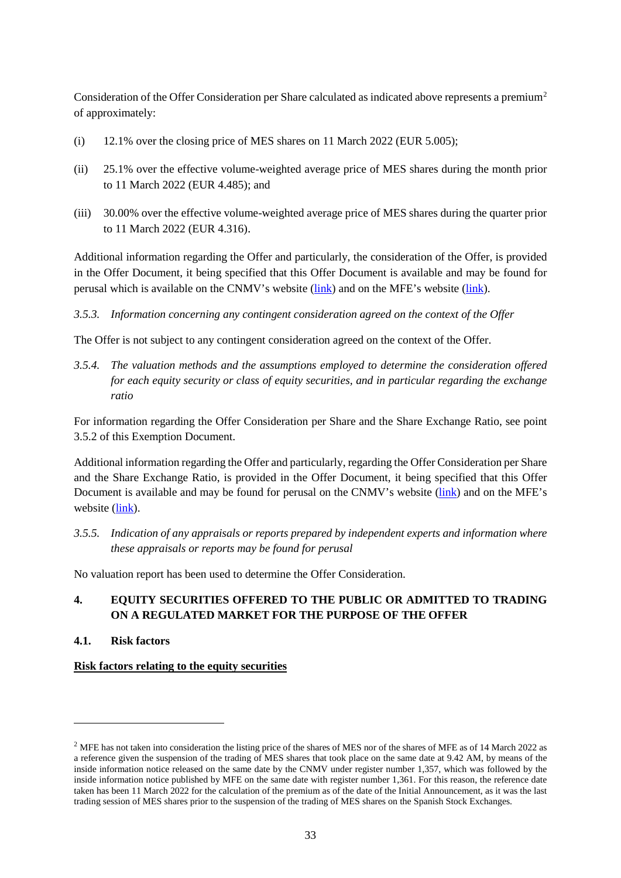Consideration of the Offer Consideration per Share calculated as indicated above represents a premium[2] of approximately:

(i) 12.1% over the closing price of MES shares on 11 March 2022 (EUR 5.005);

(ii) 25.1% over the effective volume-weighted average price of MES shares during the month prior to 11 March 2022 (EUR 4.485); and

(iii) 30.00% over the effective volume-weighted average price of MES shares during the quarter prior to 11 March 2022 (EUR 4.316).

Additional information regarding the Offer and particularly, the consideration of the Offer, is provided in the Offer Document, it being specified that this Offer Document is available and may be found for perusal which is available on the CNMV's website (link) and on the MFE's website (link).

*3.5.3. Information concerning any contingent consideration agreed on the context of the Offer*

The Offer is not subject to any contingent consideration agreed on the context of the Offer.

*3.5.4. The valuation methods and the assumptions employed to determine the consideration offered for each equity security or class of equity securities, and in particular regarding the exchange ratio*

For information regarding the Offer Consideration per Share and the Share Exchange Ratio, see point 3.5.2 of this Exemption Document.

Additional information regarding the Offer and particularly, regarding the Offer Consideration per Share and the Share Exchange Ratio, is provided in the Offer Document, it being specified that this Offer Document is available and may be found for perusal on the CNMV's website (link) and on the MFE's website (link).

*3.5.5. Indication of any appraisals or reports prepared by independent experts and information where these appraisals or reports may be found for perusal*

No valuation report has been used to determine the Offer Consideration.

## 4. EQUITY SECURITIES OFFERED TO THE PUBLIC OR ADMITTED TO TRADING ON A REGULATED MARKET FOR THE PURPOSE OF THE OFFER

### 4.1. Risk factors

**Risk factors relating to the equity securities**

---

[2] MFE has not taken into consideration the listing price of the shares of MES nor of the shares of MFE as of 14 March 2022 as a reference given the suspension of the trading of MES shares that took place on the same date at 9.42 AM, by means of the inside information notice released on the same date by the CNMV under register number 1,357, which was followed by the inside information notice published by MFE on the same date with register number 1,361. For this reason, the reference date taken has been 11 March 2022 for the calculation of the premium as of the date of the Initial Announcement, as it was the last trading session of MES shares prior to the suspension of the trading of MES shares on the Spanish Stock Exchanges.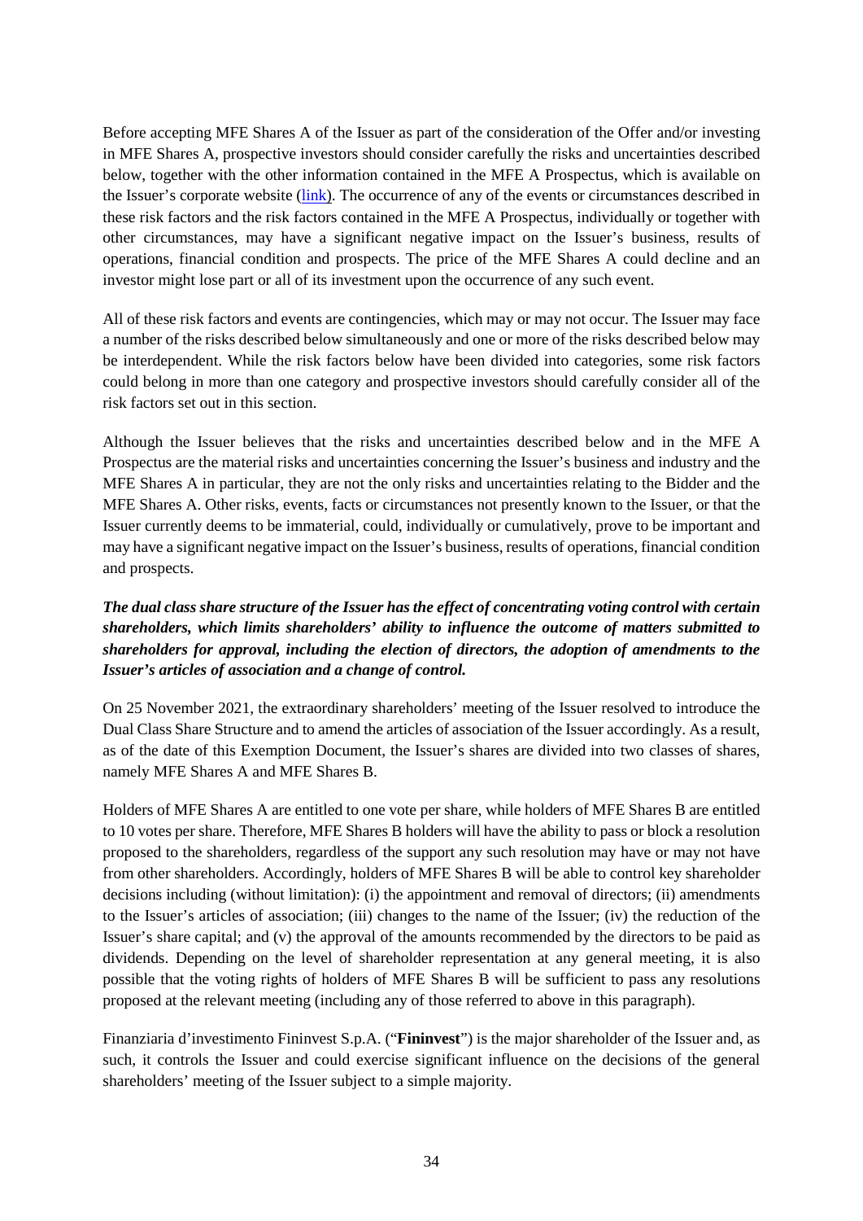Before accepting MFE Shares A of the Issuer as part of the consideration of the Offer and/or investing in MFE Shares A, prospective investors should consider carefully the risks and uncertainties described below, together with the other information contained in the MFE A Prospectus, which is available on the Issuer's corporate website (link). The occurrence of any of the events or circumstances described in these risk factors and the risk factors contained in the MFE A Prospectus, individually or together with other circumstances, may have a significant negative impact on the Issuer's business, results of operations, financial condition and prospects. The price of the MFE Shares A could decline and an investor might lose part or all of its investment upon the occurrence of any such event.

All of these risk factors and events are contingencies, which may or may not occur. The Issuer may face a number of the risks described below simultaneously and one or more of the risks described below may be interdependent. While the risk factors below have been divided into categories, some risk factors could belong in more than one category and prospective investors should carefully consider all of the risk factors set out in this section.

Although the Issuer believes that the risks and uncertainties described below and in the MFE A Prospectus are the material risks and uncertainties concerning the Issuer's business and industry and the MFE Shares A in particular, they are not the only risks and uncertainties relating to the Bidder and the MFE Shares A. Other risks, events, facts or circumstances not presently known to the Issuer, or that the Issuer currently deems to be immaterial, could, individually or cumulatively, prove to be important and may have a significant negative impact on the Issuer's business, results of operations, financial condition and prospects.

***The dual class share structure of the Issuer has the effect of concentrating voting control with certain shareholders, which limits shareholders' ability to influence the outcome of matters submitted to shareholders for approval, including the election of directors, the adoption of amendments to the Issuer's articles of association and a change of control.***

On 25 November 2021, the extraordinary shareholders' meeting of the Issuer resolved to introduce the Dual Class Share Structure and to amend the articles of association of the Issuer accordingly. As a result, as of the date of this Exemption Document, the Issuer's shares are divided into two classes of shares, namely MFE Shares A and MFE Shares B.

Holders of MFE Shares A are entitled to one vote per share, while holders of MFE Shares B are entitled to 10 votes per share. Therefore, MFE Shares B holders will have the ability to pass or block a resolution proposed to the shareholders, regardless of the support any such resolution may have or may not have from other shareholders. Accordingly, holders of MFE Shares B will be able to control key shareholder decisions including (without limitation): (i) the appointment and removal of directors; (ii) amendments to the Issuer's articles of association; (iii) changes to the name of the Issuer; (iv) the reduction of the Issuer's share capital; and (v) the approval of the amounts recommended by the directors to be paid as dividends. Depending on the level of shareholder representation at any general meeting, it is also possible that the voting rights of holders of MFE Shares B will be sufficient to pass any resolutions proposed at the relevant meeting (including any of those referred to above in this paragraph).

Finanziaria d'investimento Fininvest S.p.A. ("**Fininvest**") is the major shareholder of the Issuer and, as such, it controls the Issuer and could exercise significant influence on the decisions of the general shareholders' meeting of the Issuer subject to a simple majority.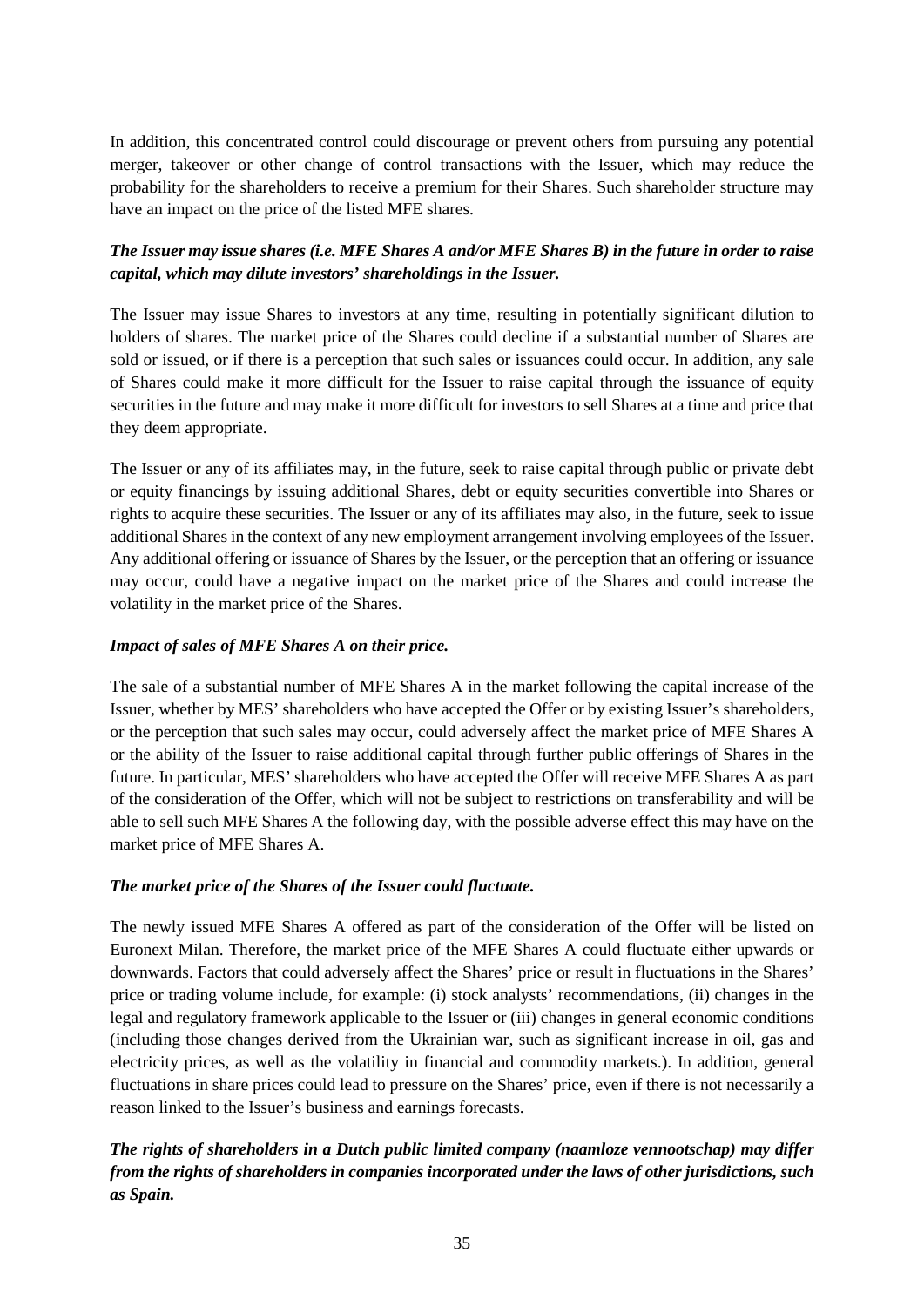In addition, this concentrated control could discourage or prevent others from pursuing any potential merger, takeover or other change of control transactions with the Issuer, which may reduce the probability for the shareholders to receive a premium for their Shares. Such shareholder structure may have an impact on the price of the listed MFE shares.

***The Issuer may issue shares (i.e. MFE Shares A and/or MFE Shares B) in the future in order to raise capital, which may dilute investors' shareholdings in the Issuer.***

The Issuer may issue Shares to investors at any time, resulting in potentially significant dilution to holders of shares. The market price of the Shares could decline if a substantial number of Shares are sold or issued, or if there is a perception that such sales or issuances could occur. In addition, any sale of Shares could make it more difficult for the Issuer to raise capital through the issuance of equity securities in the future and may make it more difficult for investors to sell Shares at a time and price that they deem appropriate.

The Issuer or any of its affiliates may, in the future, seek to raise capital through public or private debt or equity financings by issuing additional Shares, debt or equity securities convertible into Shares or rights to acquire these securities. The Issuer or any of its affiliates may also, in the future, seek to issue additional Shares in the context of any new employment arrangement involving employees of the Issuer. Any additional offering or issuance of Shares by the Issuer, or the perception that an offering or issuance may occur, could have a negative impact on the market price of the Shares and could increase the volatility in the market price of the Shares.

***Impact of sales of MFE Shares A on their price.***

The sale of a substantial number of MFE Shares A in the market following the capital increase of the Issuer, whether by MES' shareholders who have accepted the Offer or by existing Issuer's shareholders, or the perception that such sales may occur, could adversely affect the market price of MFE Shares A or the ability of the Issuer to raise additional capital through further public offerings of Shares in the future. In particular, MES' shareholders who have accepted the Offer will receive MFE Shares A as part of the consideration of the Offer, which will not be subject to restrictions on transferability and will be able to sell such MFE Shares A the following day, with the possible adverse effect this may have on the market price of MFE Shares A.

***The market price of the Shares of the Issuer could fluctuate.***

The newly issued MFE Shares A offered as part of the consideration of the Offer will be listed on Euronext Milan. Therefore, the market price of the MFE Shares A could fluctuate either upwards or downwards. Factors that could adversely affect the Shares' price or result in fluctuations in the Shares' price or trading volume include, for example: (i) stock analysts' recommendations, (ii) changes in the legal and regulatory framework applicable to the Issuer or (iii) changes in general economic conditions (including those changes derived from the Ukrainian war, such as significant increase in oil, gas and electricity prices, as well as the volatility in financial and commodity markets.). In addition, general fluctuations in share prices could lead to pressure on the Shares' price, even if there is not necessarily a reason linked to the Issuer's business and earnings forecasts.

***The rights of shareholders in a Dutch public limited company (naamloze vennootschap) may differ from the rights of shareholders in companies incorporated under the laws of other jurisdictions, such as Spain.***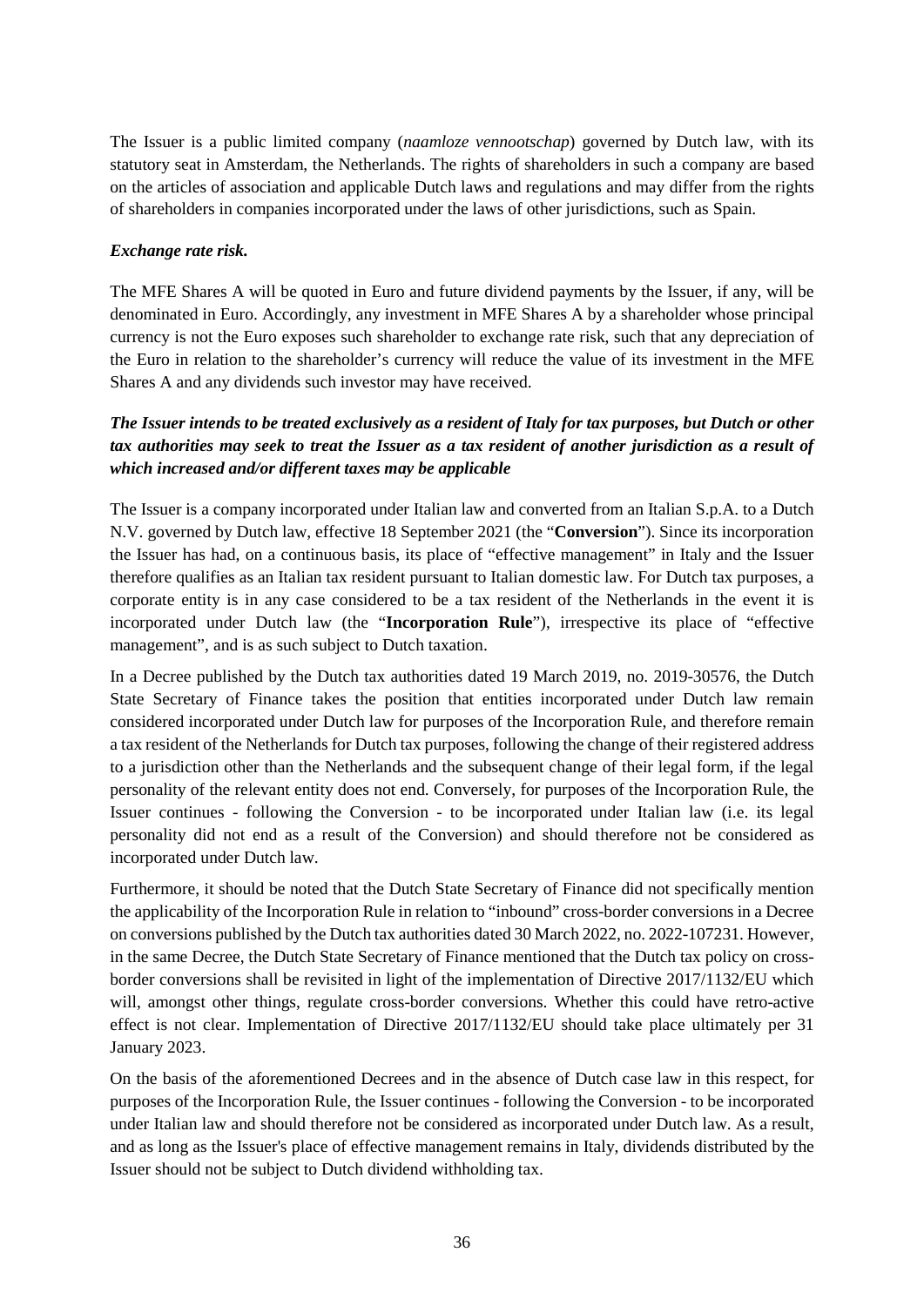The Issuer is a public limited company (*naamloze vennootschap*) governed by Dutch law, with its statutory seat in Amsterdam, the Netherlands. The rights of shareholders in such a company are based on the articles of association and applicable Dutch laws and regulations and may differ from the rights of shareholders in companies incorporated under the laws of other jurisdictions, such as Spain.

***Exchange rate risk.***

The MFE Shares A will be quoted in Euro and future dividend payments by the Issuer, if any, will be denominated in Euro. Accordingly, any investment in MFE Shares A by a shareholder whose principal currency is not the Euro exposes such shareholder to exchange rate risk, such that any depreciation of the Euro in relation to the shareholder's currency will reduce the value of its investment in the MFE Shares A and any dividends such investor may have received.

***The Issuer intends to be treated exclusively as a resident of Italy for tax purposes, but Dutch or other tax authorities may seek to treat the Issuer as a tax resident of another jurisdiction as a result of which increased and/or different taxes may be applicable***

The Issuer is a company incorporated under Italian law and converted from an Italian S.p.A. to a Dutch N.V. governed by Dutch law, effective 18 September 2021 (the "**Conversion**"). Since its incorporation the Issuer has had, on a continuous basis, its place of "effective management" in Italy and the Issuer therefore qualifies as an Italian tax resident pursuant to Italian domestic law. For Dutch tax purposes, a corporate entity is in any case considered to be a tax resident of the Netherlands in the event it is incorporated under Dutch law (the "**Incorporation Rule**"), irrespective its place of "effective management", and is as such subject to Dutch taxation.

In a Decree published by the Dutch tax authorities dated 19 March 2019, no. 2019-30576, the Dutch State Secretary of Finance takes the position that entities incorporated under Dutch law remain considered incorporated under Dutch law for purposes of the Incorporation Rule, and therefore remain a tax resident of the Netherlands for Dutch tax purposes, following the change of their registered address to a jurisdiction other than the Netherlands and the subsequent change of their legal form, if the legal personality of the relevant entity does not end. Conversely, for purposes of the Incorporation Rule, the Issuer continues - following the Conversion - to be incorporated under Italian law (i.e. its legal personality did not end as a result of the Conversion) and should therefore not be considered as incorporated under Dutch law.

Furthermore, it should be noted that the Dutch State Secretary of Finance did not specifically mention the applicability of the Incorporation Rule in relation to "inbound" cross-border conversions in a Decree on conversions published by the Dutch tax authorities dated 30 March 2022, no. 2022-107231. However, in the same Decree, the Dutch State Secretary of Finance mentioned that the Dutch tax policy on cross-border conversions shall be revisited in light of the implementation of Directive 2017/1132/EU which will, amongst other things, regulate cross-border conversions. Whether this could have retro-active effect is not clear. Implementation of Directive 2017/1132/EU should take place ultimately per 31 January 2023.

On the basis of the aforementioned Decrees and in the absence of Dutch case law in this respect, for purposes of the Incorporation Rule, the Issuer continues - following the Conversion - to be incorporated under Italian law and should therefore not be considered as incorporated under Dutch law. As a result, and as long as the Issuer's place of effective management remains in Italy, dividends distributed by the Issuer should not be subject to Dutch dividend withholding tax.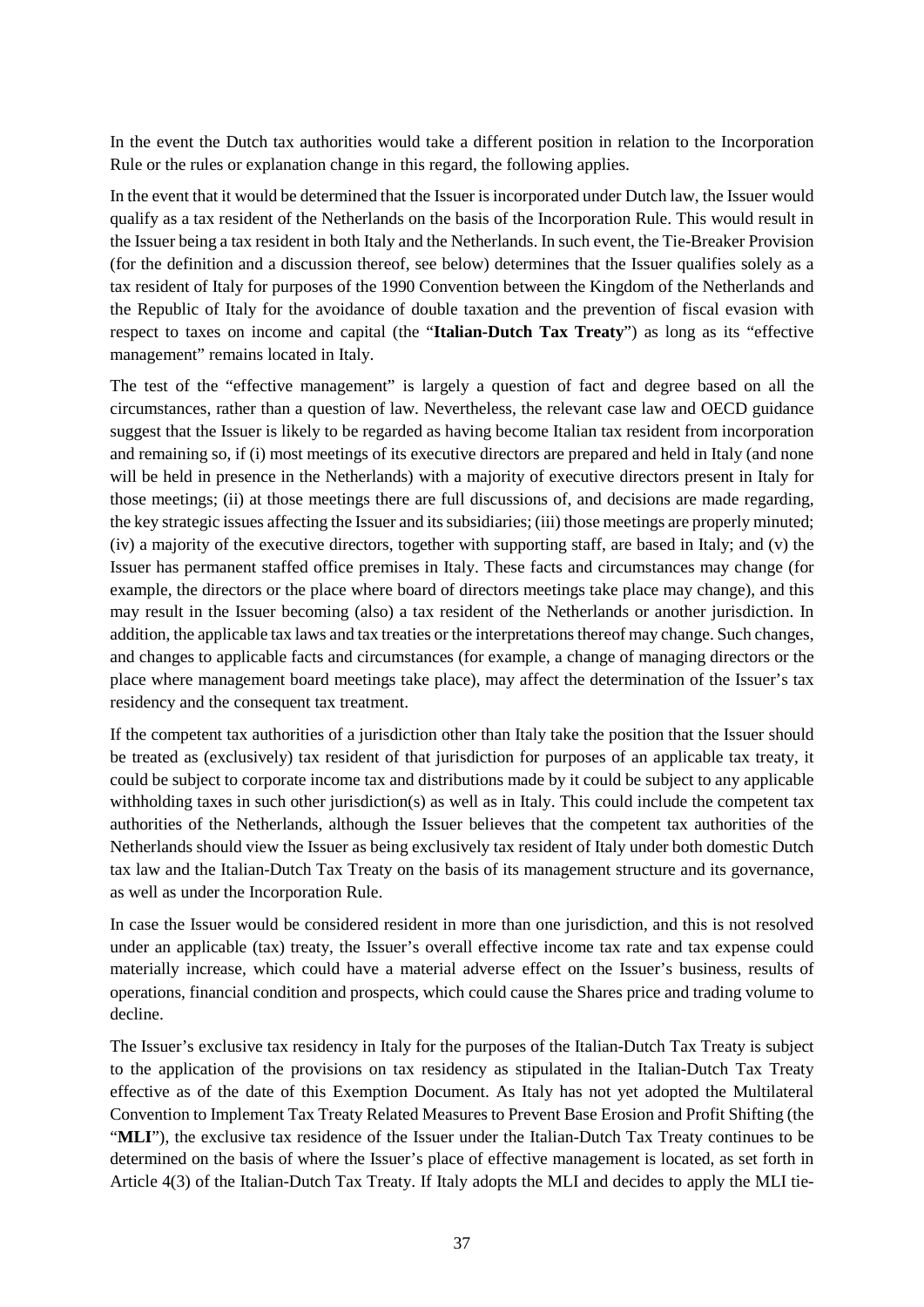In the event the Dutch tax authorities would take a different position in relation to the Incorporation Rule or the rules or explanation change in this regard, the following applies.

In the event that it would be determined that the Issuer is incorporated under Dutch law, the Issuer would qualify as a tax resident of the Netherlands on the basis of the Incorporation Rule. This would result in the Issuer being a tax resident in both Italy and the Netherlands. In such event, the Tie-Breaker Provision (for the definition and a discussion thereof, see below) determines that the Issuer qualifies solely as a tax resident of Italy for purposes of the 1990 Convention between the Kingdom of the Netherlands and the Republic of Italy for the avoidance of double taxation and the prevention of fiscal evasion with respect to taxes on income and capital (the "**Italian-Dutch Tax Treaty**") as long as its "effective management" remains located in Italy.

The test of the "effective management" is largely a question of fact and degree based on all the circumstances, rather than a question of law. Nevertheless, the relevant case law and OECD guidance suggest that the Issuer is likely to be regarded as having become Italian tax resident from incorporation and remaining so, if (i) most meetings of its executive directors are prepared and held in Italy (and none will be held in presence in the Netherlands) with a majority of executive directors present in Italy for those meetings; (ii) at those meetings there are full discussions of, and decisions are made regarding, the key strategic issues affecting the Issuer and its subsidiaries; (iii) those meetings are properly minuted; (iv) a majority of the executive directors, together with supporting staff, are based in Italy; and (v) the Issuer has permanent staffed office premises in Italy. These facts and circumstances may change (for example, the directors or the place where board of directors meetings take place may change), and this may result in the Issuer becoming (also) a tax resident of the Netherlands or another jurisdiction. In addition, the applicable tax laws and tax treaties or the interpretations thereof may change. Such changes, and changes to applicable facts and circumstances (for example, a change of managing directors or the place where management board meetings take place), may affect the determination of the Issuer's tax residency and the consequent tax treatment.

If the competent tax authorities of a jurisdiction other than Italy take the position that the Issuer should be treated as (exclusively) tax resident of that jurisdiction for purposes of an applicable tax treaty, it could be subject to corporate income tax and distributions made by it could be subject to any applicable withholding taxes in such other jurisdiction(s) as well as in Italy. This could include the competent tax authorities of the Netherlands, although the Issuer believes that the competent tax authorities of the Netherlands should view the Issuer as being exclusively tax resident of Italy under both domestic Dutch tax law and the Italian-Dutch Tax Treaty on the basis of its management structure and its governance, as well as under the Incorporation Rule.

In case the Issuer would be considered resident in more than one jurisdiction, and this is not resolved under an applicable (tax) treaty, the Issuer's overall effective income tax rate and tax expense could materially increase, which could have a material adverse effect on the Issuer's business, results of operations, financial condition and prospects, which could cause the Shares price and trading volume to decline.

The Issuer's exclusive tax residency in Italy for the purposes of the Italian-Dutch Tax Treaty is subject to the application of the provisions on tax residency as stipulated in the Italian-Dutch Tax Treaty effective as of the date of this Exemption Document. As Italy has not yet adopted the Multilateral Convention to Implement Tax Treaty Related Measures to Prevent Base Erosion and Profit Shifting (the "**MLI**"), the exclusive tax residence of the Issuer under the Italian-Dutch Tax Treaty continues to be determined on the basis of where the Issuer's place of effective management is located, as set forth in Article 4(3) of the Italian-Dutch Tax Treaty. If Italy adopts the MLI and decides to apply the MLI tie-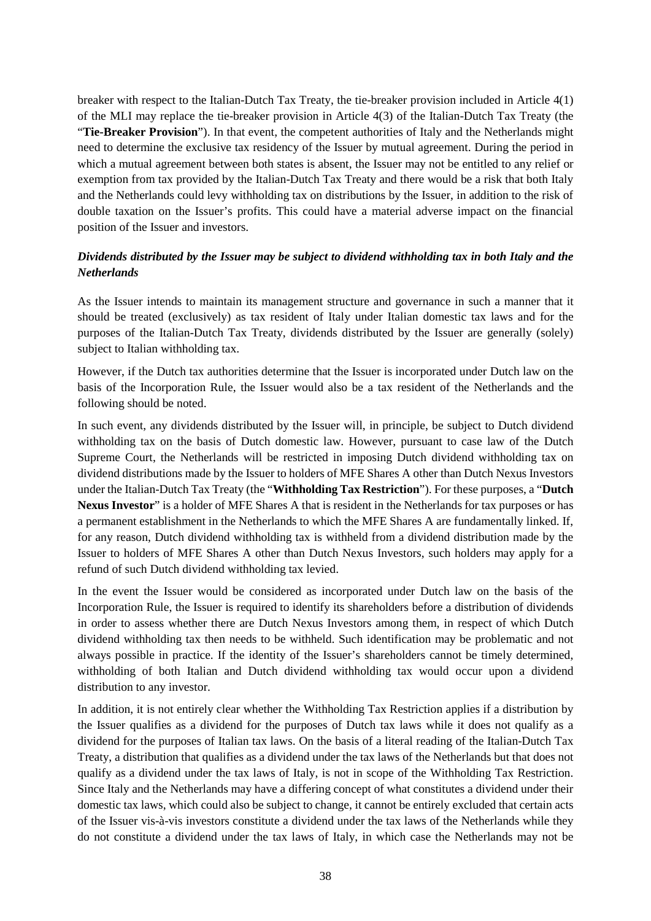breaker with respect to the Italian-Dutch Tax Treaty, the tie-breaker provision included in Article 4(1) of the MLI may replace the tie-breaker provision in Article 4(3) of the Italian-Dutch Tax Treaty (the "**Tie-Breaker Provision**"). In that event, the competent authorities of Italy and the Netherlands might need to determine the exclusive tax residency of the Issuer by mutual agreement. During the period in which a mutual agreement between both states is absent, the Issuer may not be entitled to any relief or exemption from tax provided by the Italian-Dutch Tax Treaty and there would be a risk that both Italy and the Netherlands could levy withholding tax on distributions by the Issuer, in addition to the risk of double taxation on the Issuer's profits. This could have a material adverse impact on the financial position of the Issuer and investors.

***Dividends distributed by the Issuer may be subject to dividend withholding tax in both Italy and the Netherlands***

As the Issuer intends to maintain its management structure and governance in such a manner that it should be treated (exclusively) as tax resident of Italy under Italian domestic tax laws and for the purposes of the Italian-Dutch Tax Treaty, dividends distributed by the Issuer are generally (solely) subject to Italian withholding tax.

However, if the Dutch tax authorities determine that the Issuer is incorporated under Dutch law on the basis of the Incorporation Rule, the Issuer would also be a tax resident of the Netherlands and the following should be noted.

In such event, any dividends distributed by the Issuer will, in principle, be subject to Dutch dividend withholding tax on the basis of Dutch domestic law. However, pursuant to case law of the Dutch Supreme Court, the Netherlands will be restricted in imposing Dutch dividend withholding tax on dividend distributions made by the Issuer to holders of MFE Shares A other than Dutch Nexus Investors under the Italian-Dutch Tax Treaty (the "**Withholding Tax Restriction**"). For these purposes, a "**Dutch Nexus Investor**" is a holder of MFE Shares A that is resident in the Netherlands for tax purposes or has a permanent establishment in the Netherlands to which the MFE Shares A are fundamentally linked. If, for any reason, Dutch dividend withholding tax is withheld from a dividend distribution made by the Issuer to holders of MFE Shares A other than Dutch Nexus Investors, such holders may apply for a refund of such Dutch dividend withholding tax levied.

In the event the Issuer would be considered as incorporated under Dutch law on the basis of the Incorporation Rule, the Issuer is required to identify its shareholders before a distribution of dividends in order to assess whether there are Dutch Nexus Investors among them, in respect of which Dutch dividend withholding tax then needs to be withheld. Such identification may be problematic and not always possible in practice. If the identity of the Issuer's shareholders cannot be timely determined, withholding of both Italian and Dutch dividend withholding tax would occur upon a dividend distribution to any investor.

In addition, it is not entirely clear whether the Withholding Tax Restriction applies if a distribution by the Issuer qualifies as a dividend for the purposes of Dutch tax laws while it does not qualify as a dividend for the purposes of Italian tax laws. On the basis of a literal reading of the Italian-Dutch Tax Treaty, a distribution that qualifies as a dividend under the tax laws of the Netherlands but that does not qualify as a dividend under the tax laws of Italy, is not in scope of the Withholding Tax Restriction. Since Italy and the Netherlands may have a differing concept of what constitutes a dividend under their domestic tax laws, which could also be subject to change, it cannot be entirely excluded that certain acts of the Issuer vis-à-vis investors constitute a dividend under the tax laws of the Netherlands while they do not constitute a dividend under the tax laws of Italy, in which case the Netherlands may not be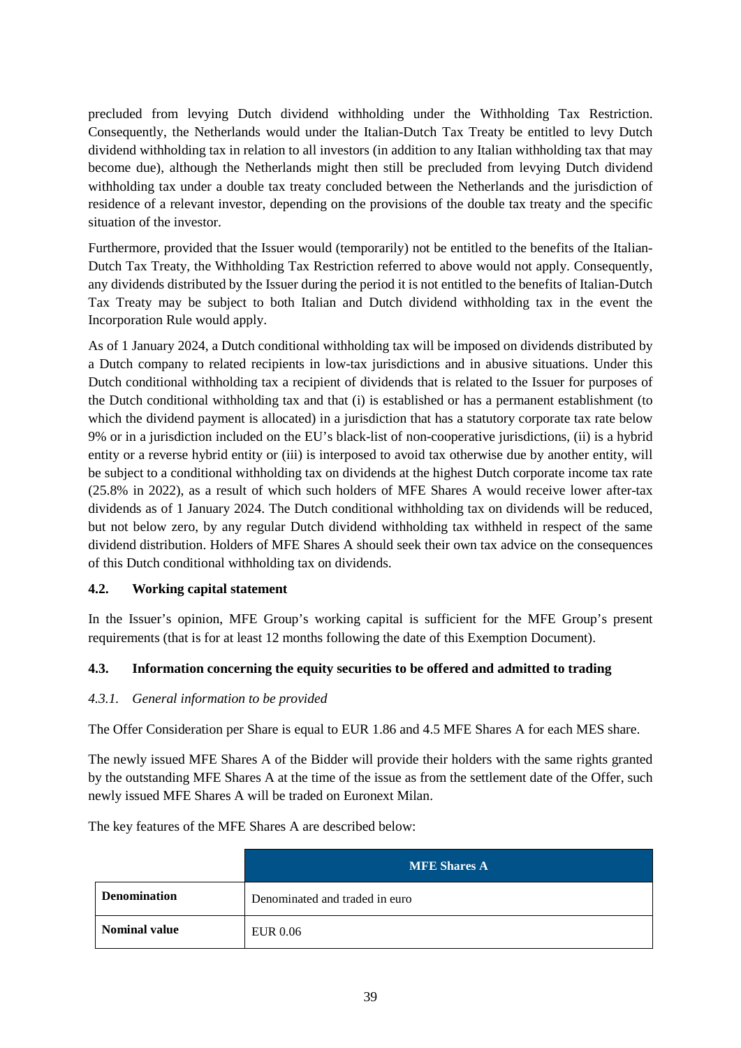precluded from levying Dutch dividend withholding under the Withholding Tax Restriction. Consequently, the Netherlands would under the Italian-Dutch Tax Treaty be entitled to levy Dutch dividend withholding tax in relation to all investors (in addition to any Italian withholding tax that may become due), although the Netherlands might then still be precluded from levying Dutch dividend withholding tax under a double tax treaty concluded between the Netherlands and the jurisdiction of residence of a relevant investor, depending on the provisions of the double tax treaty and the specific situation of the investor.

Furthermore, provided that the Issuer would (temporarily) not be entitled to the benefits of the Italian-Dutch Tax Treaty, the Withholding Tax Restriction referred to above would not apply. Consequently, any dividends distributed by the Issuer during the period it is not entitled to the benefits of Italian-Dutch Tax Treaty may be subject to both Italian and Dutch dividend withholding tax in the event the Incorporation Rule would apply.

As of 1 January 2024, a Dutch conditional withholding tax will be imposed on dividends distributed by a Dutch company to related recipients in low-tax jurisdictions and in abusive situations. Under this Dutch conditional withholding tax a recipient of dividends that is related to the Issuer for purposes of the Dutch conditional withholding tax and that (i) is established or has a permanent establishment (to which the dividend payment is allocated) in a jurisdiction that has a statutory corporate tax rate below 9% or in a jurisdiction included on the EU's black-list of non-cooperative jurisdictions, (ii) is a hybrid entity or a reverse hybrid entity or (iii) is interposed to avoid tax otherwise due by another entity, will be subject to a conditional withholding tax on dividends at the highest Dutch corporate income tax rate (25.8% in 2022), as a result of which such holders of MFE Shares A would receive lower after-tax dividends as of 1 January 2024. The Dutch conditional withholding tax on dividends will be reduced, but not below zero, by any regular Dutch dividend withholding tax withheld in respect of the same dividend distribution. Holders of MFE Shares A should seek their own tax advice on the consequences of this Dutch conditional withholding tax on dividends.

### 4.2. Working capital statement

In the Issuer's opinion, MFE Group's working capital is sufficient for the MFE Group's present requirements (that is for at least 12 months following the date of this Exemption Document).

### 4.3. Information concerning the equity securities to be offered and admitted to trading

#### *4.3.1. General information to be provided*

The Offer Consideration per Share is equal to EUR 1.86 and 4.5 MFE Shares A for each MES share.

The newly issued MFE Shares A of the Bidder will provide their holders with the same rights granted by the outstanding MFE Shares A at the time of the issue as from the settlement date of the Offer, such newly issued MFE Shares A will be traded on Euronext Milan.

The key features of the MFE Shares A are described below:

| | MFE Shares A |
|---|---|
| **Denomination** | Denominated and traded in euro |
| **Nominal value** | EUR 0.06 |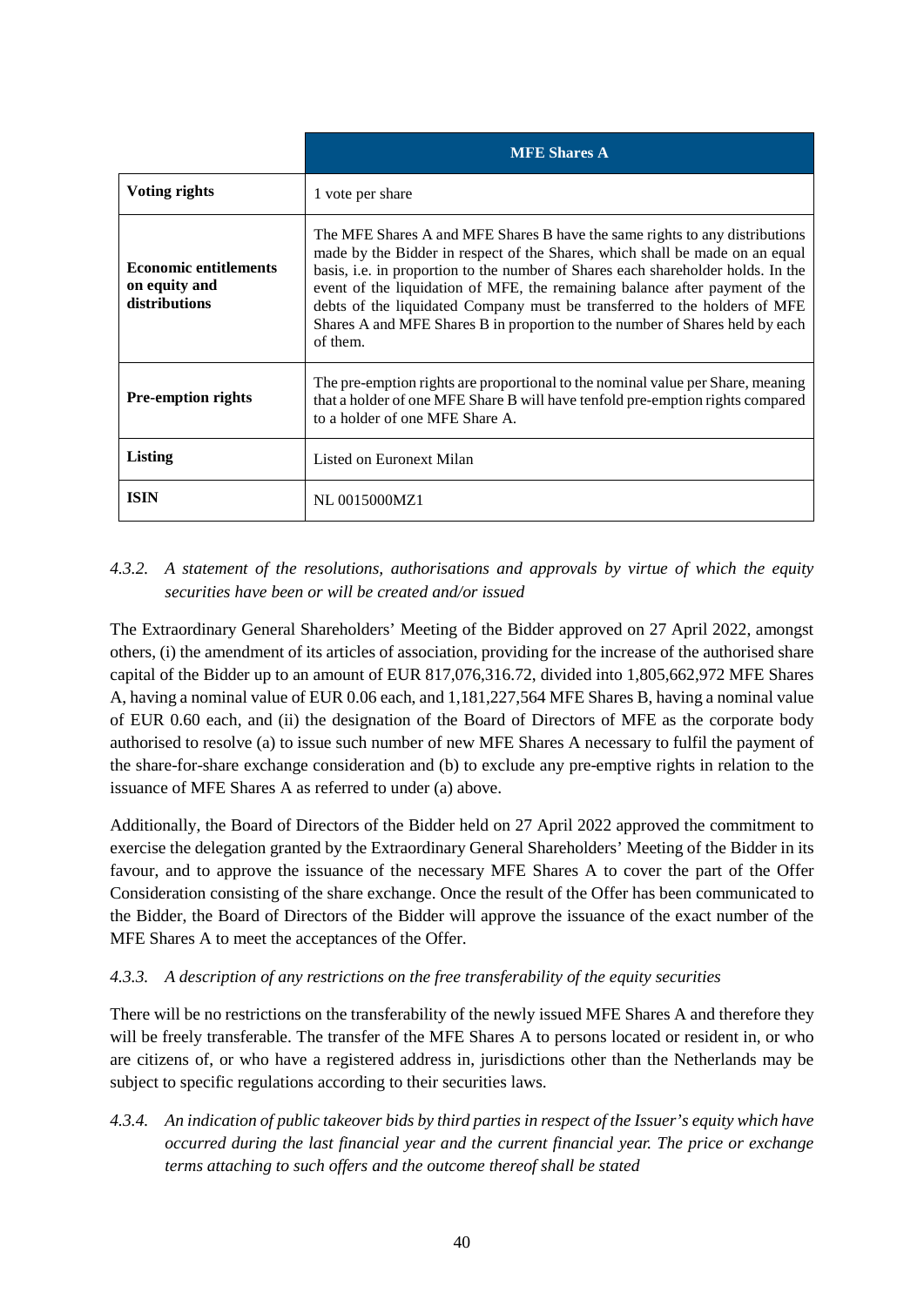| | MFE Shares A |
|---|---|
| **Voting rights** | 1 vote per share |
| **Economic entitlements on equity and distributions** | The MFE Shares A and MFE Shares B have the same rights to any distributions made by the Bidder in respect of the Shares, which shall be made on an equal basis, i.e. in proportion to the number of Shares each shareholder holds. In the event of the liquidation of MFE, the remaining balance after payment of the debts of the liquidated Company must be transferred to the holders of MFE Shares A and MFE Shares B in proportion to the number of Shares held by each of them. |
| **Pre-emption rights** | The pre-emption rights are proportional to the nominal value per Share, meaning that a holder of one MFE Share B will have tenfold pre-emption rights compared to a holder of one MFE Share A. |
| **Listing** | Listed on Euronext Milan |
| **ISIN** | NL 0015000MZ1 |

*4.3.2. A statement of the resolutions, authorisations and approvals by virtue of which the equity securities have been or will be created and/or issued*

The Extraordinary General Shareholders' Meeting of the Bidder approved on 27 April 2022, amongst others, (i) the amendment of its articles of association, providing for the increase of the authorised share capital of the Bidder up to an amount of EUR 817,076,316.72, divided into 1,805,662,972 MFE Shares A, having a nominal value of EUR 0.06 each, and 1,181,227,564 MFE Shares B, having a nominal value of EUR 0.60 each, and (ii) the designation of the Board of Directors of MFE as the corporate body authorised to resolve (a) to issue such number of new MFE Shares A necessary to fulfil the payment of the share-for-share exchange consideration and (b) to exclude any pre-emptive rights in relation to the issuance of MFE Shares A as referred to under (a) above.

Additionally, the Board of Directors of the Bidder held on 27 April 2022 approved the commitment to exercise the delegation granted by the Extraordinary General Shareholders' Meeting of the Bidder in its favour, and to approve the issuance of the necessary MFE Shares A to cover the part of the Offer Consideration consisting of the share exchange. Once the result of the Offer has been communicated to the Bidder, the Board of Directors of the Bidder will approve the issuance of the exact number of the MFE Shares A to meet the acceptances of the Offer.

*4.3.3. A description of any restrictions on the free transferability of the equity securities*

There will be no restrictions on the transferability of the newly issued MFE Shares A and therefore they will be freely transferable. The transfer of the MFE Shares A to persons located or resident in, or who are citizens of, or who have a registered address in, jurisdictions other than the Netherlands may be subject to specific regulations according to their securities laws.

*4.3.4. An indication of public takeover bids by third parties in respect of the Issuer's equity which have occurred during the last financial year and the current financial year. The price or exchange terms attaching to such offers and the outcome thereof shall be stated*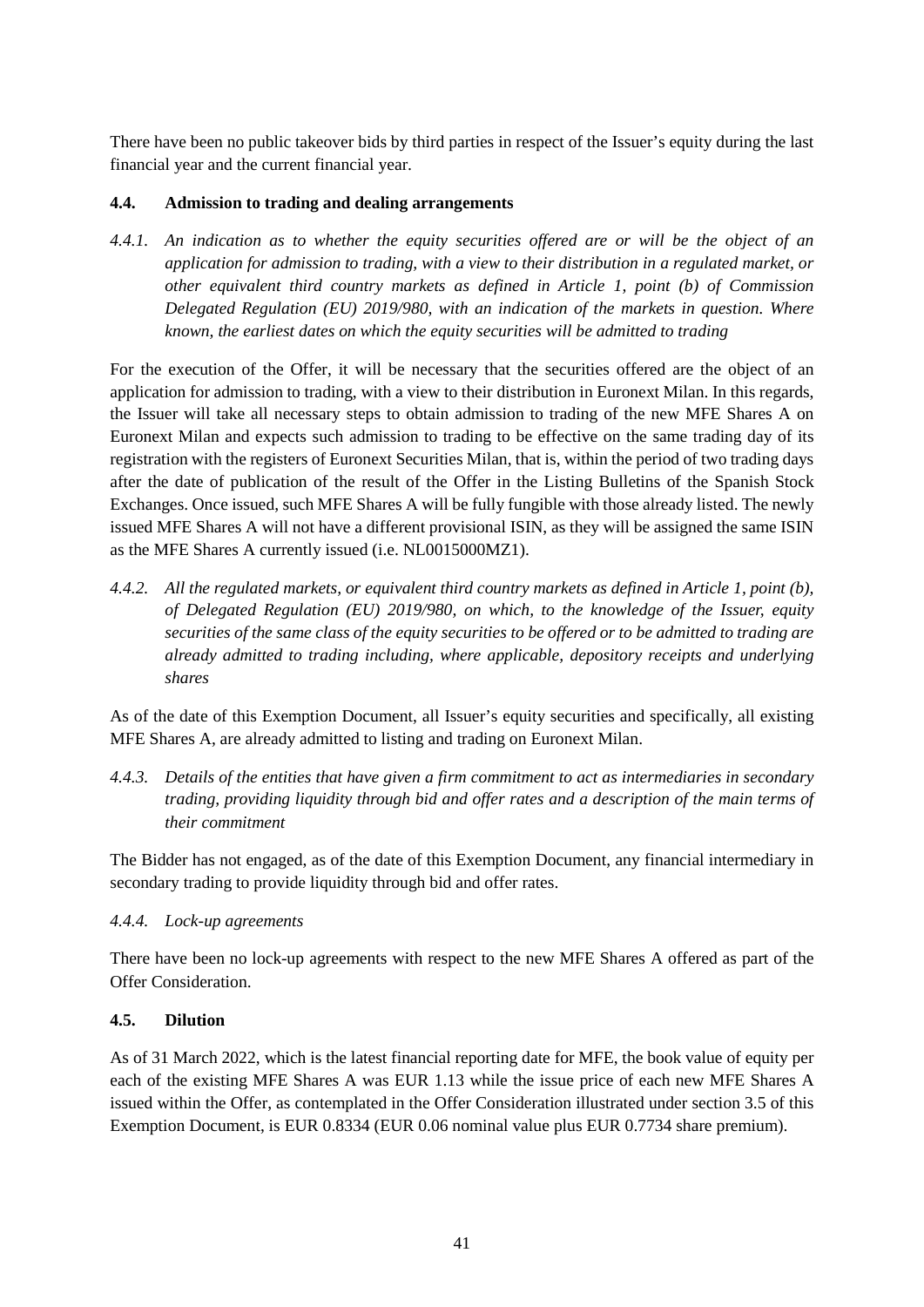There have been no public takeover bids by third parties in respect of the Issuer's equity during the last financial year and the current financial year.

### 4.4. Admission to trading and dealing arrangements

*4.4.1. An indication as to whether the equity securities offered are or will be the object of an application for admission to trading, with a view to their distribution in a regulated market, or other equivalent third country markets as defined in Article 1, point (b) of Commission Delegated Regulation (EU) 2019/980, with an indication of the markets in question. Where known, the earliest dates on which the equity securities will be admitted to trading*

For the execution of the Offer, it will be necessary that the securities offered are the object of an application for admission to trading, with a view to their distribution in Euronext Milan. In this regards, the Issuer will take all necessary steps to obtain admission to trading of the new MFE Shares A on Euronext Milan and expects such admission to trading to be effective on the same trading day of its registration with the registers of Euronext Securities Milan, that is, within the period of two trading days after the date of publication of the result of the Offer in the Listing Bulletins of the Spanish Stock Exchanges. Once issued, such MFE Shares A will be fully fungible with those already listed. The newly issued MFE Shares A will not have a different provisional ISIN, as they will be assigned the same ISIN as the MFE Shares A currently issued (i.e. NL0015000MZ1).

*4.4.2. All the regulated markets, or equivalent third country markets as defined in Article 1, point (b), of Delegated Regulation (EU) 2019/980, on which, to the knowledge of the Issuer, equity securities of the same class of the equity securities to be offered or to be admitted to trading are already admitted to trading including, where applicable, depository receipts and underlying shares*

As of the date of this Exemption Document, all Issuer's equity securities and specifically, all existing MFE Shares A, are already admitted to listing and trading on Euronext Milan.

*4.4.3. Details of the entities that have given a firm commitment to act as intermediaries in secondary trading, providing liquidity through bid and offer rates and a description of the main terms of their commitment*

The Bidder has not engaged, as of the date of this Exemption Document, any financial intermediary in secondary trading to provide liquidity through bid and offer rates.

*4.4.4. Lock-up agreements*

There have been no lock-up agreements with respect to the new MFE Shares A offered as part of the Offer Consideration.

### 4.5. Dilution

As of 31 March 2022, which is the latest financial reporting date for MFE, the book value of equity per each of the existing MFE Shares A was EUR 1.13 while the issue price of each new MFE Shares A issued within the Offer, as contemplated in the Offer Consideration illustrated under section 3.5 of this Exemption Document, is EUR 0.8334 (EUR 0.06 nominal value plus EUR 0.7734 share premium).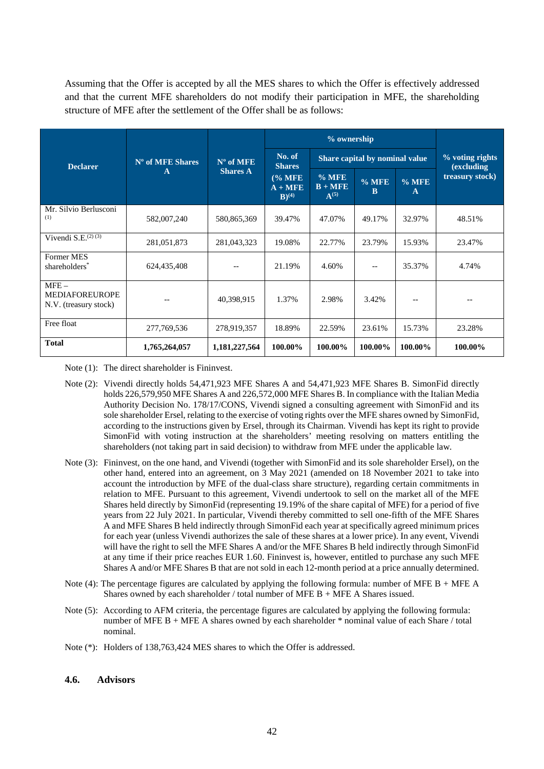Assuming that the Offer is accepted by all the MES shares to which the Offer is effectively addressed and that the current MFE shareholders do not modify their participation in MFE, the shareholding structure of MFE after the settlement of the Offer shall be as follows:

| Declarer | Nº of MFE Shares A | Nº of MFE Shares A | % ownership | | | | % voting rights (excluding treasury stock) |
|---|---|---|---|---|---|---|---|
| | | | No. of Shares | Share capital by nominal value | | | |
| | | | (% MFE A + MFE B)(4) | % MFE B + MFE A(5) | % MFE B | % MFE A | |
| Mr. Silvio Berlusconi (1) | 582,007,240 | 580,865,369 | 39.47% | 47.07% | 49.17% | 32.97% | 48.51% |
| Vivendi S.E.(2) (3) | 281,051,873 | 281,043,323 | 19.08% | 22.77% | 23.79% | 15.93% | 23.47% |
| Former MES shareholders* | 624,435,408 | -- | 21.19% | 4.60% | -- | 35.37% | 4.74% |
| MFE – MEDIAFOREUROPE N.V. (treasury stock) | -- | 40,398,915 | 1.37% | 2.98% | 3.42% | -- | -- |
| Free float | 277,769,536 | 278,919,357 | 18.89% | 22.59% | 23.61% | 15.73% | 23.28% |
| **Total** | **1,765,264,057** | **1,181,227,564** | **100.00%** | **100.00%** | **100.00%** | **100.00%** | **100.00%** |

Note (1): The direct shareholder is Fininvest.

Note (2): Vivendi directly holds 54,471,923 MFE Shares A and 54,471,923 MFE Shares B. SimonFid directly holds 226,579,950 MFE Shares A and 226,572,000 MFE Shares B. In compliance with the Italian Media Authority Decision No. 178/17/CONS, Vivendi signed a consulting agreement with SimonFid and its sole shareholder Ersel, relating to the exercise of voting rights over the MFE shares owned by SimonFid, according to the instructions given by Ersel, through its Chairman. Vivendi has kept its right to provide SimonFid with voting instruction at the shareholders' meeting resolving on matters entitling the shareholders (not taking part in said decision) to withdraw from MFE under the applicable law.

Note (3): Fininvest, on the one hand, and Vivendi (together with SimonFid and its sole shareholder Ersel), on the other hand, entered into an agreement, on 3 May 2021 (amended on 18 November 2021 to take into account the introduction by MFE of the dual-class share structure), regarding certain commitments in relation to MFE. Pursuant to this agreement, Vivendi undertook to sell on the market all of the MFE Shares held directly by SimonFid (representing 19.19% of the share capital of MFE) for a period of five years from 22 July 2021. In particular, Vivendi thereby committed to sell one-fifth of the MFE Shares A and MFE Shares B held indirectly through SimonFid each year at specifically agreed minimum prices for each year (unless Vivendi authorizes the sale of these shares at a lower price). In any event, Vivendi will have the right to sell the MFE Shares A and/or the MFE Shares B held indirectly through SimonFid at any time if their price reaches EUR 1.60. Fininvest is, however, entitled to purchase any such MFE Shares A and/or MFE Shares B that are not sold in each 12-month period at a price annually determined.

Note (4): The percentage figures are calculated by applying the following formula: number of MFE B + MFE A Shares owned by each shareholder / total number of MFE B + MFE A Shares issued.

Note (5): According to AFM criteria, the percentage figures are calculated by applying the following formula: number of MFE B + MFE A shares owned by each shareholder * nominal value of each Share / total nominal.

Note (*): Holders of 138,763,424 MES shares to which the Offer is addressed.

## 4.6. Advisors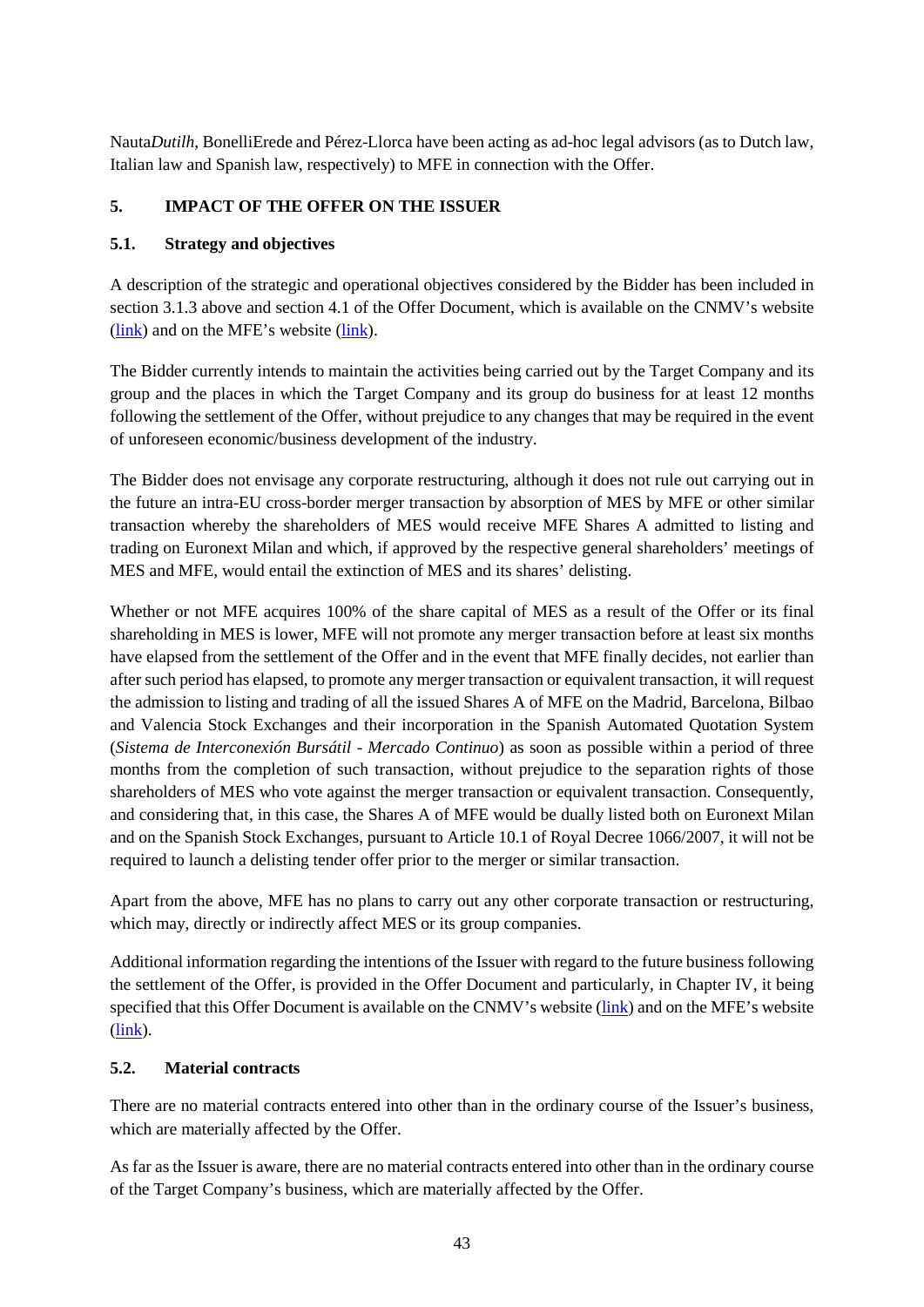Nauta*Dutilh*, BonelliErede and Pérez-Llorca have been acting as ad-hoc legal advisors (as to Dutch law, Italian law and Spanish law, respectively) to MFE in connection with the Offer.

## 5. IMPACT OF THE OFFER ON THE ISSUER

### 5.1. Strategy and objectives

A description of the strategic and operational objectives considered by the Bidder has been included in section 3.1.3 above and section 4.1 of the Offer Document, which is available on the CNMV's website (link) and on the MFE's website (link).

The Bidder currently intends to maintain the activities being carried out by the Target Company and its group and the places in which the Target Company and its group do business for at least 12 months following the settlement of the Offer, without prejudice to any changes that may be required in the event of unforeseen economic/business development of the industry.

The Bidder does not envisage any corporate restructuring, although it does not rule out carrying out in the future an intra-EU cross-border merger transaction by absorption of MES by MFE or other similar transaction whereby the shareholders of MES would receive MFE Shares A admitted to listing and trading on Euronext Milan and which, if approved by the respective general shareholders' meetings of MES and MFE, would entail the extinction of MES and its shares' delisting.

Whether or not MFE acquires 100% of the share capital of MES as a result of the Offer or its final shareholding in MES is lower, MFE will not promote any merger transaction before at least six months have elapsed from the settlement of the Offer and in the event that MFE finally decides, not earlier than after such period has elapsed, to promote any merger transaction or equivalent transaction, it will request the admission to listing and trading of all the issued Shares A of MFE on the Madrid, Barcelona, Bilbao and Valencia Stock Exchanges and their incorporation in the Spanish Automated Quotation System (*Sistema de Interconexión Bursátil - Mercado Continuo*) as soon as possible within a period of three months from the completion of such transaction, without prejudice to the separation rights of those shareholders of MES who vote against the merger transaction or equivalent transaction. Consequently, and considering that, in this case, the Shares A of MFE would be dually listed both on Euronext Milan and on the Spanish Stock Exchanges, pursuant to Article 10.1 of Royal Decree 1066/2007, it will not be required to launch a delisting tender offer prior to the merger or similar transaction.

Apart from the above, MFE has no plans to carry out any other corporate transaction or restructuring, which may, directly or indirectly affect MES or its group companies.

Additional information regarding the intentions of the Issuer with regard to the future business following the settlement of the Offer, is provided in the Offer Document and particularly, in Chapter IV, it being specified that this Offer Document is available on the CNMV's website (link) and on the MFE's website (link).

### 5.2. Material contracts

There are no material contracts entered into other than in the ordinary course of the Issuer's business, which are materially affected by the Offer.

As far as the Issuer is aware, there are no material contracts entered into other than in the ordinary course of the Target Company's business, which are materially affected by the Offer.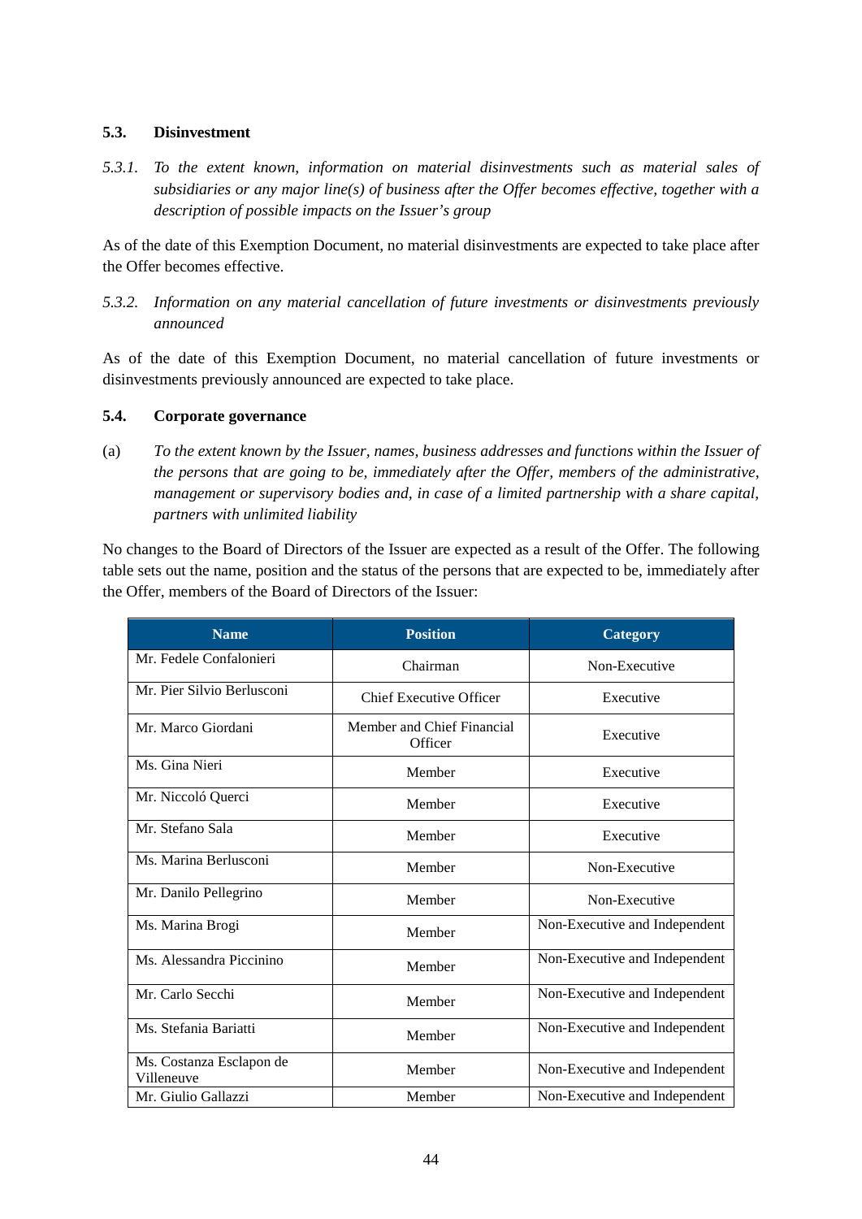### 5.3. Disinvestment

*5.3.1. To the extent known, information on material disinvestments such as material sales of subsidiaries or any major line(s) of business after the Offer becomes effective, together with a description of possible impacts on the Issuer's group*

As of the date of this Exemption Document, no material disinvestments are expected to take place after the Offer becomes effective.

*5.3.2. Information on any material cancellation of future investments or disinvestments previously announced*

As of the date of this Exemption Document, no material cancellation of future investments or disinvestments previously announced are expected to take place.

### 5.4. Corporate governance

(a) *To the extent known by the Issuer, names, business addresses and functions within the Issuer of the persons that are going to be, immediately after the Offer, members of the administrative, management or supervisory bodies and, in case of a limited partnership with a share capital, partners with unlimited liability*

No changes to the Board of Directors of the Issuer are expected as a result of the Offer. The following table sets out the name, position and the status of the persons that are expected to be, immediately after the Offer, members of the Board of Directors of the Issuer:

| Name | Position | Category |
|---|---|---|
| Mr. Fedele Confalonieri | Chairman | Non-Executive |
| Mr. Pier Silvio Berlusconi | Chief Executive Officer | Executive |
| Mr. Marco Giordani | Member and Chief Financial Officer | Executive |
| Ms. Gina Nieri | Member | Executive |
| Mr. Niccoló Querci | Member | Executive |
| Mr. Stefano Sala | Member | Executive |
| Ms. Marina Berlusconi | Member | Non-Executive |
| Mr. Danilo Pellegrino | Member | Non-Executive |
| Ms. Marina Brogi | Member | Non-Executive and Independent |
| Ms. Alessandra Piccinino | Member | Non-Executive and Independent |
| Mr. Carlo Secchi | Member | Non-Executive and Independent |
| Ms. Stefania Bariatti | Member | Non-Executive and Independent |
| Ms. Costanza Esclapon de Villeneuve | Member | Non-Executive and Independent |
| Mr. Giulio Gallazzi | Member | Non-Executive and Independent |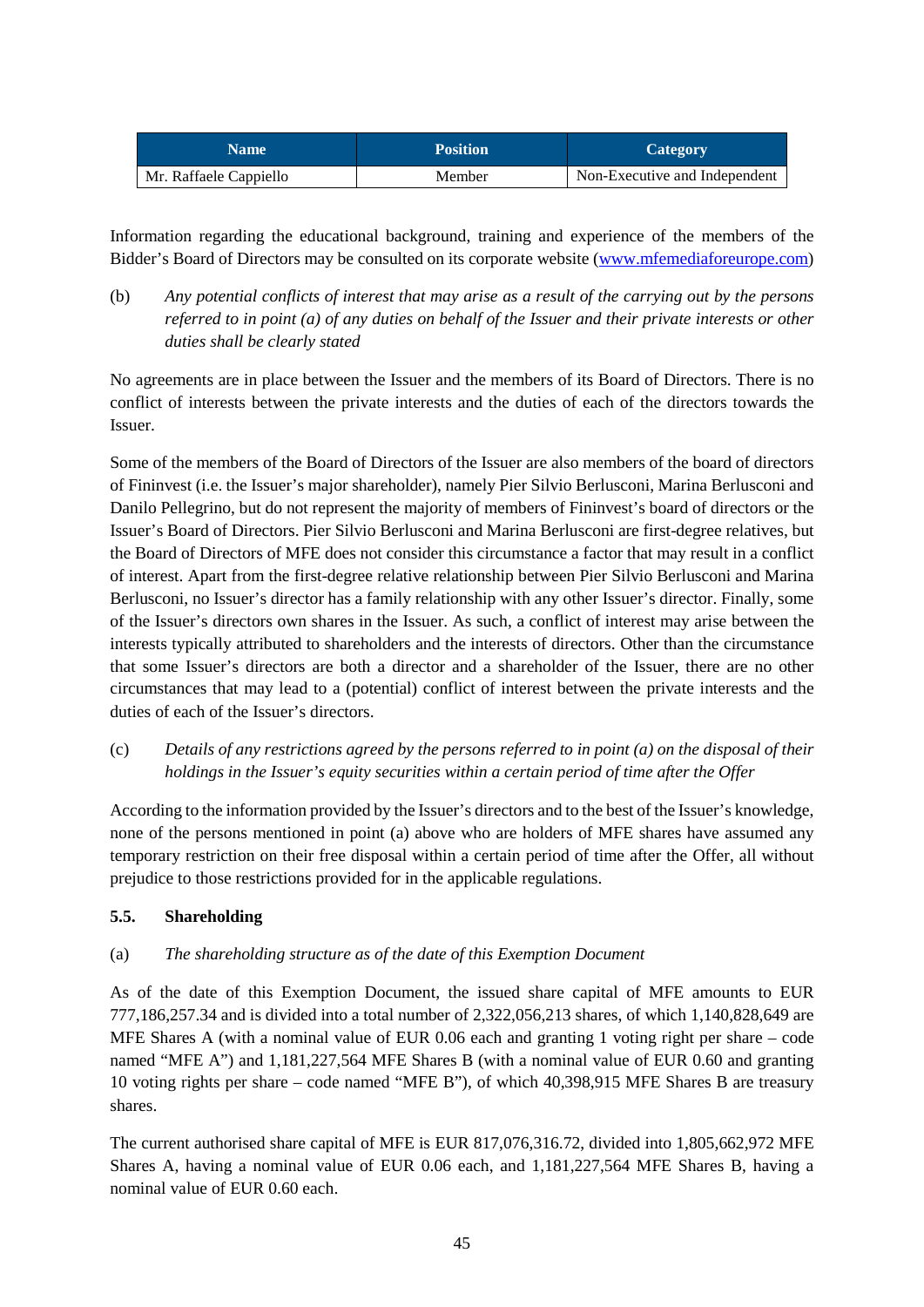| Name | Position | Category |
|---|---|---|
| Mr. Raffaele Cappiello | Member | Non-Executive and Independent |

Information regarding the educational background, training and experience of the members of the Bidder's Board of Directors may be consulted on its corporate website (www.mfemediaforeurope.com)

(b) *Any potential conflicts of interest that may arise as a result of the carrying out by the persons referred to in point (a) of any duties on behalf of the Issuer and their private interests or other duties shall be clearly stated*

No agreements are in place between the Issuer and the members of its Board of Directors. There is no conflict of interests between the private interests and the duties of each of the directors towards the Issuer.

Some of the members of the Board of Directors of the Issuer are also members of the board of directors of Fininvest (i.e. the Issuer's major shareholder), namely Pier Silvio Berlusconi, Marina Berlusconi and Danilo Pellegrino, but do not represent the majority of members of Fininvest's board of directors or the Issuer's Board of Directors. Pier Silvio Berlusconi and Marina Berlusconi are first-degree relatives, but the Board of Directors of MFE does not consider this circumstance a factor that may result in a conflict of interest. Apart from the first-degree relative relationship between Pier Silvio Berlusconi and Marina Berlusconi, no Issuer's director has a family relationship with any other Issuer's director. Finally, some of the Issuer's directors own shares in the Issuer. As such, a conflict of interest may arise between the interests typically attributed to shareholders and the interests of directors. Other than the circumstance that some Issuer's directors are both a director and a shareholder of the Issuer, there are no other circumstances that may lead to a (potential) conflict of interest between the private interests and the duties of each of the Issuer's directors.

(c) *Details of any restrictions agreed by the persons referred to in point (a) on the disposal of their holdings in the Issuer's equity securities within a certain period of time after the Offer*

According to the information provided by the Issuer's directors and to the best of the Issuer's knowledge, none of the persons mentioned in point (a) above who are holders of MFE shares have assumed any temporary restriction on their free disposal within a certain period of time after the Offer, all without prejudice to those restrictions provided for in the applicable regulations.

### 5.5. Shareholding

(a) *The shareholding structure as of the date of this Exemption Document*

As of the date of this Exemption Document, the issued share capital of MFE amounts to EUR 777,186,257.34 and is divided into a total number of 2,322,056,213 shares, of which 1,140,828,649 are MFE Shares A (with a nominal value of EUR 0.06 each and granting 1 voting right per share – code named "MFE A") and 1,181,227,564 MFE Shares B (with a nominal value of EUR 0.60 and granting 10 voting rights per share – code named "MFE B"), of which 40,398,915 MFE Shares B are treasury shares.

The current authorised share capital of MFE is EUR 817,076,316.72, divided into 1,805,662,972 MFE Shares A, having a nominal value of EUR 0.06 each, and 1,181,227,564 MFE Shares B, having a nominal value of EUR 0.60 each.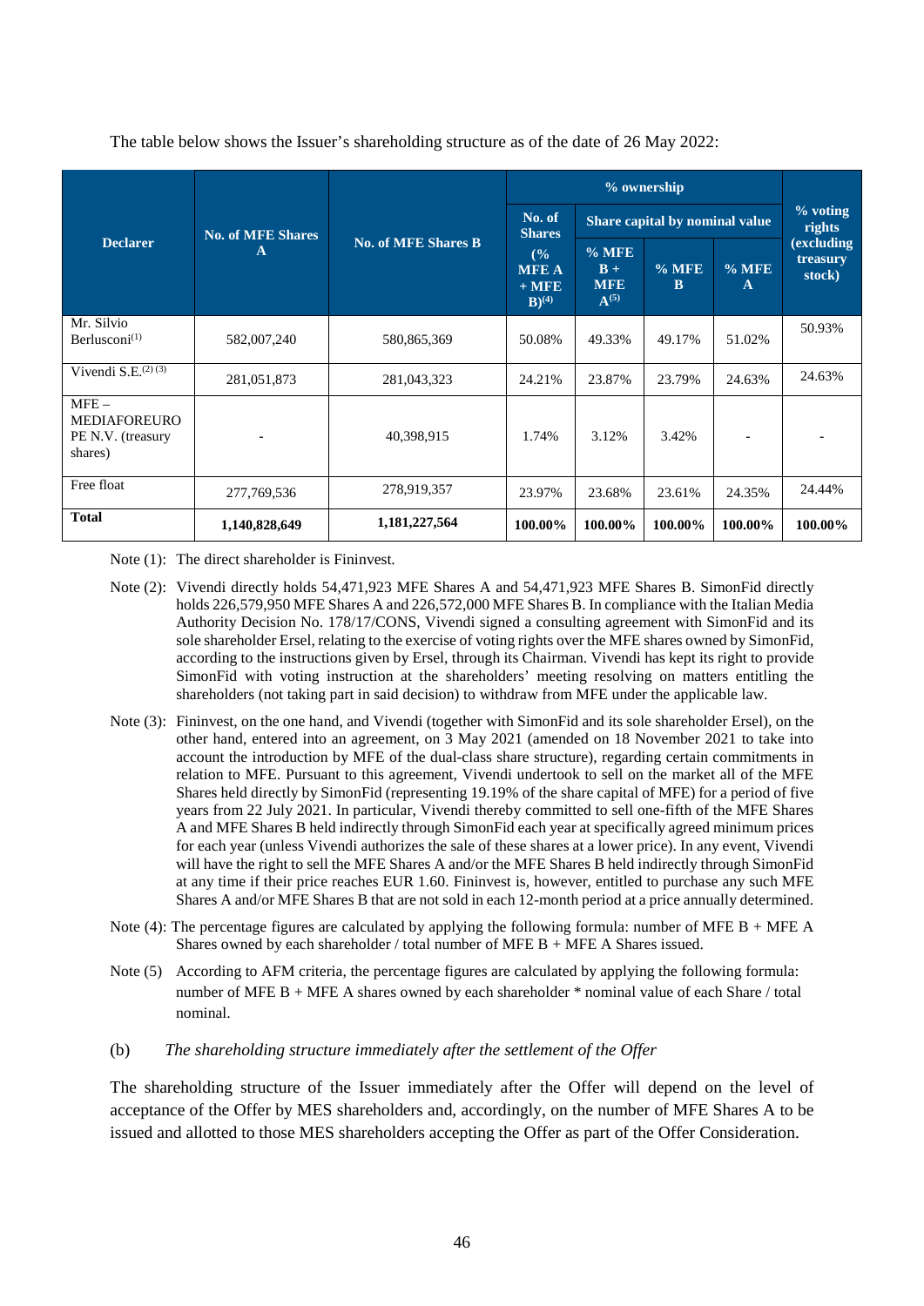The table below shows the Issuer's shareholding structure as of the date of 26 May 2022:

| Declarer | No. of MFE Shares A | No. of MFE Shares B | % ownership | | | | % voting rights (excluding treasury stock) |
|---|---|---|---|---|---|---|---|
| | | | No. of Shares | Share capital by nominal value | | | |
| | | | (% MFE A + MFE B)[4] | % MFE B + MFE A[5] | % MFE B | % MFE A | |
| Mr. Silvio Berlusconi[1] | 582,007,240 | 580,865,369 | 50.08% | 49.33% | 49.17% | 51.02% | 50.93% |
| Vivendi S.E.[2] [3] | 281,051,873 | 281,043,323 | 24.21% | 23.87% | 23.79% | 24.63% | 24.63% |
| MFE – MEDIAFOREURO PE N.V. (treasury shares) | - | 40,398,915 | 1.74% | 3.12% | 3.42% | - | - |
| Free float | 277,769,536 | 278,919,357 | 23.97% | 23.68% | 23.61% | 24.35% | 24.44% |
| **Total** | **1,140,828,649** | **1,181,227,564** | **100.00%** | **100.00%** | **100.00%** | **100.00%** | **100.00%** |

Note (1): The direct shareholder is Fininvest.

Note (2): Vivendi directly holds 54,471,923 MFE Shares A and 54,471,923 MFE Shares B. SimonFid directly holds 226,579,950 MFE Shares A and 226,572,000 MFE Shares B. In compliance with the Italian Media Authority Decision No. 178/17/CONS, Vivendi signed a consulting agreement with SimonFid and its sole shareholder Ersel, relating to the exercise of voting rights over the MFE shares owned by SimonFid, according to the instructions given by Ersel, through its Chairman. Vivendi has kept its right to provide SimonFid with voting instruction at the shareholders' meeting resolving on matters entitling the shareholders (not taking part in said decision) to withdraw from MFE under the applicable law.

Note (3): Fininvest, on the one hand, and Vivendi (together with SimonFid and its sole shareholder Ersel), on the other hand, entered into an agreement, on 3 May 2021 (amended on 18 November 2021 to take into account the introduction by MFE of the dual-class share structure), regarding certain commitments in relation to MFE. Pursuant to this agreement, Vivendi undertook to sell on the market all of the MFE Shares held directly by SimonFid (representing 19.19% of the share capital of MFE) for a period of five years from 22 July 2021. In particular, Vivendi thereby committed to sell one-fifth of the MFE Shares A and MFE Shares B held indirectly through SimonFid each year at specifically agreed minimum prices for each year (unless Vivendi authorizes the sale of these shares at a lower price). In any event, Vivendi will have the right to sell the MFE Shares A and/or the MFE Shares B held indirectly through SimonFid at any time if their price reaches EUR 1.60. Fininvest is, however, entitled to purchase any such MFE Shares A and/or MFE Shares B that are not sold in each 12-month period at a price annually determined.

Note (4): The percentage figures are calculated by applying the following formula: number of MFE B + MFE A Shares owned by each shareholder / total number of MFE B + MFE A Shares issued.

Note (5) According to AFM criteria, the percentage figures are calculated by applying the following formula: number of MFE B + MFE A shares owned by each shareholder * nominal value of each Share / total nominal.

(b) *The shareholding structure immediately after the settlement of the Offer*

The shareholding structure of the Issuer immediately after the Offer will depend on the level of acceptance of the Offer by MES shareholders and, accordingly, on the number of MFE Shares A to be issued and allotted to those MES shareholders accepting the Offer as part of the Offer Consideration.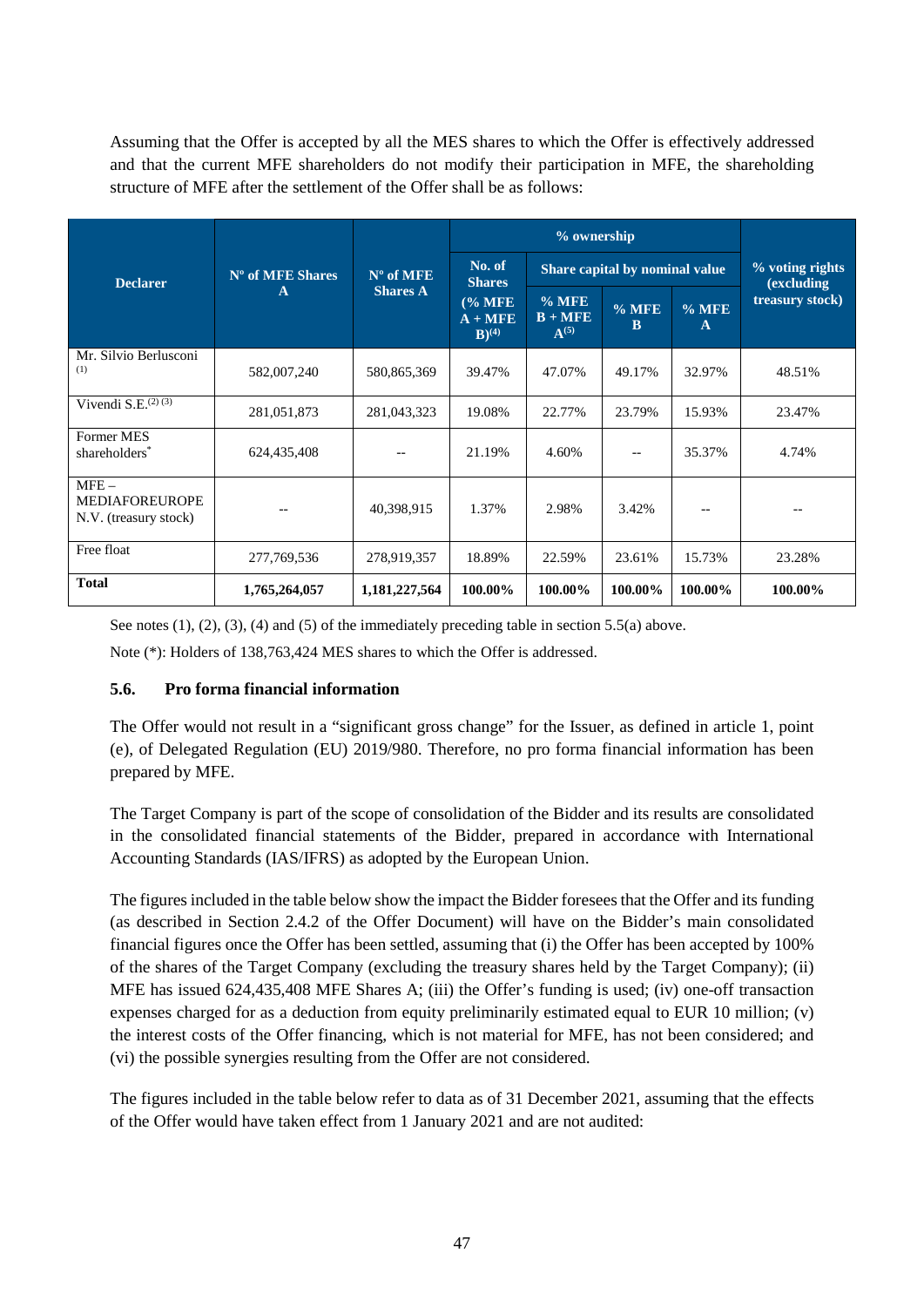Assuming that the Offer is accepted by all the MES shares to which the Offer is effectively addressed and that the current MFE shareholders do not modify their participation in MFE, the shareholding structure of MFE after the settlement of the Offer shall be as follows:

| Declarer | Nº of MFE Shares A | Nº of MFE Shares A | % ownership | | | | % voting rights (excluding treasury stock) |
|---|---|---|---|---|---|---|---|
| | | | No. of Shares (% MFE A + MFE B)[(4)] | Share capital by nominal value | | | |
| | | | | % MFE B + MFE A[(5)] | % MFE B | % MFE A | |
| Mr. Silvio Berlusconi [(1)] | 582,007,240 | 580,865,369 | 39.47% | 47.07% | 49.17% | 32.97% | 48.51% |
| Vivendi S.E.[(2) (3)] | 281,051,873 | 281,043,323 | 19.08% | 22.77% | 23.79% | 15.93% | 23.47% |
| Former MES shareholders* | 624,435,408 | -- | 21.19% | 4.60% | -- | 35.37% | 4.74% |
| MFE – MEDIAFOREUROPE N.V. (treasury stock) | -- | 40,398,915 | 1.37% | 2.98% | 3.42% | -- | -- |
| Free float | 277,769,536 | 278,919,357 | 18.89% | 22.59% | 23.61% | 15.73% | 23.28% |
| **Total** | **1,765,264,057** | **1,181,227,564** | **100.00%** | **100.00%** | **100.00%** | **100.00%** | **100.00%** |

See notes (1), (2), (3), (4) and (5) of the immediately preceding table in section 5.5(a) above.

Note (*): Holders of 138,763,424 MES shares to which the Offer is addressed.

### 5.6. Pro forma financial information

The Offer would not result in a "significant gross change" for the Issuer, as defined in article 1, point (e), of Delegated Regulation (EU) 2019/980. Therefore, no pro forma financial information has been prepared by MFE.

The Target Company is part of the scope of consolidation of the Bidder and its results are consolidated in the consolidated financial statements of the Bidder, prepared in accordance with International Accounting Standards (IAS/IFRS) as adopted by the European Union.

The figures included in the table below show the impact the Bidder foresees that the Offer and its funding (as described in Section 2.4.2 of the Offer Document) will have on the Bidder's main consolidated financial figures once the Offer has been settled, assuming that (i) the Offer has been accepted by 100% of the shares of the Target Company (excluding the treasury shares held by the Target Company); (ii) MFE has issued 624,435,408 MFE Shares A; (iii) the Offer's funding is used; (iv) one-off transaction expenses charged for as a deduction from equity preliminarily estimated equal to EUR 10 million; (v) the interest costs of the Offer financing, which is not material for MFE, has not been considered; and (vi) the possible synergies resulting from the Offer are not considered.

The figures included in the table below refer to data as of 31 December 2021, assuming that the effects of the Offer would have taken effect from 1 January 2021 and are not audited: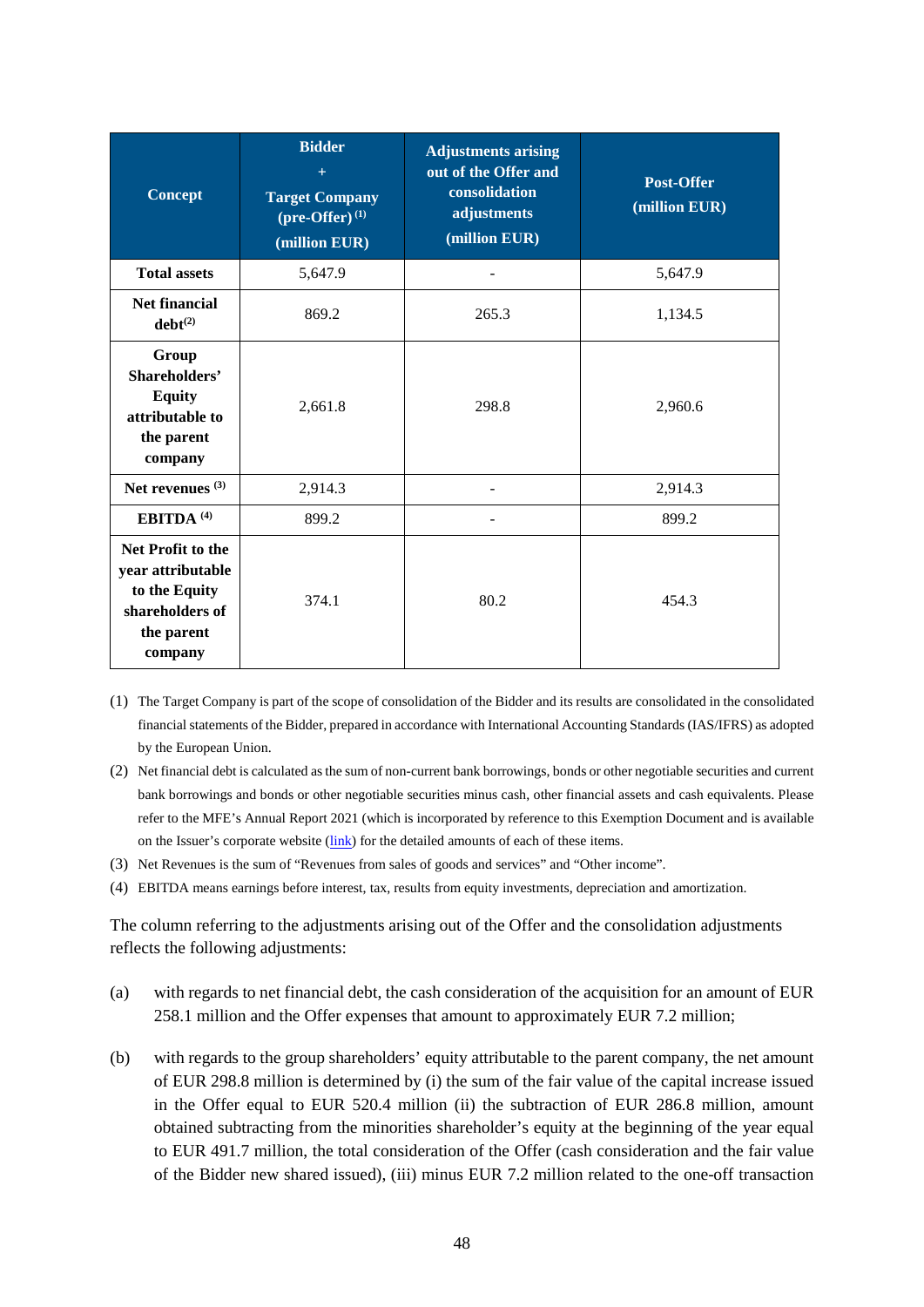| Concept | Bidder + Target Company (pre-Offer) [(1)] (million EUR) | Adjustments arising out of the Offer and consolidation adjustments (million EUR) | Post-Offer (million EUR) |
|---|---|---|---|
| **Total assets** | 5,647.9 | - | 5,647.9 |
| **Net financial debt**[(2)] | 869.2 | 265.3 | 1,134.5 |
| **Group Shareholders' Equity attributable to the parent company** | 2,661.8 | 298.8 | 2,960.6 |
| **Net revenues** [(3)] | 2,914.3 | - | 2,914.3 |
| **EBITDA** [(4)] | 899.2 | - | 899.2 |
| **Net Profit to the year attributable to the Equity shareholders of the parent company** | 374.1 | 80.2 | 454.3 |

(1) The Target Company is part of the scope of consolidation of the Bidder and its results are consolidated in the consolidated financial statements of the Bidder, prepared in accordance with International Accounting Standards (IAS/IFRS) as adopted by the European Union.

(2) Net financial debt is calculated as the sum of non-current bank borrowings, bonds or other negotiable securities and current bank borrowings and bonds or other negotiable securities minus cash, other financial assets and cash equivalents. Please refer to the MFE's Annual Report 2021 (which is incorporated by reference to this Exemption Document and is available on the Issuer's corporate website (link) for the detailed amounts of each of these items.

(3) Net Revenues is the sum of "Revenues from sales of goods and services" and "Other income".

(4) EBITDA means earnings before interest, tax, results from equity investments, depreciation and amortization.

The column referring to the adjustments arising out of the Offer and the consolidation adjustments reflects the following adjustments:

(a) with regards to net financial debt, the cash consideration of the acquisition for an amount of EUR 258.1 million and the Offer expenses that amount to approximately EUR 7.2 million;

(b) with regards to the group shareholders' equity attributable to the parent company, the net amount of EUR 298.8 million is determined by (i) the sum of the fair value of the capital increase issued in the Offer equal to EUR 520.4 million (ii) the subtraction of EUR 286.8 million, amount obtained subtracting from the minorities shareholder's equity at the beginning of the year equal to EUR 491.7 million, the total consideration of the Offer (cash consideration and the fair value of the Bidder new shared issued), (iii) minus EUR 7.2 million related to the one-off transaction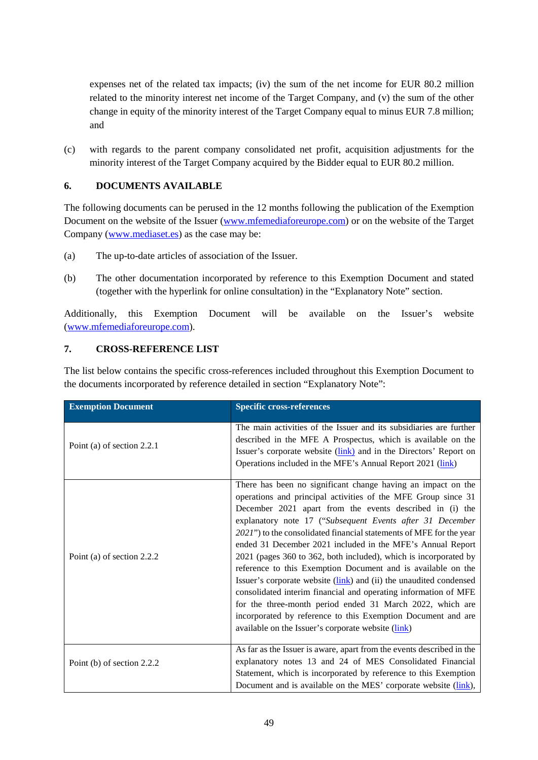expenses net of the related tax impacts; (iv) the sum of the net income for EUR 80.2 million related to the minority interest net income of the Target Company, and (v) the sum of the other change in equity of the minority interest of the Target Company equal to minus EUR 7.8 million; and

(c) with regards to the parent company consolidated net profit, acquisition adjustments for the minority interest of the Target Company acquired by the Bidder equal to EUR 80.2 million.

## 6. DOCUMENTS AVAILABLE

The following documents can be perused in the 12 months following the publication of the Exemption Document on the website of the Issuer (www.mfemediaforeurope.com) or on the website of the Target Company (www.mediaset.es) as the case may be:

(a) The up-to-date articles of association of the Issuer.

(b) The other documentation incorporated by reference to this Exemption Document and stated (together with the hyperlink for online consultation) in the "Explanatory Note" section.

Additionally, this Exemption Document will be available on the Issuer's website (www.mfemediaforeurope.com).

## 7. CROSS-REFERENCE LIST

The list below contains the specific cross-references included throughout this Exemption Document to the documents incorporated by reference detailed in section "Explanatory Note":

| Exemption Document | Specific cross-references |
|---|---|
| Point (a) of section 2.2.1 | The main activities of the Issuer and its subsidiaries are further described in the MFE A Prospectus, which is available on the Issuer's corporate website (link) and in the Directors' Report on Operations included in the MFE's Annual Report 2021 (link) |
| Point (a) of section 2.2.2 | There has been no significant change having an impact on the operations and principal activities of the MFE Group since 31 December 2021 apart from the events described in (i) the explanatory note 17 ("*Subsequent Events after 31 December 2021*") to the consolidated financial statements of MFE for the year ended 31 December 2021 included in the MFE's Annual Report 2021 (pages 360 to 362, both included), which is incorporated by reference to this Exemption Document and is available on the Issuer's corporate website (link) and (ii) the unaudited condensed consolidated interim financial and operating information of MFE for the three-month period ended 31 March 2022, which are incorporated by reference to this Exemption Document and are available on the Issuer's corporate website (link) |
| Point (b) of section 2.2.2 | As far as the Issuer is aware, apart from the events described in the explanatory notes 13 and 24 of MES Consolidated Financial Statement, which is incorporated by reference to this Exemption Document and is available on the MES' corporate website (link), |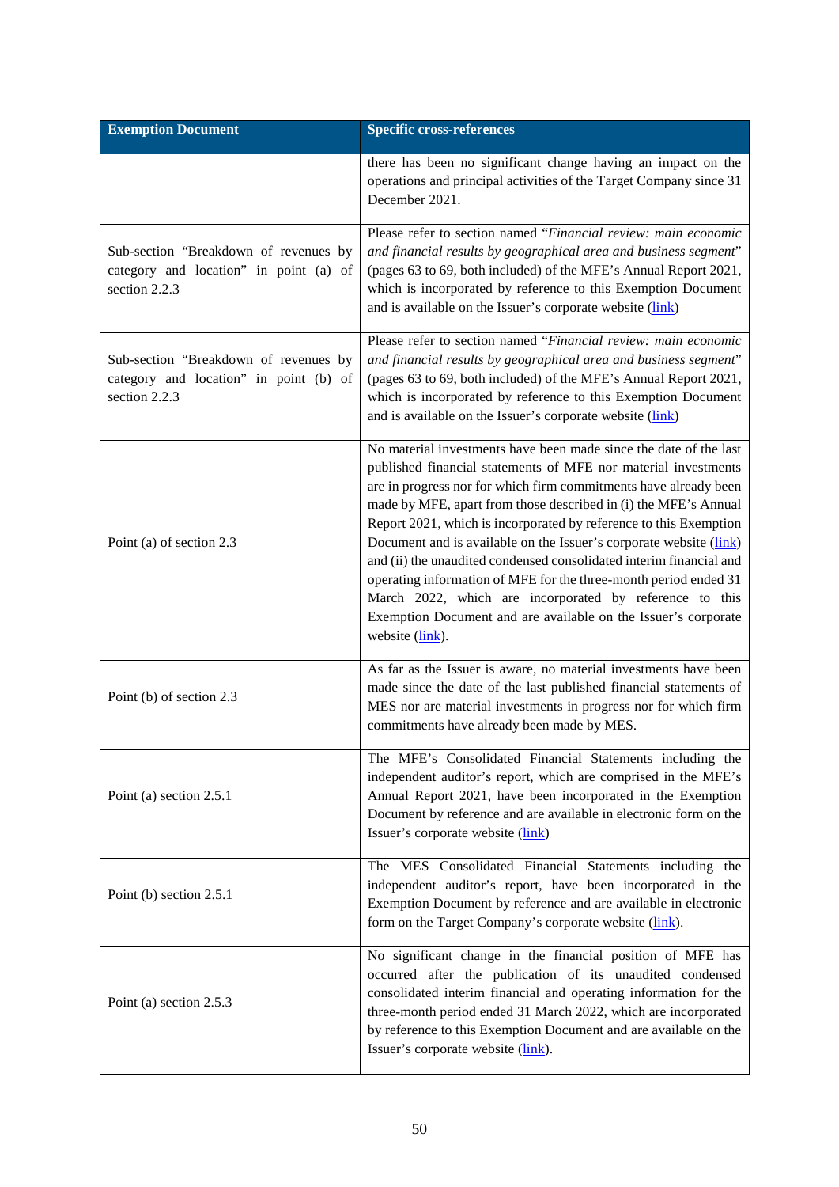| Exemption Document | Specific cross-references |
| --- | --- |
| | there has been no significant change having an impact on the operations and principal activities of the Target Company since 31 December 2021. |
| Sub-section "Breakdown of revenues by category and location" in point (a) of section 2.2.3 | Please refer to section named "*Financial review: main economic and financial results by geographical area and business segment*" (pages 63 to 69, both included) of the MFE's Annual Report 2021, which is incorporated by reference to this Exemption Document and is available on the Issuer's corporate website (link) |
| Sub-section "Breakdown of revenues by category and location" in point (b) of section 2.2.3 | Please refer to section named "*Financial review: main economic and financial results by geographical area and business segment*" (pages 63 to 69, both included) of the MFE's Annual Report 2021, which is incorporated by reference to this Exemption Document and is available on the Issuer's corporate website (link) |
| Point (a) of section 2.3 | No material investments have been made since the date of the last published financial statements of MFE nor material investments are in progress nor for which firm commitments have already been made by MFE, apart from those described in (i) the MFE's Annual Report 2021, which is incorporated by reference to this Exemption Document and is available on the Issuer's corporate website (link) and (ii) the unaudited condensed consolidated interim financial and operating information of MFE for the three-month period ended 31 March 2022, which are incorporated by reference to this Exemption Document and are available on the Issuer's corporate website (link). |
| Point (b) of section 2.3 | As far as the Issuer is aware, no material investments have been made since the date of the last published financial statements of MES nor are material investments in progress nor for which firm commitments have already been made by MES. |
| Point (a) section 2.5.1 | The MFE's Consolidated Financial Statements including the independent auditor's report, which are comprised in the MFE's Annual Report 2021, have been incorporated in the Exemption Document by reference and are available in electronic form on the Issuer's corporate website (link) |
| Point (b) section 2.5.1 | The MES Consolidated Financial Statements including the independent auditor's report, have been incorporated in the Exemption Document by reference and are available in electronic form on the Target Company's corporate website (link). |
| Point (a) section 2.5.3 | No significant change in the financial position of MFE has occurred after the publication of its unaudited condensed consolidated interim financial and operating information for the three-month period ended 31 March 2022, which are incorporated by reference to this Exemption Document and are available on the Issuer's corporate website (link). |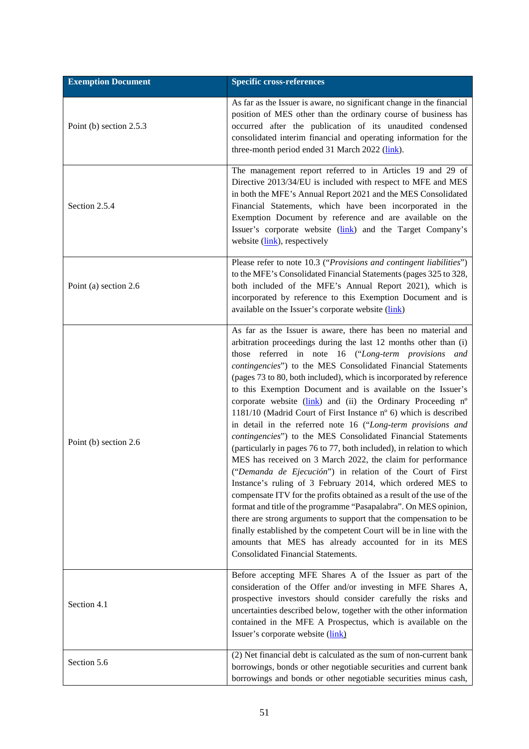| Exemption Document | Specific cross-references |
| --- | --- |
| Point (b) section 2.5.3 | As far as the Issuer is aware, no significant change in the financial position of MES other than the ordinary course of business has occurred after the publication of its unaudited condensed consolidated interim financial and operating information for the three-month period ended 31 March 2022 (link). |
| Section 2.5.4 | The management report referred to in Articles 19 and 29 of Directive 2013/34/EU is included with respect to MFE and MES in both the MFE's Annual Report 2021 and the MES Consolidated Financial Statements, which have been incorporated in the Exemption Document by reference and are available on the Issuer's corporate website (link) and the Target Company's website (link), respectively |
| Point (a) section 2.6 | Please refer to note 10.3 ("*Provisions and contingent liabilities*") to the MFE's Consolidated Financial Statements (pages 325 to 328, both included of the MFE's Annual Report 2021), which is incorporated by reference to this Exemption Document and is available on the Issuer's corporate website (link) |
| Point (b) section 2.6 | As far as the Issuer is aware, there has been no material and arbitration proceedings during the last 12 months other than (i) those referred in note 16 ("*Long-term provisions and contingencies*") to the MES Consolidated Financial Statements (pages 73 to 80, both included), which is incorporated by reference to this Exemption Document and is available on the Issuer's corporate website (link) and (ii) the Ordinary Proceeding nº 1181/10 (Madrid Court of First Instance nº 6) which is described in detail in the referred note 16 ("*Long-term provisions and contingencies*") to the MES Consolidated Financial Statements (particularly in pages 76 to 77, both included), in relation to which MES has received on 3 March 2022, the claim for performance ("*Demanda de Ejecución*") in relation of the Court of First Instance's ruling of 3 February 2014, which ordered MES to compensate ITV for the profits obtained as a result of the use of the format and title of the programme "Pasapalabra". On MES opinion, there are strong arguments to support that the compensation to be finally established by the competent Court will be in line with the amounts that MES has already accounted for in its MES Consolidated Financial Statements. |
| Section 4.1 | Before accepting MFE Shares A of the Issuer as part of the consideration of the Offer and/or investing in MFE Shares A, prospective investors should consider carefully the risks and uncertainties described below, together with the other information contained in the MFE A Prospectus, which is available on the Issuer's corporate website (link) |
| Section 5.6 | (2) Net financial debt is calculated as the sum of non-current bank borrowings, bonds or other negotiable securities and current bank borrowings and bonds or other negotiable securities minus cash, |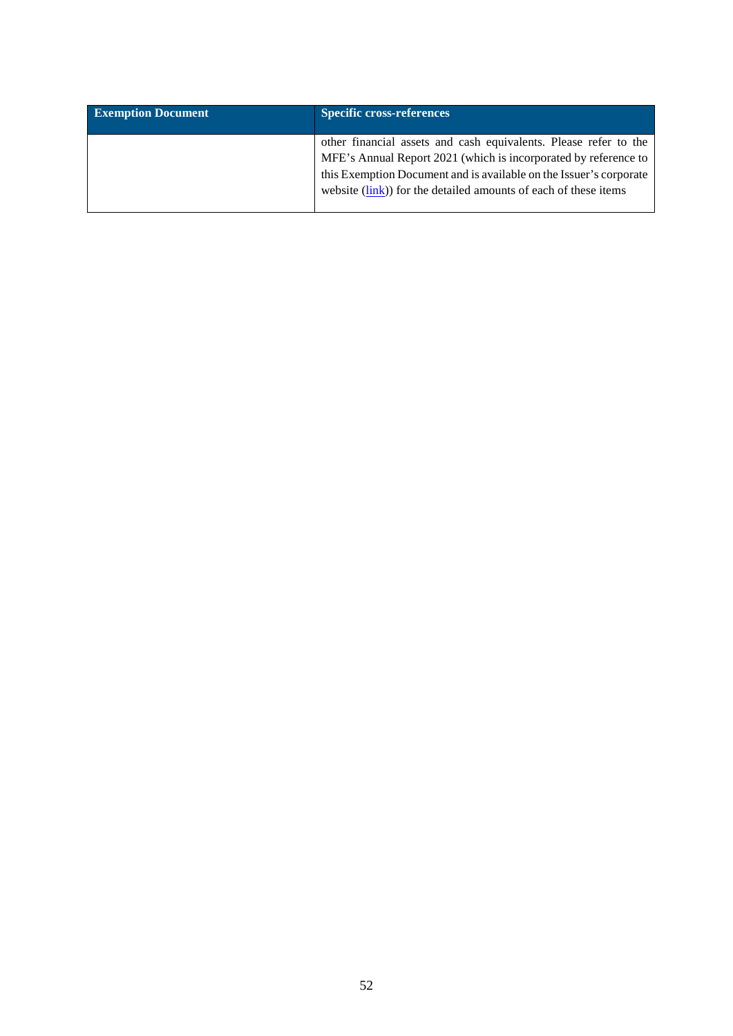| Exemption Document | Specific cross-references |
| --- | --- |
| | other financial assets and cash equivalents. Please refer to the MFE's Annual Report 2021 (which is incorporated by reference to this Exemption Document and is available on the Issuer's corporate website (link)) for the detailed amounts of each of these items |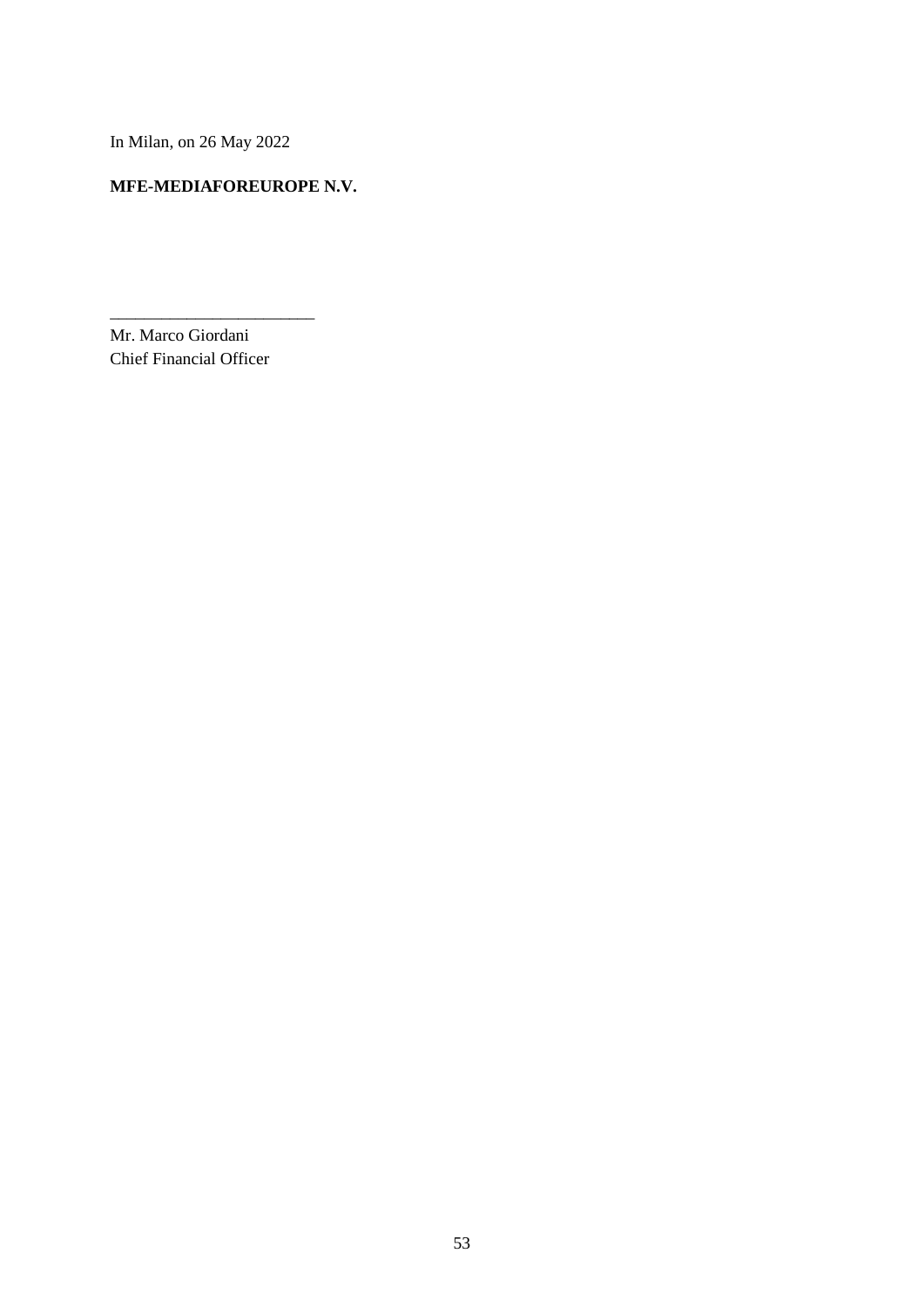In Milan, on 26 May 2022

**MFE-MEDIAFOREUROPE N.V.**

________________________

Mr. Marco Giordani
Chief Financial Officer